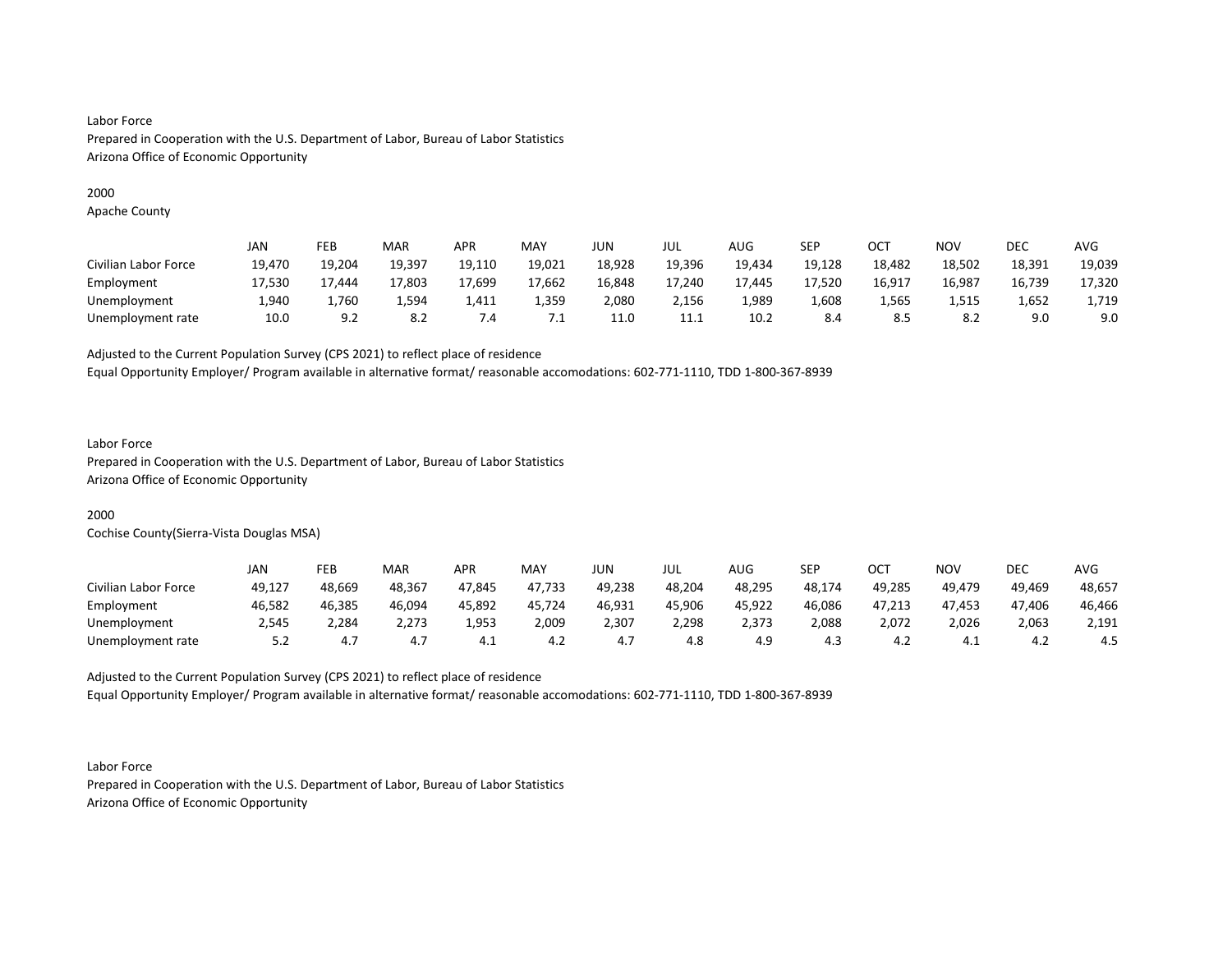Labor Force
Prepared in Cooperation with the U.S. Department of Labor, Bureau of Labor Statistics
Arizona Office of Economic Opportunity

2000
Apache County

| | JAN | FEB | MAR | APR | MAY | JUN | JUL | AUG | SEP | OCT | NOV | DEC | AVG |
|---|---|---|---|---|---|---|---|---|---|---|---|---|---|
| Civilian Labor Force | 19,470 | 19,204 | 19,397 | 19,110 | 19,021 | 18,928 | 19,396 | 19,434 | 19,128 | 18,482 | 18,502 | 18,391 | 19,039 |
| Employment | 17,530 | 17,444 | 17,803 | 17,699 | 17,662 | 16,848 | 17,240 | 17,445 | 17,520 | 16,917 | 16,987 | 16,739 | 17,320 |
| Unemployment | 1,940 | 1,760 | 1,594 | 1,411 | 1,359 | 2,080 | 2,156 | 1,989 | 1,608 | 1,565 | 1,515 | 1,652 | 1,719 |
| Unemployment rate | 10.0 | 9.2 | 8.2 | 7.4 | 7.1 | 11.0 | 11.1 | 10.2 | 8.4 | 8.5 | 8.2 | 9.0 | 9.0 |

Adjusted to the Current Population Survey (CPS 2021) to reflect place of residence
Equal Opportunity Employer/ Program available in alternative format/ reasonable accomodations: 602-771-1110, TDD 1-800-367-8939

Labor Force
Prepared in Cooperation with the U.S. Department of Labor, Bureau of Labor Statistics
Arizona Office of Economic Opportunity

2000
Cochise County(Sierra-Vista Douglas MSA)

| | JAN | FEB | MAR | APR | MAY | JUN | JUL | AUG | SEP | OCT | NOV | DEC | AVG |
|---|---|---|---|---|---|---|---|---|---|---|---|---|---|
| Civilian Labor Force | 49,127 | 48,669 | 48,367 | 47,845 | 47,733 | 49,238 | 48,204 | 48,295 | 48,174 | 49,285 | 49,479 | 49,469 | 48,657 |
| Employment | 46,582 | 46,385 | 46,094 | 45,892 | 45,724 | 46,931 | 45,906 | 45,922 | 46,086 | 47,213 | 47,453 | 47,406 | 46,466 |
| Unemployment | 2,545 | 2,284 | 2,273 | 1,953 | 2,009 | 2,307 | 2,298 | 2,373 | 2,088 | 2,072 | 2,026 | 2,063 | 2,191 |
| Unemployment rate | 5.2 | 4.7 | 4.7 | 4.1 | 4.2 | 4.7 | 4.8 | 4.9 | 4.3 | 4.2 | 4.1 | 4.2 | 4.5 |

Adjusted to the Current Population Survey (CPS 2021) to reflect place of residence
Equal Opportunity Employer/ Program available in alternative format/ reasonable accomodations: 602-771-1110, TDD 1-800-367-8939

Labor Force
Prepared in Cooperation with the U.S. Department of Labor, Bureau of Labor Statistics
Arizona Office of Economic Opportunity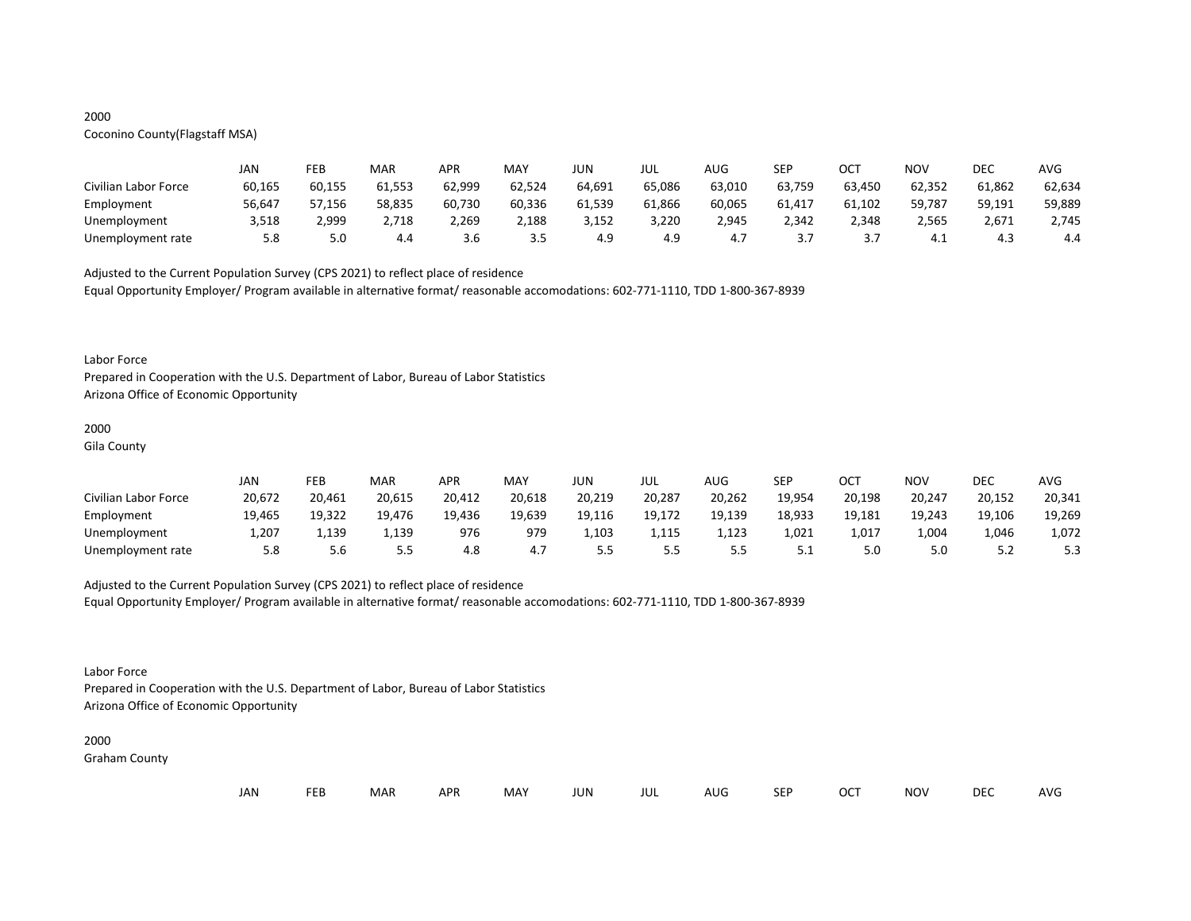2000

Coconino County(Flagstaff MSA)

| | JAN | FEB | MAR | APR | MAY | JUN | JUL | AUG | SEP | OCT | NOV | DEC | AVG |
|---|---|---|---|---|---|---|---|---|---|---|---|---|---|
| Civilian Labor Force | 60,165 | 60,155 | 61,553 | 62,999 | 62,524 | 64,691 | 65,086 | 63,010 | 63,759 | 63,450 | 62,352 | 61,862 | 62,634 |
| Employment | 56,647 | 57,156 | 58,835 | 60,730 | 60,336 | 61,539 | 61,866 | 60,065 | 61,417 | 61,102 | 59,787 | 59,191 | 59,889 |
| Unemployment | 3,518 | 2,999 | 2,718 | 2,269 | 2,188 | 3,152 | 3,220 | 2,945 | 2,342 | 2,348 | 2,565 | 2,671 | 2,745 |
| Unemployment rate | 5.8 | 5.0 | 4.4 | 3.6 | 3.5 | 4.9 | 4.9 | 4.7 | 3.7 | 3.7 | 4.1 | 4.3 | 4.4 |

Adjusted to the Current Population Survey (CPS 2021) to reflect place of residence

Equal Opportunity Employer/ Program available in alternative format/ reasonable accomodations: 602-771-1110, TDD 1-800-367-8939

Labor Force

Prepared in Cooperation with the U.S. Department of Labor, Bureau of Labor Statistics

Arizona Office of Economic Opportunity

2000

Gila County

| | JAN | FEB | MAR | APR | MAY | JUN | JUL | AUG | SEP | OCT | NOV | DEC | AVG |
|---|---|---|---|---|---|---|---|---|---|---|---|---|---|
| Civilian Labor Force | 20,672 | 20,461 | 20,615 | 20,412 | 20,618 | 20,219 | 20,287 | 20,262 | 19,954 | 20,198 | 20,247 | 20,152 | 20,341 |
| Employment | 19,465 | 19,322 | 19,476 | 19,436 | 19,639 | 19,116 | 19,172 | 19,139 | 18,933 | 19,181 | 19,243 | 19,106 | 19,269 |
| Unemployment | 1,207 | 1,139 | 1,139 | 976 | 979 | 1,103 | 1,115 | 1,123 | 1,021 | 1,017 | 1,004 | 1,046 | 1,072 |
| Unemployment rate | 5.8 | 5.6 | 5.5 | 4.8 | 4.7 | 5.5 | 5.5 | 5.5 | 5.1 | 5.0 | 5.0 | 5.2 | 5.3 |

Adjusted to the Current Population Survey (CPS 2021) to reflect place of residence

Equal Opportunity Employer/ Program available in alternative format/ reasonable accomodations: 602-771-1110, TDD 1-800-367-8939

Labor Force

Prepared in Cooperation with the U.S. Department of Labor, Bureau of Labor Statistics

Arizona Office of Economic Opportunity

2000

Graham County

| | JAN | FEB | MAR | APR | MAY | JUN | JUL | AUG | SEP | OCT | NOV | DEC | AVG |
|---|---|---|---|---|---|---|---|---|---|---|---|---|---|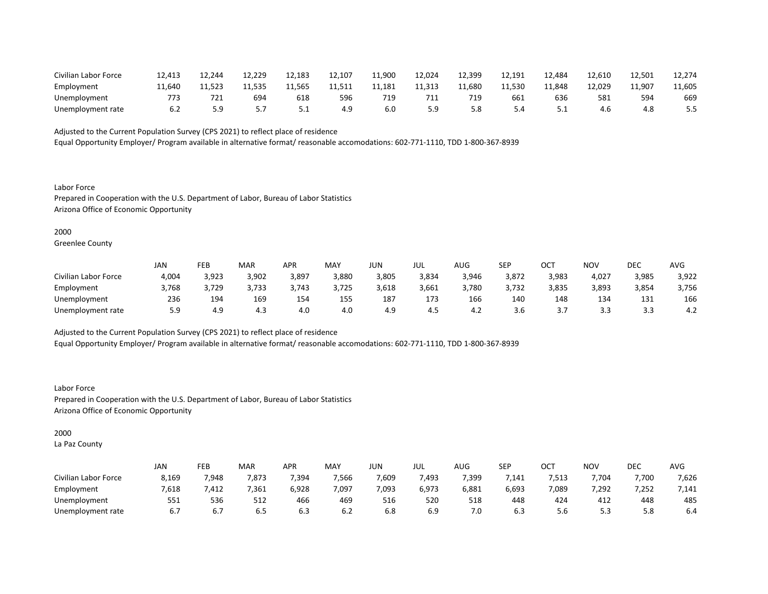| | | | | | | | | | | | | | |
|---|---|---|---|---|---|---|---|---|---|---|---|---|---|
| Civilian Labor Force | 12,413 | 12,244 | 12,229 | 12,183 | 12,107 | 11,900 | 12,024 | 12,399 | 12,191 | 12,484 | 12,610 | 12,501 | 12,274 |
| Employment | 11,640 | 11,523 | 11,535 | 11,565 | 11,511 | 11,181 | 11,313 | 11,680 | 11,530 | 11,848 | 12,029 | 11,907 | 11,605 |
| Unemployment | 773 | 721 | 694 | 618 | 596 | 719 | 711 | 719 | 661 | 636 | 581 | 594 | 669 |
| Unemployment rate | 6.2 | 5.9 | 5.7 | 5.1 | 4.9 | 6.0 | 5.9 | 5.8 | 5.4 | 5.1 | 4.6 | 4.8 | 5.5 |

Adjusted to the Current Population Survey (CPS 2021) to reflect place of residence
Equal Opportunity Employer/ Program available in alternative format/ reasonable accomodations: 602-771-1110, TDD 1-800-367-8939

Labor Force
Prepared in Cooperation with the U.S. Department of Labor, Bureau of Labor Statistics
Arizona Office of Economic Opportunity

2000
Greenlee County

| | JAN | FEB | MAR | APR | MAY | JUN | JUL | AUG | SEP | OCT | NOV | DEC | AVG |
|---|---|---|---|---|---|---|---|---|---|---|---|---|---|
| Civilian Labor Force | 4,004 | 3,923 | 3,902 | 3,897 | 3,880 | 3,805 | 3,834 | 3,946 | 3,872 | 3,983 | 4,027 | 3,985 | 3,922 |
| Employment | 3,768 | 3,729 | 3,733 | 3,743 | 3,725 | 3,618 | 3,661 | 3,780 | 3,732 | 3,835 | 3,893 | 3,854 | 3,756 |
| Unemployment | 236 | 194 | 169 | 154 | 155 | 187 | 173 | 166 | 140 | 148 | 134 | 131 | 166 |
| Unemployment rate | 5.9 | 4.9 | 4.3 | 4.0 | 4.0 | 4.9 | 4.5 | 4.2 | 3.6 | 3.7 | 3.3 | 3.3 | 4.2 |

Adjusted to the Current Population Survey (CPS 2021) to reflect place of residence
Equal Opportunity Employer/ Program available in alternative format/ reasonable accomodations: 602-771-1110, TDD 1-800-367-8939

Labor Force
Prepared in Cooperation with the U.S. Department of Labor, Bureau of Labor Statistics
Arizona Office of Economic Opportunity

2000
La Paz County

| | JAN | FEB | MAR | APR | MAY | JUN | JUL | AUG | SEP | OCT | NOV | DEC | AVG |
|---|---|---|---|---|---|---|---|---|---|---|---|---|---|
| Civilian Labor Force | 8,169 | 7,948 | 7,873 | 7,394 | 7,566 | 7,609 | 7,493 | 7,399 | 7,141 | 7,513 | 7,704 | 7,700 | 7,626 |
| Employment | 7,618 | 7,412 | 7,361 | 6,928 | 7,097 | 7,093 | 6,973 | 6,881 | 6,693 | 7,089 | 7,292 | 7,252 | 7,141 |
| Unemployment | 551 | 536 | 512 | 466 | 469 | 516 | 520 | 518 | 448 | 424 | 412 | 448 | 485 |
| Unemployment rate | 6.7 | 6.7 | 6.5 | 6.3 | 6.2 | 6.8 | 6.9 | 7.0 | 6.3 | 5.6 | 5.3 | 5.8 | 6.4 |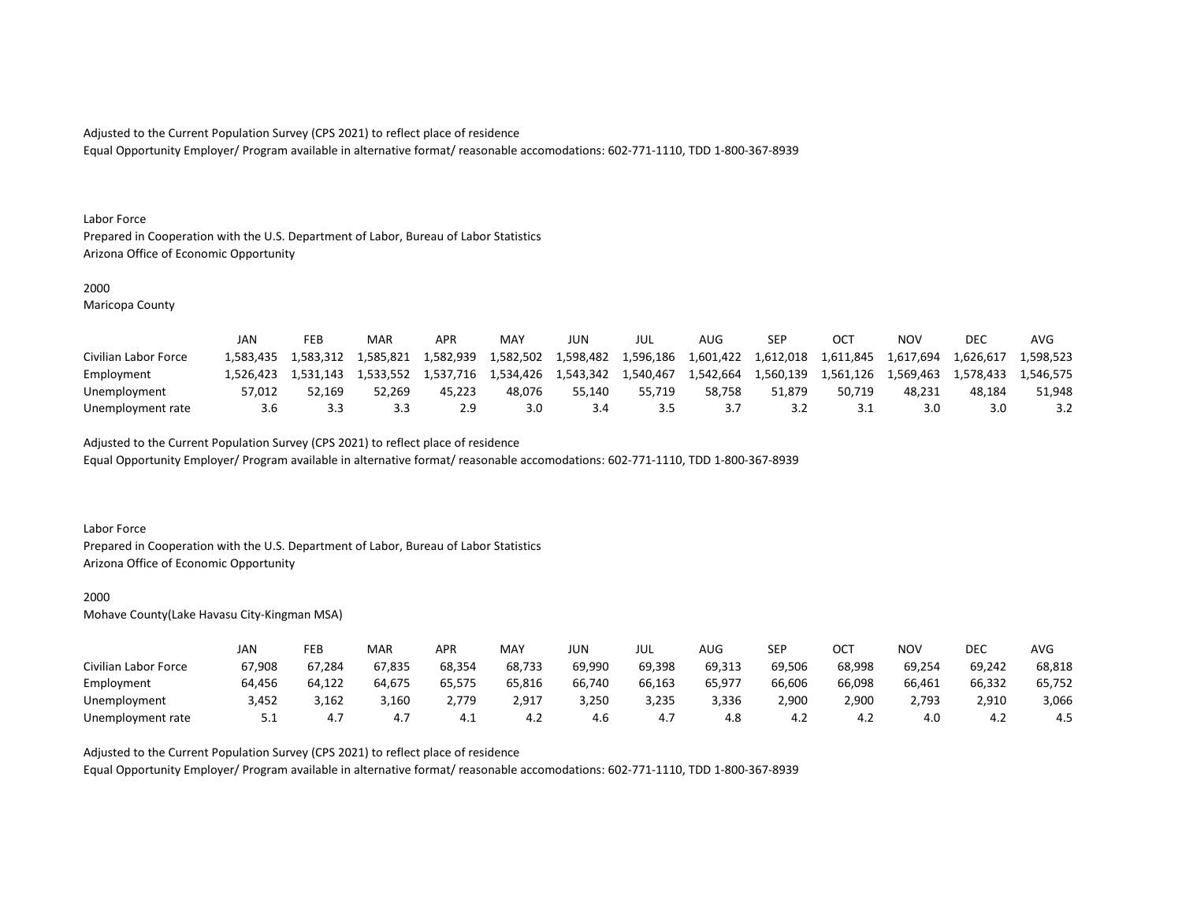Adjusted to the Current Population Survey (CPS 2021) to reflect place of residence

Equal Opportunity Employer/ Program available in alternative format/ reasonable accomodations: 602-771-1110, TDD 1-800-367-8939

Labor Force

Prepared in Cooperation with the U.S. Department of Labor, Bureau of Labor Statistics

Arizona Office of Economic Opportunity

2000

Maricopa County

| | JAN | FEB | MAR | APR | MAY | JUN | JUL | AUG | SEP | OCT | NOV | DEC | AVG |
|---|---|---|---|---|---|---|---|---|---|---|---|---|---|
| Civilian Labor Force | 1,583,435 | 1,583,312 | 1,585,821 | 1,582,939 | 1,582,502 | 1,598,482 | 1,596,186 | 1,601,422 | 1,612,018 | 1,611,845 | 1,617,694 | 1,626,617 | 1,598,523 |
| Employment | 1,526,423 | 1,531,143 | 1,533,552 | 1,537,716 | 1,534,426 | 1,543,342 | 1,540,467 | 1,542,664 | 1,560,139 | 1,561,126 | 1,569,463 | 1,578,433 | 1,546,575 |
| Unemployment | 57,012 | 52,169 | 52,269 | 45,223 | 48,076 | 55,140 | 55,719 | 58,758 | 51,879 | 50,719 | 48,231 | 48,184 | 51,948 |
| Unemployment rate | 3.6 | 3.3 | 3.3 | 2.9 | 3.0 | 3.4 | 3.5 | 3.7 | 3.2 | 3.1 | 3.0 | 3.0 | 3.2 |

Adjusted to the Current Population Survey (CPS 2021) to reflect place of residence

Equal Opportunity Employer/ Program available in alternative format/ reasonable accomodations: 602-771-1110, TDD 1-800-367-8939

Labor Force

Prepared in Cooperation with the U.S. Department of Labor, Bureau of Labor Statistics

Arizona Office of Economic Opportunity

2000

Mohave County(Lake Havasu City-Kingman MSA)

| | JAN | FEB | MAR | APR | MAY | JUN | JUL | AUG | SEP | OCT | NOV | DEC | AVG |
|---|---|---|---|---|---|---|---|---|---|---|---|---|---|
| Civilian Labor Force | 67,908 | 67,284 | 67,835 | 68,354 | 68,733 | 69,990 | 69,398 | 69,313 | 69,506 | 68,998 | 69,254 | 69,242 | 68,818 |
| Employment | 64,456 | 64,122 | 64,675 | 65,575 | 65,816 | 66,740 | 66,163 | 65,977 | 66,606 | 66,098 | 66,461 | 66,332 | 65,752 |
| Unemployment | 3,452 | 3,162 | 3,160 | 2,779 | 2,917 | 3,250 | 3,235 | 3,336 | 2,900 | 2,900 | 2,793 | 2,910 | 3,066 |
| Unemployment rate | 5.1 | 4.7 | 4.7 | 4.1 | 4.2 | 4.6 | 4.7 | 4.8 | 4.2 | 4.2 | 4.0 | 4.2 | 4.5 |

Adjusted to the Current Population Survey (CPS 2021) to reflect place of residence

Equal Opportunity Employer/ Program available in alternative format/ reasonable accomodations: 602-771-1110, TDD 1-800-367-8939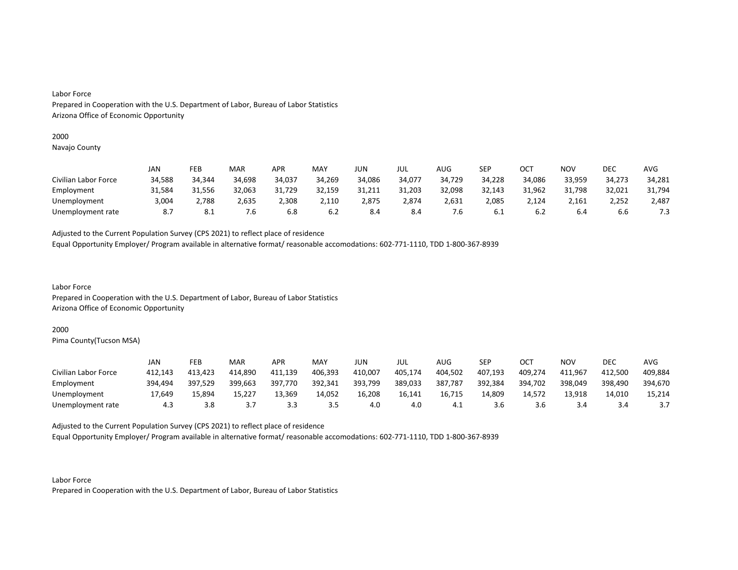Labor Force
Prepared in Cooperation with the U.S. Department of Labor, Bureau of Labor Statistics
Arizona Office of Economic Opportunity

2000
Navajo County

| | JAN | FEB | MAR | APR | MAY | JUN | JUL | AUG | SEP | OCT | NOV | DEC | AVG |
|---|---|---|---|---|---|---|---|---|---|---|---|---|---|
| Civilian Labor Force | 34,588 | 34,344 | 34,698 | 34,037 | 34,269 | 34,086 | 34,077 | 34,729 | 34,228 | 34,086 | 33,959 | 34,273 | 34,281 |
| Employment | 31,584 | 31,556 | 32,063 | 31,729 | 32,159 | 31,211 | 31,203 | 32,098 | 32,143 | 31,962 | 31,798 | 32,021 | 31,794 |
| Unemployment | 3,004 | 2,788 | 2,635 | 2,308 | 2,110 | 2,875 | 2,874 | 2,631 | 2,085 | 2,124 | 2,161 | 2,252 | 2,487 |
| Unemployment rate | 8.7 | 8.1 | 7.6 | 6.8 | 6.2 | 8.4 | 8.4 | 7.6 | 6.1 | 6.2 | 6.4 | 6.6 | 7.3 |

Adjusted to the Current Population Survey (CPS 2021) to reflect place of residence
Equal Opportunity Employer/ Program available in alternative format/ reasonable accomodations: 602-771-1110, TDD 1-800-367-8939

Labor Force
Prepared in Cooperation with the U.S. Department of Labor, Bureau of Labor Statistics
Arizona Office of Economic Opportunity

2000
Pima County(Tucson MSA)

| | JAN | FEB | MAR | APR | MAY | JUN | JUL | AUG | SEP | OCT | NOV | DEC | AVG |
|---|---|---|---|---|---|---|---|---|---|---|---|---|---|
| Civilian Labor Force | 412,143 | 413,423 | 414,890 | 411,139 | 406,393 | 410,007 | 405,174 | 404,502 | 407,193 | 409,274 | 411,967 | 412,500 | 409,884 |
| Employment | 394,494 | 397,529 | 399,663 | 397,770 | 392,341 | 393,799 | 389,033 | 387,787 | 392,384 | 394,702 | 398,049 | 398,490 | 394,670 |
| Unemployment | 17,649 | 15,894 | 15,227 | 13,369 | 14,052 | 16,208 | 16,141 | 16,715 | 14,809 | 14,572 | 13,918 | 14,010 | 15,214 |
| Unemployment rate | 4.3 | 3.8 | 3.7 | 3.3 | 3.5 | 4.0 | 4.0 | 4.1 | 3.6 | 3.6 | 3.4 | 3.4 | 3.7 |

Adjusted to the Current Population Survey (CPS 2021) to reflect place of residence
Equal Opportunity Employer/ Program available in alternative format/ reasonable accomodations: 602-771-1110, TDD 1-800-367-8939

Labor Force
Prepared in Cooperation with the U.S. Department of Labor, Bureau of Labor Statistics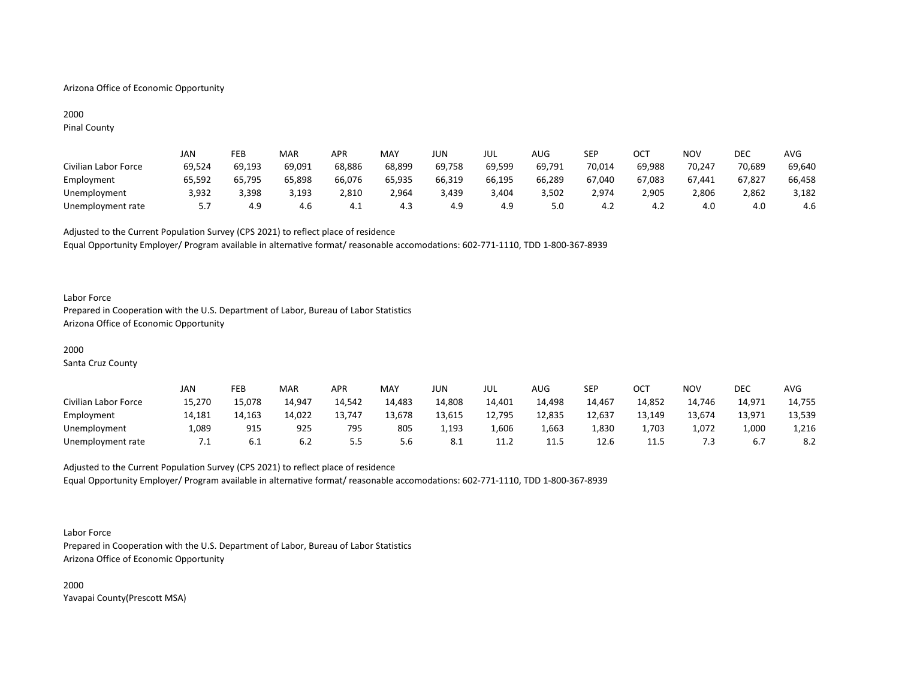Arizona Office of Economic Opportunity

2000
Pinal County

| | JAN | FEB | MAR | APR | MAY | JUN | JUL | AUG | SEP | OCT | NOV | DEC | AVG |
|---|---|---|---|---|---|---|---|---|---|---|---|---|---|
| Civilian Labor Force | 69,524 | 69,193 | 69,091 | 68,886 | 68,899 | 69,758 | 69,599 | 69,791 | 70,014 | 69,988 | 70,247 | 70,689 | 69,640 |
| Employment | 65,592 | 65,795 | 65,898 | 66,076 | 65,935 | 66,319 | 66,195 | 66,289 | 67,040 | 67,083 | 67,441 | 67,827 | 66,458 |
| Unemployment | 3,932 | 3,398 | 3,193 | 2,810 | 2,964 | 3,439 | 3,404 | 3,502 | 2,974 | 2,905 | 2,806 | 2,862 | 3,182 |
| Unemployment rate | 5.7 | 4.9 | 4.6 | 4.1 | 4.3 | 4.9 | 4.9 | 5.0 | 4.2 | 4.2 | 4.0 | 4.0 | 4.6 |

Adjusted to the Current Population Survey (CPS 2021) to reflect place of residence
Equal Opportunity Employer/ Program available in alternative format/ reasonable accomodations: 602-771-1110, TDD 1-800-367-8939

Labor Force
Prepared in Cooperation with the U.S. Department of Labor, Bureau of Labor Statistics
Arizona Office of Economic Opportunity

2000
Santa Cruz County

| | JAN | FEB | MAR | APR | MAY | JUN | JUL | AUG | SEP | OCT | NOV | DEC | AVG |
|---|---|---|---|---|---|---|---|---|---|---|---|---|---|
| Civilian Labor Force | 15,270 | 15,078 | 14,947 | 14,542 | 14,483 | 14,808 | 14,401 | 14,498 | 14,467 | 14,852 | 14,746 | 14,971 | 14,755 |
| Employment | 14,181 | 14,163 | 14,022 | 13,747 | 13,678 | 13,615 | 12,795 | 12,835 | 12,637 | 13,149 | 13,674 | 13,971 | 13,539 |
| Unemployment | 1,089 | 915 | 925 | 795 | 805 | 1,193 | 1,606 | 1,663 | 1,830 | 1,703 | 1,072 | 1,000 | 1,216 |
| Unemployment rate | 7.1 | 6.1 | 6.2 | 5.5 | 5.6 | 8.1 | 11.2 | 11.5 | 12.6 | 11.5 | 7.3 | 6.7 | 8.2 |

Adjusted to the Current Population Survey (CPS 2021) to reflect place of residence
Equal Opportunity Employer/ Program available in alternative format/ reasonable accomodations: 602-771-1110, TDD 1-800-367-8939

Labor Force
Prepared in Cooperation with the U.S. Department of Labor, Bureau of Labor Statistics
Arizona Office of Economic Opportunity

2000
Yavapai County(Prescott MSA)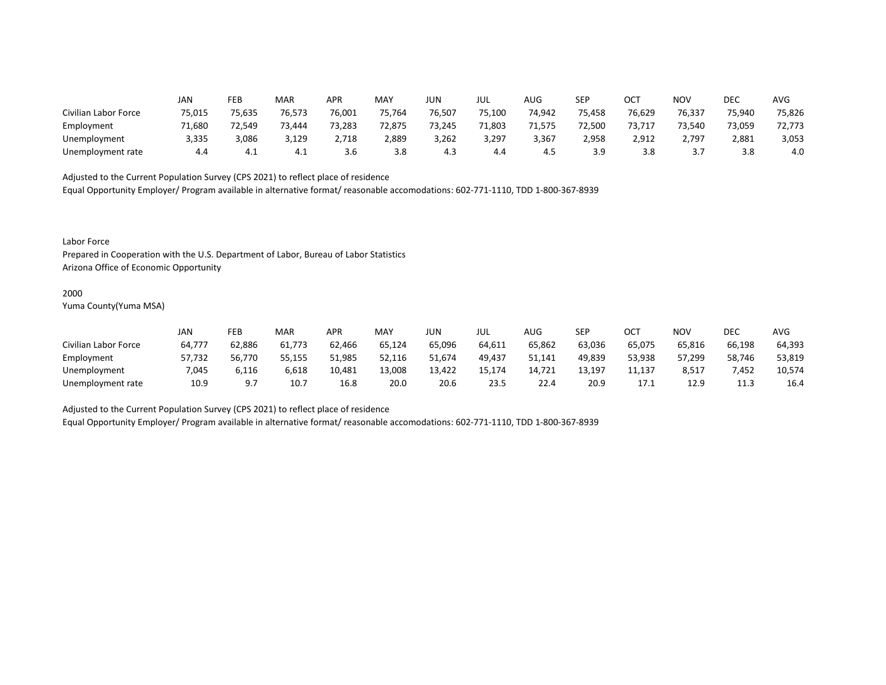| | JAN | FEB | MAR | APR | MAY | JUN | JUL | AUG | SEP | OCT | NOV | DEC | AVG |
|---|---|---|---|---|---|---|---|---|---|---|---|---|---|
| Civilian Labor Force | 75,015 | 75,635 | 76,573 | 76,001 | 75,764 | 76,507 | 75,100 | 74,942 | 75,458 | 76,629 | 76,337 | 75,940 | 75,826 |
| Employment | 71,680 | 72,549 | 73,444 | 73,283 | 72,875 | 73,245 | 71,803 | 71,575 | 72,500 | 73,717 | 73,540 | 73,059 | 72,773 |
| Unemployment | 3,335 | 3,086 | 3,129 | 2,718 | 2,889 | 3,262 | 3,297 | 3,367 | 2,958 | 2,912 | 2,797 | 2,881 | 3,053 |
| Unemployment rate | 4.4 | 4.1 | 4.1 | 3.6 | 3.8 | 4.3 | 4.4 | 4.5 | 3.9 | 3.8 | 3.7 | 3.8 | 4.0 |

Adjusted to the Current Population Survey (CPS 2021) to reflect place of residence
Equal Opportunity Employer/ Program available in alternative format/ reasonable accomodations: 602-771-1110, TDD 1-800-367-8939

Labor Force
Prepared in Cooperation with the U.S. Department of Labor, Bureau of Labor Statistics
Arizona Office of Economic Opportunity

2000
Yuma County(Yuma MSA)

| | JAN | FEB | MAR | APR | MAY | JUN | JUL | AUG | SEP | OCT | NOV | DEC | AVG |
|---|---|---|---|---|---|---|---|---|---|---|---|---|---|
| Civilian Labor Force | 64,777 | 62,886 | 61,773 | 62,466 | 65,124 | 65,096 | 64,611 | 65,862 | 63,036 | 65,075 | 65,816 | 66,198 | 64,393 |
| Employment | 57,732 | 56,770 | 55,155 | 51,985 | 52,116 | 51,674 | 49,437 | 51,141 | 49,839 | 53,938 | 57,299 | 58,746 | 53,819 |
| Unemployment | 7,045 | 6,116 | 6,618 | 10,481 | 13,008 | 13,422 | 15,174 | 14,721 | 13,197 | 11,137 | 8,517 | 7,452 | 10,574 |
| Unemployment rate | 10.9 | 9.7 | 10.7 | 16.8 | 20.0 | 20.6 | 23.5 | 22.4 | 20.9 | 17.1 | 12.9 | 11.3 | 16.4 |

Adjusted to the Current Population Survey (CPS 2021) to reflect place of residence
Equal Opportunity Employer/ Program available in alternative format/ reasonable accomodations: 602-771-1110, TDD 1-800-367-8939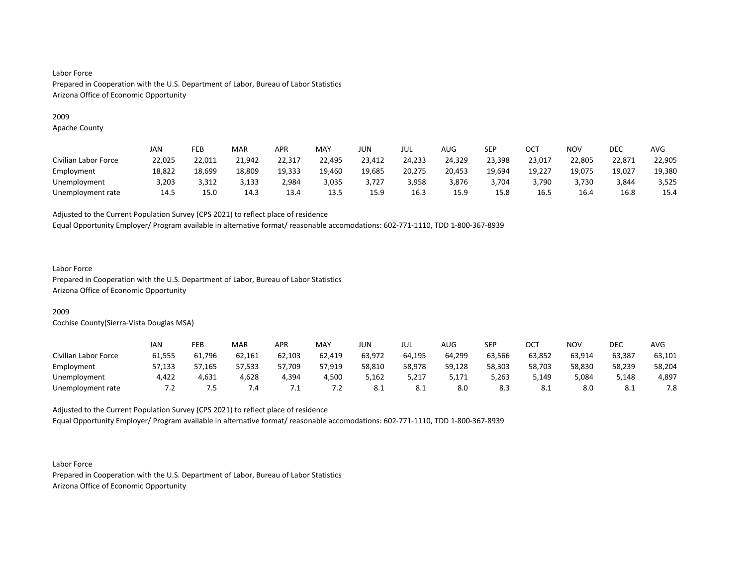Labor Force
Prepared in Cooperation with the U.S. Department of Labor, Bureau of Labor Statistics
Arizona Office of Economic Opportunity

2009
Apache County

| | JAN | FEB | MAR | APR | MAY | JUN | JUL | AUG | SEP | OCT | NOV | DEC | AVG |
|---|---|---|---|---|---|---|---|---|---|---|---|---|---|
| Civilian Labor Force | 22,025 | 22,011 | 21,942 | 22,317 | 22,495 | 23,412 | 24,233 | 24,329 | 23,398 | 23,017 | 22,805 | 22,871 | 22,905 |
| Employment | 18,822 | 18,699 | 18,809 | 19,333 | 19,460 | 19,685 | 20,275 | 20,453 | 19,694 | 19,227 | 19,075 | 19,027 | 19,380 |
| Unemployment | 3,203 | 3,312 | 3,133 | 2,984 | 3,035 | 3,727 | 3,958 | 3,876 | 3,704 | 3,790 | 3,730 | 3,844 | 3,525 |
| Unemployment rate | 14.5 | 15.0 | 14.3 | 13.4 | 13.5 | 15.9 | 16.3 | 15.9 | 15.8 | 16.5 | 16.4 | 16.8 | 15.4 |

Adjusted to the Current Population Survey (CPS 2021) to reflect place of residence
Equal Opportunity Employer/ Program available in alternative format/ reasonable accomodations: 602-771-1110, TDD 1-800-367-8939

Labor Force
Prepared in Cooperation with the U.S. Department of Labor, Bureau of Labor Statistics
Arizona Office of Economic Opportunity

2009
Cochise County(Sierra-Vista Douglas MSA)

| | JAN | FEB | MAR | APR | MAY | JUN | JUL | AUG | SEP | OCT | NOV | DEC | AVG |
|---|---|---|---|---|---|---|---|---|---|---|---|---|---|
| Civilian Labor Force | 61,555 | 61,796 | 62,161 | 62,103 | 62,419 | 63,972 | 64,195 | 64,299 | 63,566 | 63,852 | 63,914 | 63,387 | 63,101 |
| Employment | 57,133 | 57,165 | 57,533 | 57,709 | 57,919 | 58,810 | 58,978 | 59,128 | 58,303 | 58,703 | 58,830 | 58,239 | 58,204 |
| Unemployment | 4,422 | 4,631 | 4,628 | 4,394 | 4,500 | 5,162 | 5,217 | 5,171 | 5,263 | 5,149 | 5,084 | 5,148 | 4,897 |
| Unemployment rate | 7.2 | 7.5 | 7.4 | 7.1 | 7.2 | 8.1 | 8.1 | 8.0 | 8.3 | 8.1 | 8.0 | 8.1 | 7.8 |

Adjusted to the Current Population Survey (CPS 2021) to reflect place of residence
Equal Opportunity Employer/ Program available in alternative format/ reasonable accomodations: 602-771-1110, TDD 1-800-367-8939

Labor Force
Prepared in Cooperation with the U.S. Department of Labor, Bureau of Labor Statistics
Arizona Office of Economic Opportunity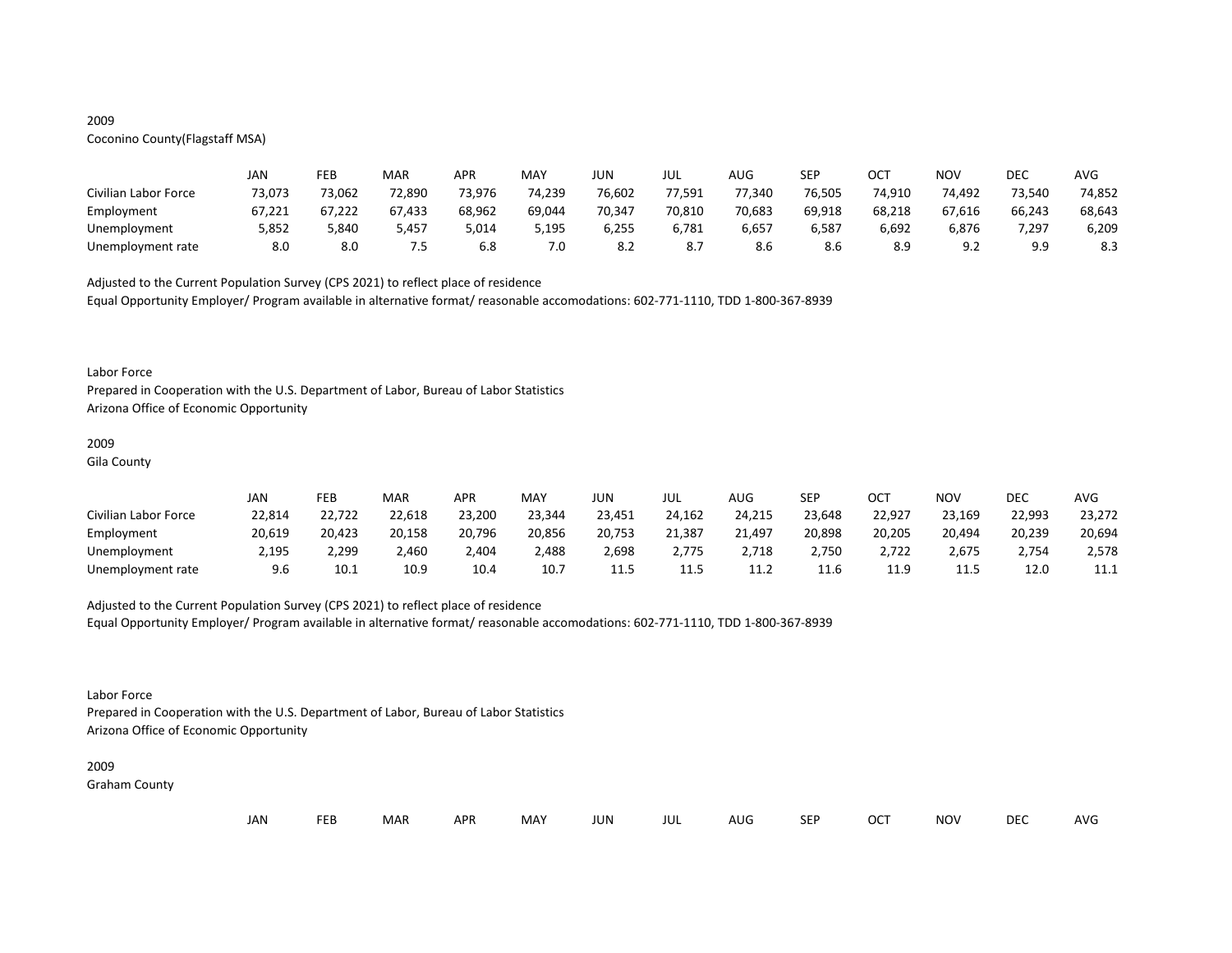2009

Coconino County(Flagstaff MSA)

| | JAN | FEB | MAR | APR | MAY | JUN | JUL | AUG | SEP | OCT | NOV | DEC | AVG |
|---|---|---|---|---|---|---|---|---|---|---|---|---|---|
| Civilian Labor Force | 73,073 | 73,062 | 72,890 | 73,976 | 74,239 | 76,602 | 77,591 | 77,340 | 76,505 | 74,910 | 74,492 | 73,540 | 74,852 |
| Employment | 67,221 | 67,222 | 67,433 | 68,962 | 69,044 | 70,347 | 70,810 | 70,683 | 69,918 | 68,218 | 67,616 | 66,243 | 68,643 |
| Unemployment | 5,852 | 5,840 | 5,457 | 5,014 | 5,195 | 6,255 | 6,781 | 6,657 | 6,587 | 6,692 | 6,876 | 7,297 | 6,209 |
| Unemployment rate | 8.0 | 8.0 | 7.5 | 6.8 | 7.0 | 8.2 | 8.7 | 8.6 | 8.6 | 8.9 | 9.2 | 9.9 | 8.3 |

Adjusted to the Current Population Survey (CPS 2021) to reflect place of residence

Equal Opportunity Employer/ Program available in alternative format/ reasonable accomodations: 602-771-1110, TDD 1-800-367-8939

Labor Force

Prepared in Cooperation with the U.S. Department of Labor, Bureau of Labor Statistics

Arizona Office of Economic Opportunity

2009

Gila County

| | JAN | FEB | MAR | APR | MAY | JUN | JUL | AUG | SEP | OCT | NOV | DEC | AVG |
|---|---|---|---|---|---|---|---|---|---|---|---|---|---|
| Civilian Labor Force | 22,814 | 22,722 | 22,618 | 23,200 | 23,344 | 23,451 | 24,162 | 24,215 | 23,648 | 22,927 | 23,169 | 22,993 | 23,272 |
| Employment | 20,619 | 20,423 | 20,158 | 20,796 | 20,856 | 20,753 | 21,387 | 21,497 | 20,898 | 20,205 | 20,494 | 20,239 | 20,694 |
| Unemployment | 2,195 | 2,299 | 2,460 | 2,404 | 2,488 | 2,698 | 2,775 | 2,718 | 2,750 | 2,722 | 2,675 | 2,754 | 2,578 |
| Unemployment rate | 9.6 | 10.1 | 10.9 | 10.4 | 10.7 | 11.5 | 11.5 | 11.2 | 11.6 | 11.9 | 11.5 | 12.0 | 11.1 |

Adjusted to the Current Population Survey (CPS 2021) to reflect place of residence

Equal Opportunity Employer/ Program available in alternative format/ reasonable accomodations: 602-771-1110, TDD 1-800-367-8939

Labor Force

Prepared in Cooperation with the U.S. Department of Labor, Bureau of Labor Statistics

Arizona Office of Economic Opportunity

2009

Graham County

| | JAN | FEB | MAR | APR | MAY | JUN | JUL | AUG | SEP | OCT | NOV | DEC | AVG |
|---|---|---|---|---|---|---|---|---|---|---|---|---|---|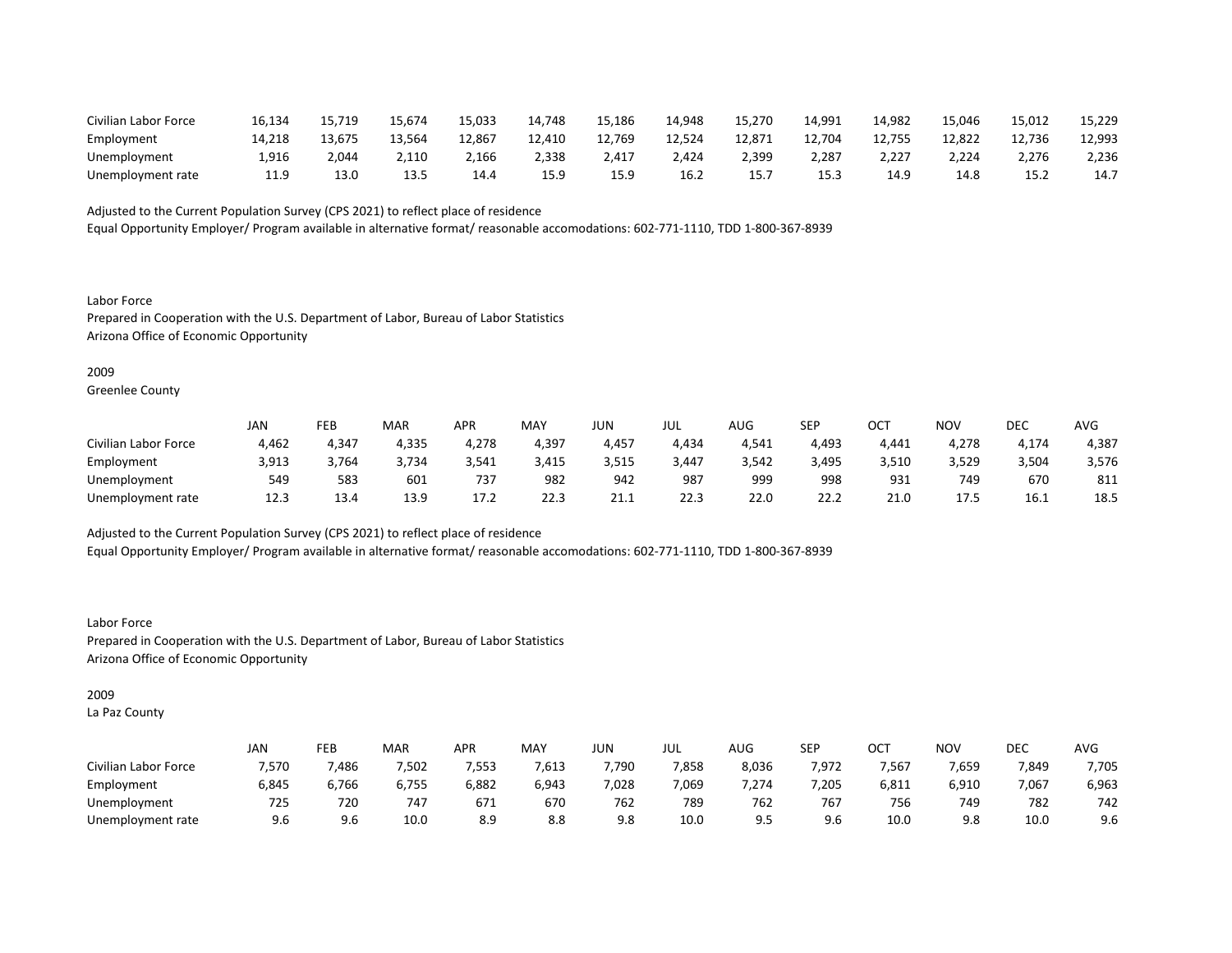| | | | | | | | | | | | | | |
|---|---|---|---|---|---|---|---|---|---|---|---|---|---|
| Civilian Labor Force | 16,134 | 15,719 | 15,674 | 15,033 | 14,748 | 15,186 | 14,948 | 15,270 | 14,991 | 14,982 | 15,046 | 15,012 | 15,229 |
| Employment | 14,218 | 13,675 | 13,564 | 12,867 | 12,410 | 12,769 | 12,524 | 12,871 | 12,704 | 12,755 | 12,822 | 12,736 | 12,993 |
| Unemployment | 1,916 | 2,044 | 2,110 | 2,166 | 2,338 | 2,417 | 2,424 | 2,399 | 2,287 | 2,227 | 2,224 | 2,276 | 2,236 |
| Unemployment rate | 11.9 | 13.0 | 13.5 | 14.4 | 15.9 | 15.9 | 16.2 | 15.7 | 15.3 | 14.9 | 14.8 | 15.2 | 14.7 |

Adjusted to the Current Population Survey (CPS 2021) to reflect place of residence
Equal Opportunity Employer/ Program available in alternative format/ reasonable accomodations: 602-771-1110, TDD 1-800-367-8939

Labor Force
Prepared in Cooperation with the U.S. Department of Labor, Bureau of Labor Statistics
Arizona Office of Economic Opportunity

2009
Greenlee County

| | JAN | FEB | MAR | APR | MAY | JUN | JUL | AUG | SEP | OCT | NOV | DEC | AVG |
|---|---|---|---|---|---|---|---|---|---|---|---|---|---|
| Civilian Labor Force | 4,462 | 4,347 | 4,335 | 4,278 | 4,397 | 4,457 | 4,434 | 4,541 | 4,493 | 4,441 | 4,278 | 4,174 | 4,387 |
| Employment | 3,913 | 3,764 | 3,734 | 3,541 | 3,415 | 3,515 | 3,447 | 3,542 | 3,495 | 3,510 | 3,529 | 3,504 | 3,576 |
| Unemployment | 549 | 583 | 601 | 737 | 982 | 942 | 987 | 999 | 998 | 931 | 749 | 670 | 811 |
| Unemployment rate | 12.3 | 13.4 | 13.9 | 17.2 | 22.3 | 21.1 | 22.3 | 22.0 | 22.2 | 21.0 | 17.5 | 16.1 | 18.5 |

Adjusted to the Current Population Survey (CPS 2021) to reflect place of residence
Equal Opportunity Employer/ Program available in alternative format/ reasonable accomodations: 602-771-1110, TDD 1-800-367-8939

Labor Force
Prepared in Cooperation with the U.S. Department of Labor, Bureau of Labor Statistics
Arizona Office of Economic Opportunity

2009
La Paz County

| | JAN | FEB | MAR | APR | MAY | JUN | JUL | AUG | SEP | OCT | NOV | DEC | AVG |
|---|---|---|---|---|---|---|---|---|---|---|---|---|---|
| Civilian Labor Force | 7,570 | 7,486 | 7,502 | 7,553 | 7,613 | 7,790 | 7,858 | 8,036 | 7,972 | 7,567 | 7,659 | 7,849 | 7,705 |
| Employment | 6,845 | 6,766 | 6,755 | 6,882 | 6,943 | 7,028 | 7,069 | 7,274 | 7,205 | 6,811 | 6,910 | 7,067 | 6,963 |
| Unemployment | 725 | 720 | 747 | 671 | 670 | 762 | 789 | 762 | 767 | 756 | 749 | 782 | 742 |
| Unemployment rate | 9.6 | 9.6 | 10.0 | 8.9 | 8.8 | 9.8 | 10.0 | 9.5 | 9.6 | 10.0 | 9.8 | 10.0 | 9.6 |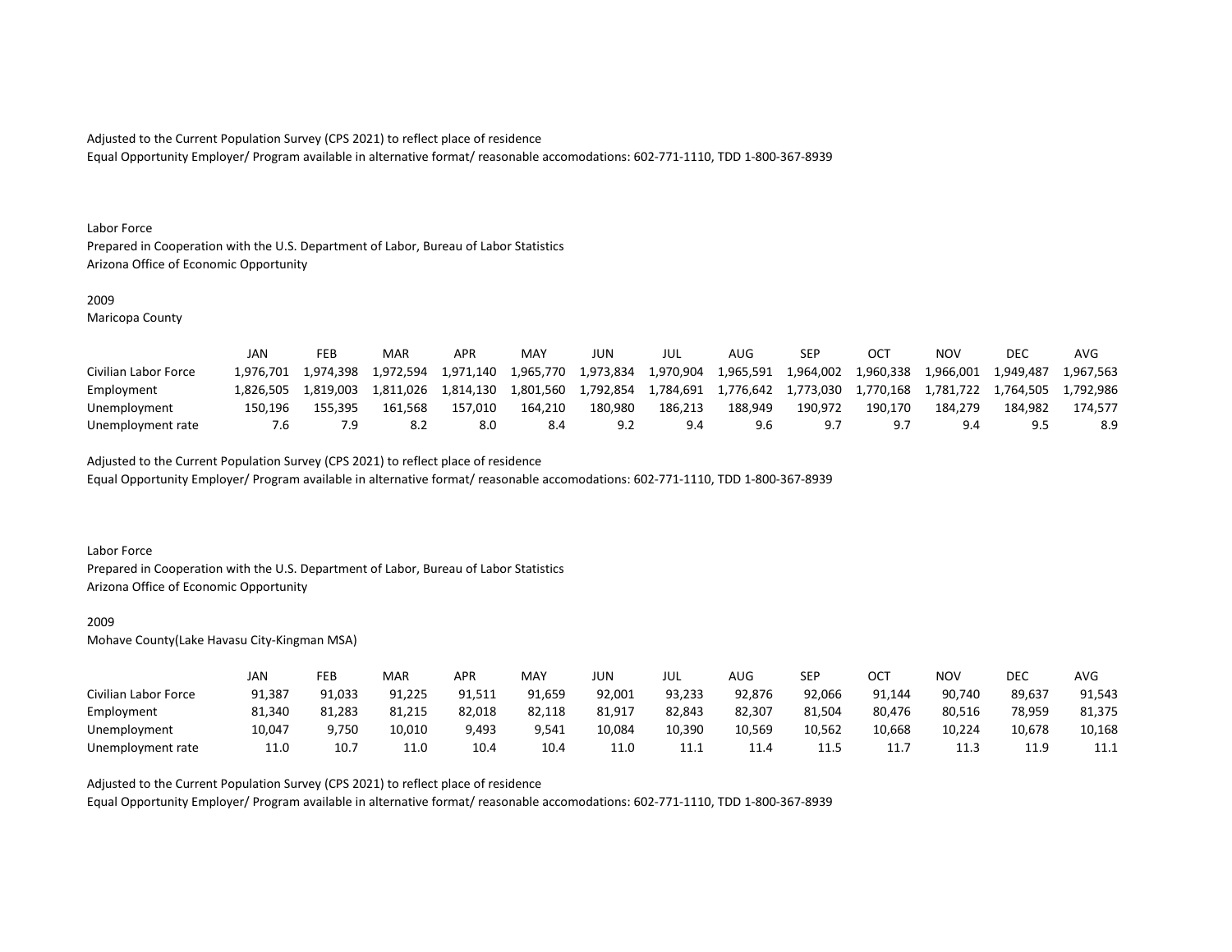Adjusted to the Current Population Survey (CPS 2021) to reflect place of residence
Equal Opportunity Employer/ Program available in alternative format/ reasonable accomodations: 602-771-1110, TDD 1-800-367-8939

Labor Force
Prepared in Cooperation with the U.S. Department of Labor, Bureau of Labor Statistics
Arizona Office of Economic Opportunity

2009
Maricopa County

| | JAN | FEB | MAR | APR | MAY | JUN | JUL | AUG | SEP | OCT | NOV | DEC | AVG |
|---|---|---|---|---|---|---|---|---|---|---|---|---|---|
| Civilian Labor Force | 1,976,701 | 1,974,398 | 1,972,594 | 1,971,140 | 1,965,770 | 1,973,834 | 1,970,904 | 1,965,591 | 1,964,002 | 1,960,338 | 1,966,001 | 1,949,487 | 1,967,563 |
| Employment | 1,826,505 | 1,819,003 | 1,811,026 | 1,814,130 | 1,801,560 | 1,792,854 | 1,784,691 | 1,776,642 | 1,773,030 | 1,770,168 | 1,781,722 | 1,764,505 | 1,792,986 |
| Unemployment | 150,196 | 155,395 | 161,568 | 157,010 | 164,210 | 180,980 | 186,213 | 188,949 | 190,972 | 190,170 | 184,279 | 184,982 | 174,577 |
| Unemployment rate | 7.6 | 7.9 | 8.2 | 8.0 | 8.4 | 9.2 | 9.4 | 9.6 | 9.7 | 9.7 | 9.4 | 9.5 | 8.9 |

Adjusted to the Current Population Survey (CPS 2021) to reflect place of residence
Equal Opportunity Employer/ Program available in alternative format/ reasonable accomodations: 602-771-1110, TDD 1-800-367-8939

Labor Force
Prepared in Cooperation with the U.S. Department of Labor, Bureau of Labor Statistics
Arizona Office of Economic Opportunity

2009
Mohave County(Lake Havasu City-Kingman MSA)

| | JAN | FEB | MAR | APR | MAY | JUN | JUL | AUG | SEP | OCT | NOV | DEC | AVG |
|---|---|---|---|---|---|---|---|---|---|---|---|---|---|
| Civilian Labor Force | 91,387 | 91,033 | 91,225 | 91,511 | 91,659 | 92,001 | 93,233 | 92,876 | 92,066 | 91,144 | 90,740 | 89,637 | 91,543 |
| Employment | 81,340 | 81,283 | 81,215 | 82,018 | 82,118 | 81,917 | 82,843 | 82,307 | 81,504 | 80,476 | 80,516 | 78,959 | 81,375 |
| Unemployment | 10,047 | 9,750 | 10,010 | 9,493 | 9,541 | 10,084 | 10,390 | 10,569 | 10,562 | 10,668 | 10,224 | 10,678 | 10,168 |
| Unemployment rate | 11.0 | 10.7 | 11.0 | 10.4 | 10.4 | 11.0 | 11.1 | 11.4 | 11.5 | 11.7 | 11.3 | 11.9 | 11.1 |

Adjusted to the Current Population Survey (CPS 2021) to reflect place of residence
Equal Opportunity Employer/ Program available in alternative format/ reasonable accomodations: 602-771-1110, TDD 1-800-367-8939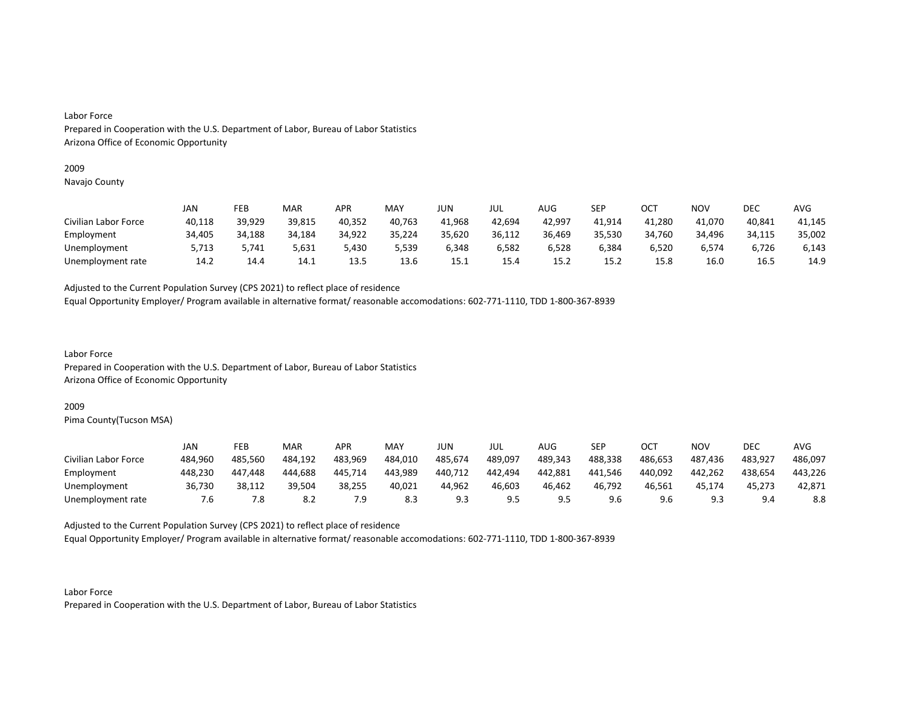Labor Force
Prepared in Cooperation with the U.S. Department of Labor, Bureau of Labor Statistics
Arizona Office of Economic Opportunity

2009
Navajo County

| | JAN | FEB | MAR | APR | MAY | JUN | JUL | AUG | SEP | OCT | NOV | DEC | AVG |
|---|---|---|---|---|---|---|---|---|---|---|---|---|---|
| Civilian Labor Force | 40,118 | 39,929 | 39,815 | 40,352 | 40,763 | 41,968 | 42,694 | 42,997 | 41,914 | 41,280 | 41,070 | 40,841 | 41,145 |
| Employment | 34,405 | 34,188 | 34,184 | 34,922 | 35,224 | 35,620 | 36,112 | 36,469 | 35,530 | 34,760 | 34,496 | 34,115 | 35,002 |
| Unemployment | 5,713 | 5,741 | 5,631 | 5,430 | 5,539 | 6,348 | 6,582 | 6,528 | 6,384 | 6,520 | 6,574 | 6,726 | 6,143 |
| Unemployment rate | 14.2 | 14.4 | 14.1 | 13.5 | 13.6 | 15.1 | 15.4 | 15.2 | 15.2 | 15.8 | 16.0 | 16.5 | 14.9 |

Adjusted to the Current Population Survey (CPS 2021) to reflect place of residence
Equal Opportunity Employer/ Program available in alternative format/ reasonable accomodations: 602-771-1110, TDD 1-800-367-8939

Labor Force
Prepared in Cooperation with the U.S. Department of Labor, Bureau of Labor Statistics
Arizona Office of Economic Opportunity

2009
Pima County(Tucson MSA)

| | JAN | FEB | MAR | APR | MAY | JUN | JUL | AUG | SEP | OCT | NOV | DEC | AVG |
|---|---|---|---|---|---|---|---|---|---|---|---|---|---|
| Civilian Labor Force | 484,960 | 485,560 | 484,192 | 483,969 | 484,010 | 485,674 | 489,097 | 489,343 | 488,338 | 486,653 | 487,436 | 483,927 | 486,097 |
| Employment | 448,230 | 447,448 | 444,688 | 445,714 | 443,989 | 440,712 | 442,494 | 442,881 | 441,546 | 440,092 | 442,262 | 438,654 | 443,226 |
| Unemployment | 36,730 | 38,112 | 39,504 | 38,255 | 40,021 | 44,962 | 46,603 | 46,462 | 46,792 | 46,561 | 45,174 | 45,273 | 42,871 |
| Unemployment rate | 7.6 | 7.8 | 8.2 | 7.9 | 8.3 | 9.3 | 9.5 | 9.5 | 9.6 | 9.6 | 9.3 | 9.4 | 8.8 |

Adjusted to the Current Population Survey (CPS 2021) to reflect place of residence
Equal Opportunity Employer/ Program available in alternative format/ reasonable accomodations: 602-771-1110, TDD 1-800-367-8939

Labor Force
Prepared in Cooperation with the U.S. Department of Labor, Bureau of Labor Statistics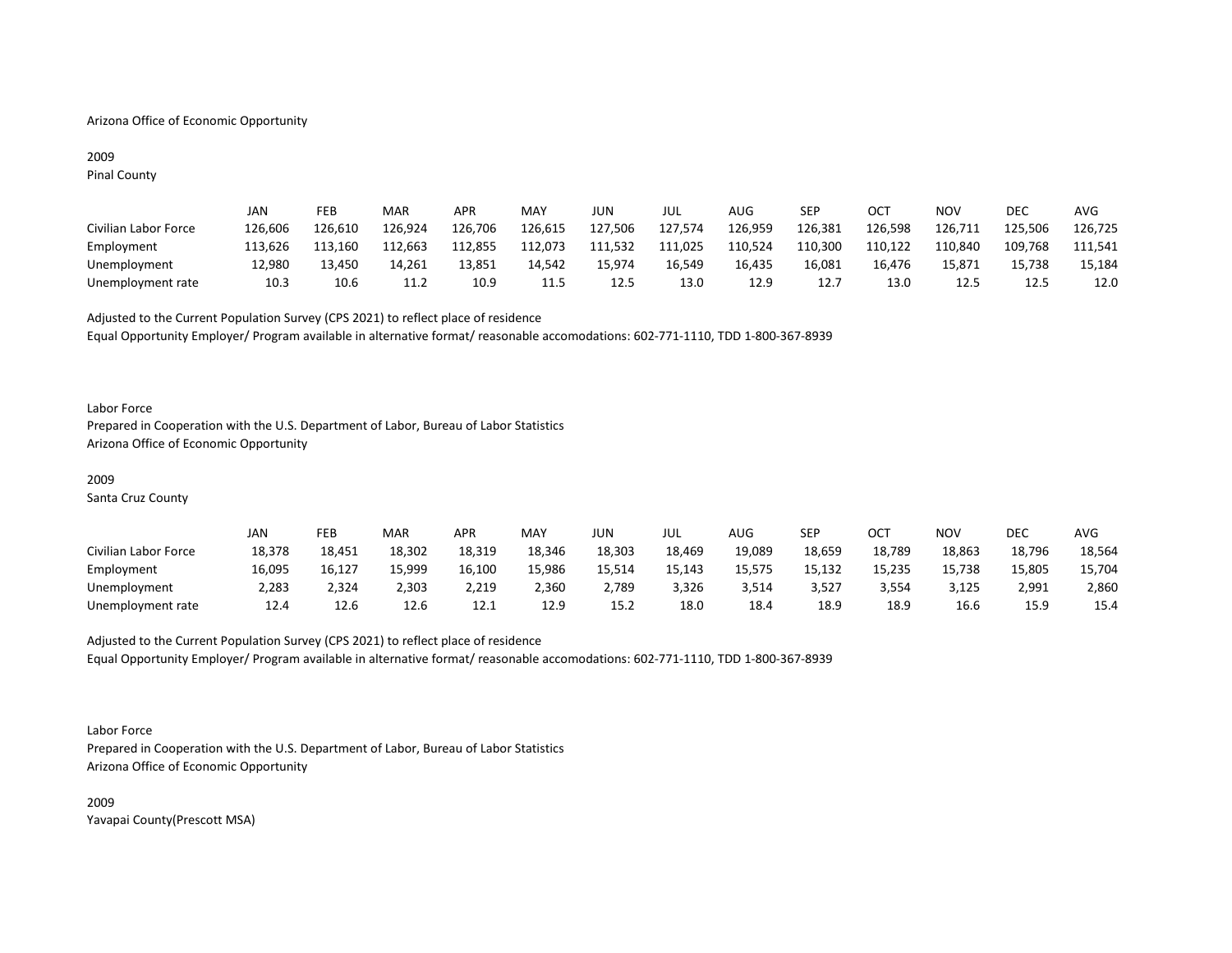Arizona Office of Economic Opportunity

2009
Pinal County

| | JAN | FEB | MAR | APR | MAY | JUN | JUL | AUG | SEP | OCT | NOV | DEC | AVG |
|---|---|---|---|---|---|---|---|---|---|---|---|---|---|
| Civilian Labor Force | 126,606 | 126,610 | 126,924 | 126,706 | 126,615 | 127,506 | 127,574 | 126,959 | 126,381 | 126,598 | 126,711 | 125,506 | 126,725 |
| Employment | 113,626 | 113,160 | 112,663 | 112,855 | 112,073 | 111,532 | 111,025 | 110,524 | 110,300 | 110,122 | 110,840 | 109,768 | 111,541 |
| Unemployment | 12,980 | 13,450 | 14,261 | 13,851 | 14,542 | 15,974 | 16,549 | 16,435 | 16,081 | 16,476 | 15,871 | 15,738 | 15,184 |
| Unemployment rate | 10.3 | 10.6 | 11.2 | 10.9 | 11.5 | 12.5 | 13.0 | 12.9 | 12.7 | 13.0 | 12.5 | 12.5 | 12.0 |

Adjusted to the Current Population Survey (CPS 2021) to reflect place of residence
Equal Opportunity Employer/ Program available in alternative format/ reasonable accomodations: 602-771-1110, TDD 1-800-367-8939

Labor Force
Prepared in Cooperation with the U.S. Department of Labor, Bureau of Labor Statistics
Arizona Office of Economic Opportunity

2009
Santa Cruz County

| | JAN | FEB | MAR | APR | MAY | JUN | JUL | AUG | SEP | OCT | NOV | DEC | AVG |
|---|---|---|---|---|---|---|---|---|---|---|---|---|---|
| Civilian Labor Force | 18,378 | 18,451 | 18,302 | 18,319 | 18,346 | 18,303 | 18,469 | 19,089 | 18,659 | 18,789 | 18,863 | 18,796 | 18,564 |
| Employment | 16,095 | 16,127 | 15,999 | 16,100 | 15,986 | 15,514 | 15,143 | 15,575 | 15,132 | 15,235 | 15,738 | 15,805 | 15,704 |
| Unemployment | 2,283 | 2,324 | 2,303 | 2,219 | 2,360 | 2,789 | 3,326 | 3,514 | 3,527 | 3,554 | 3,125 | 2,991 | 2,860 |
| Unemployment rate | 12.4 | 12.6 | 12.6 | 12.1 | 12.9 | 15.2 | 18.0 | 18.4 | 18.9 | 18.9 | 16.6 | 15.9 | 15.4 |

Adjusted to the Current Population Survey (CPS 2021) to reflect place of residence
Equal Opportunity Employer/ Program available in alternative format/ reasonable accomodations: 602-771-1110, TDD 1-800-367-8939

Labor Force
Prepared in Cooperation with the U.S. Department of Labor, Bureau of Labor Statistics
Arizona Office of Economic Opportunity

2009
Yavapai County(Prescott MSA)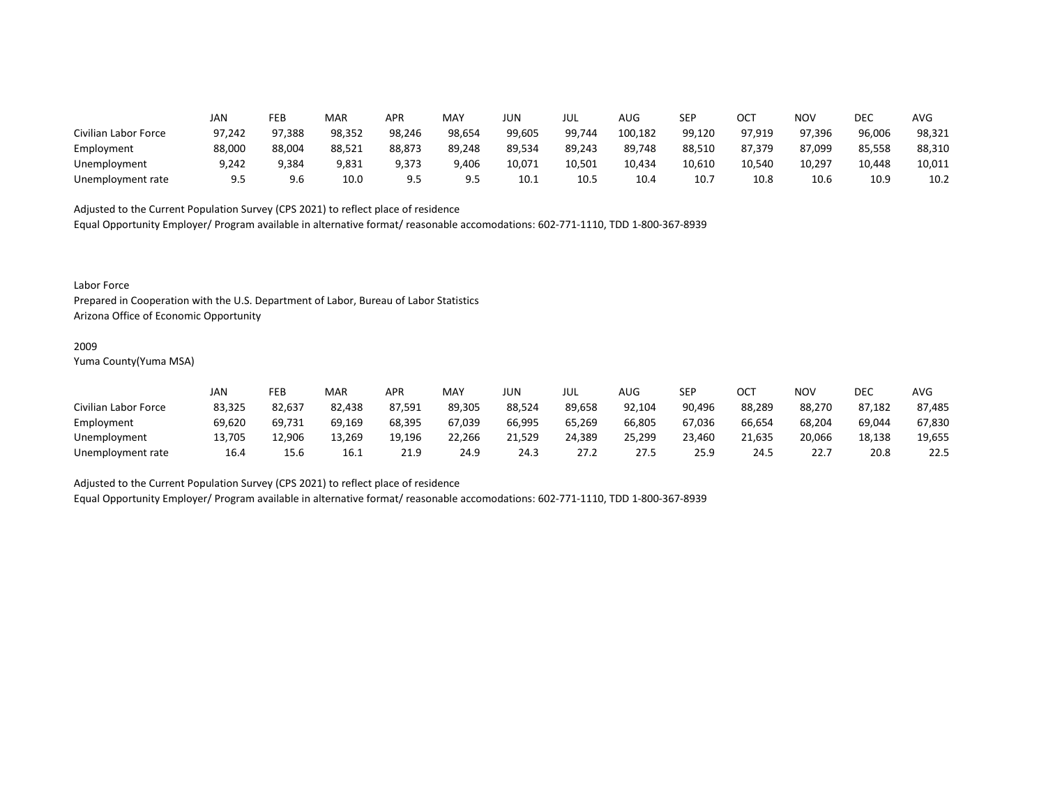| | JAN | FEB | MAR | APR | MAY | JUN | JUL | AUG | SEP | OCT | NOV | DEC | AVG |
|---|---|---|---|---|---|---|---|---|---|---|---|---|---|
| Civilian Labor Force | 97,242 | 97,388 | 98,352 | 98,246 | 98,654 | 99,605 | 99,744 | 100,182 | 99,120 | 97,919 | 97,396 | 96,006 | 98,321 |
| Employment | 88,000 | 88,004 | 88,521 | 88,873 | 89,248 | 89,534 | 89,243 | 89,748 | 88,510 | 87,379 | 87,099 | 85,558 | 88,310 |
| Unemployment | 9,242 | 9,384 | 9,831 | 9,373 | 9,406 | 10,071 | 10,501 | 10,434 | 10,610 | 10,540 | 10,297 | 10,448 | 10,011 |
| Unemployment rate | 9.5 | 9.6 | 10.0 | 9.5 | 9.5 | 10.1 | 10.5 | 10.4 | 10.7 | 10.8 | 10.6 | 10.9 | 10.2 |

Adjusted to the Current Population Survey (CPS 2021) to reflect place of residence
Equal Opportunity Employer/ Program available in alternative format/ reasonable accomodations: 602-771-1110, TDD 1-800-367-8939

Labor Force
Prepared in Cooperation with the U.S. Department of Labor, Bureau of Labor Statistics
Arizona Office of Economic Opportunity

2009
Yuma County(Yuma MSA)

| | JAN | FEB | MAR | APR | MAY | JUN | JUL | AUG | SEP | OCT | NOV | DEC | AVG |
|---|---|---|---|---|---|---|---|---|---|---|---|---|---|
| Civilian Labor Force | 83,325 | 82,637 | 82,438 | 87,591 | 89,305 | 88,524 | 89,658 | 92,104 | 90,496 | 88,289 | 88,270 | 87,182 | 87,485 |
| Employment | 69,620 | 69,731 | 69,169 | 68,395 | 67,039 | 66,995 | 65,269 | 66,805 | 67,036 | 66,654 | 68,204 | 69,044 | 67,830 |
| Unemployment | 13,705 | 12,906 | 13,269 | 19,196 | 22,266 | 21,529 | 24,389 | 25,299 | 23,460 | 21,635 | 20,066 | 18,138 | 19,655 |
| Unemployment rate | 16.4 | 15.6 | 16.1 | 21.9 | 24.9 | 24.3 | 27.2 | 27.5 | 25.9 | 24.5 | 22.7 | 20.8 | 22.5 |

Adjusted to the Current Population Survey (CPS 2021) to reflect place of residence
Equal Opportunity Employer/ Program available in alternative format/ reasonable accomodations: 602-771-1110, TDD 1-800-367-8939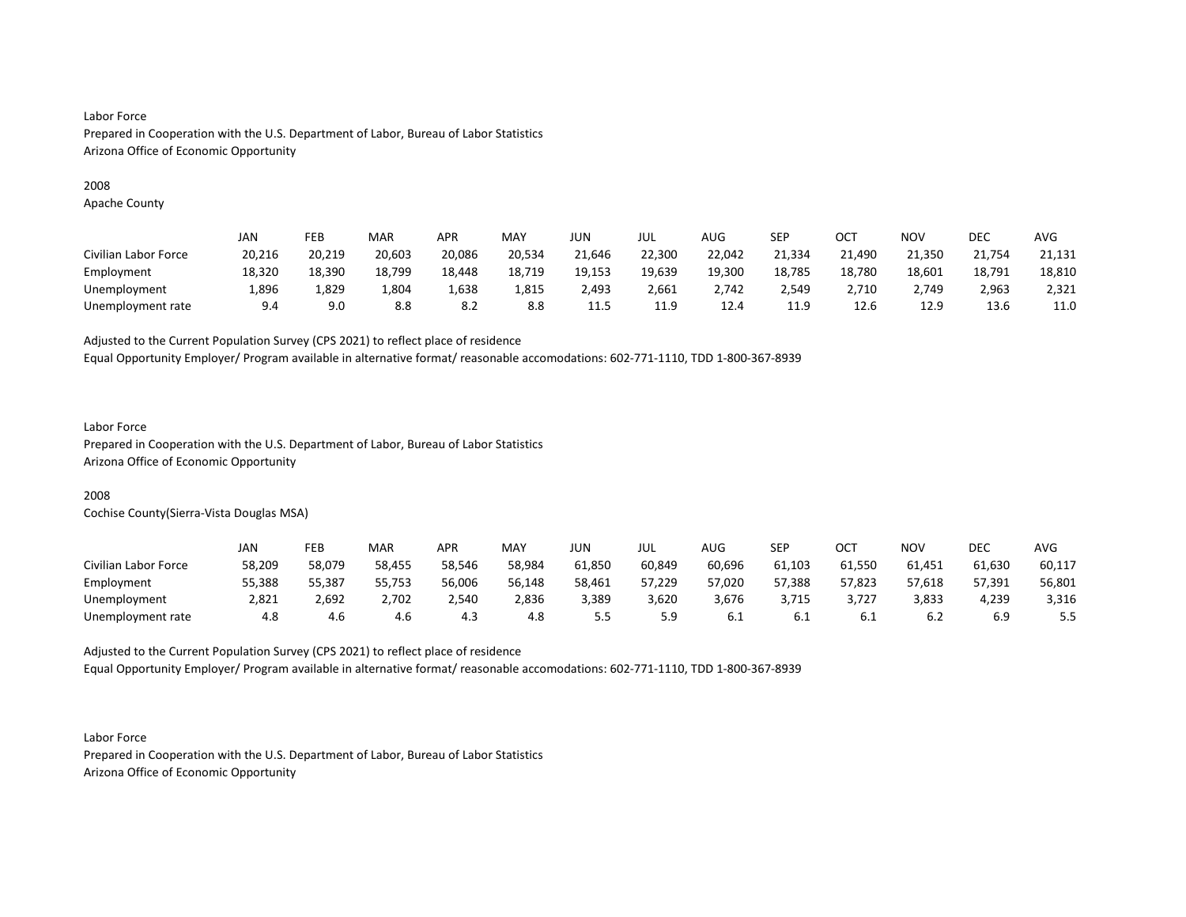Labor Force
Prepared in Cooperation with the U.S. Department of Labor, Bureau of Labor Statistics
Arizona Office of Economic Opportunity

2008
Apache County

| | JAN | FEB | MAR | APR | MAY | JUN | JUL | AUG | SEP | OCT | NOV | DEC | AVG |
|---|---|---|---|---|---|---|---|---|---|---|---|---|---|
| Civilian Labor Force | 20,216 | 20,219 | 20,603 | 20,086 | 20,534 | 21,646 | 22,300 | 22,042 | 21,334 | 21,490 | 21,350 | 21,754 | 21,131 |
| Employment | 18,320 | 18,390 | 18,799 | 18,448 | 18,719 | 19,153 | 19,639 | 19,300 | 18,785 | 18,780 | 18,601 | 18,791 | 18,810 |
| Unemployment | 1,896 | 1,829 | 1,804 | 1,638 | 1,815 | 2,493 | 2,661 | 2,742 | 2,549 | 2,710 | 2,749 | 2,963 | 2,321 |
| Unemployment rate | 9.4 | 9.0 | 8.8 | 8.2 | 8.8 | 11.5 | 11.9 | 12.4 | 11.9 | 12.6 | 12.9 | 13.6 | 11.0 |

Adjusted to the Current Population Survey (CPS 2021) to reflect place of residence
Equal Opportunity Employer/ Program available in alternative format/ reasonable accomodations: 602-771-1110, TDD 1-800-367-8939

Labor Force
Prepared in Cooperation with the U.S. Department of Labor, Bureau of Labor Statistics
Arizona Office of Economic Opportunity

2008
Cochise County(Sierra-Vista Douglas MSA)

| | JAN | FEB | MAR | APR | MAY | JUN | JUL | AUG | SEP | OCT | NOV | DEC | AVG |
|---|---|---|---|---|---|---|---|---|---|---|---|---|---|
| Civilian Labor Force | 58,209 | 58,079 | 58,455 | 58,546 | 58,984 | 61,850 | 60,849 | 60,696 | 61,103 | 61,550 | 61,451 | 61,630 | 60,117 |
| Employment | 55,388 | 55,387 | 55,753 | 56,006 | 56,148 | 58,461 | 57,229 | 57,020 | 57,388 | 57,823 | 57,618 | 57,391 | 56,801 |
| Unemployment | 2,821 | 2,692 | 2,702 | 2,540 | 2,836 | 3,389 | 3,620 | 3,676 | 3,715 | 3,727 | 3,833 | 4,239 | 3,316 |
| Unemployment rate | 4.8 | 4.6 | 4.6 | 4.3 | 4.8 | 5.5 | 5.9 | 6.1 | 6.1 | 6.1 | 6.2 | 6.9 | 5.5 |

Adjusted to the Current Population Survey (CPS 2021) to reflect place of residence
Equal Opportunity Employer/ Program available in alternative format/ reasonable accomodations: 602-771-1110, TDD 1-800-367-8939

Labor Force
Prepared in Cooperation with the U.S. Department of Labor, Bureau of Labor Statistics
Arizona Office of Economic Opportunity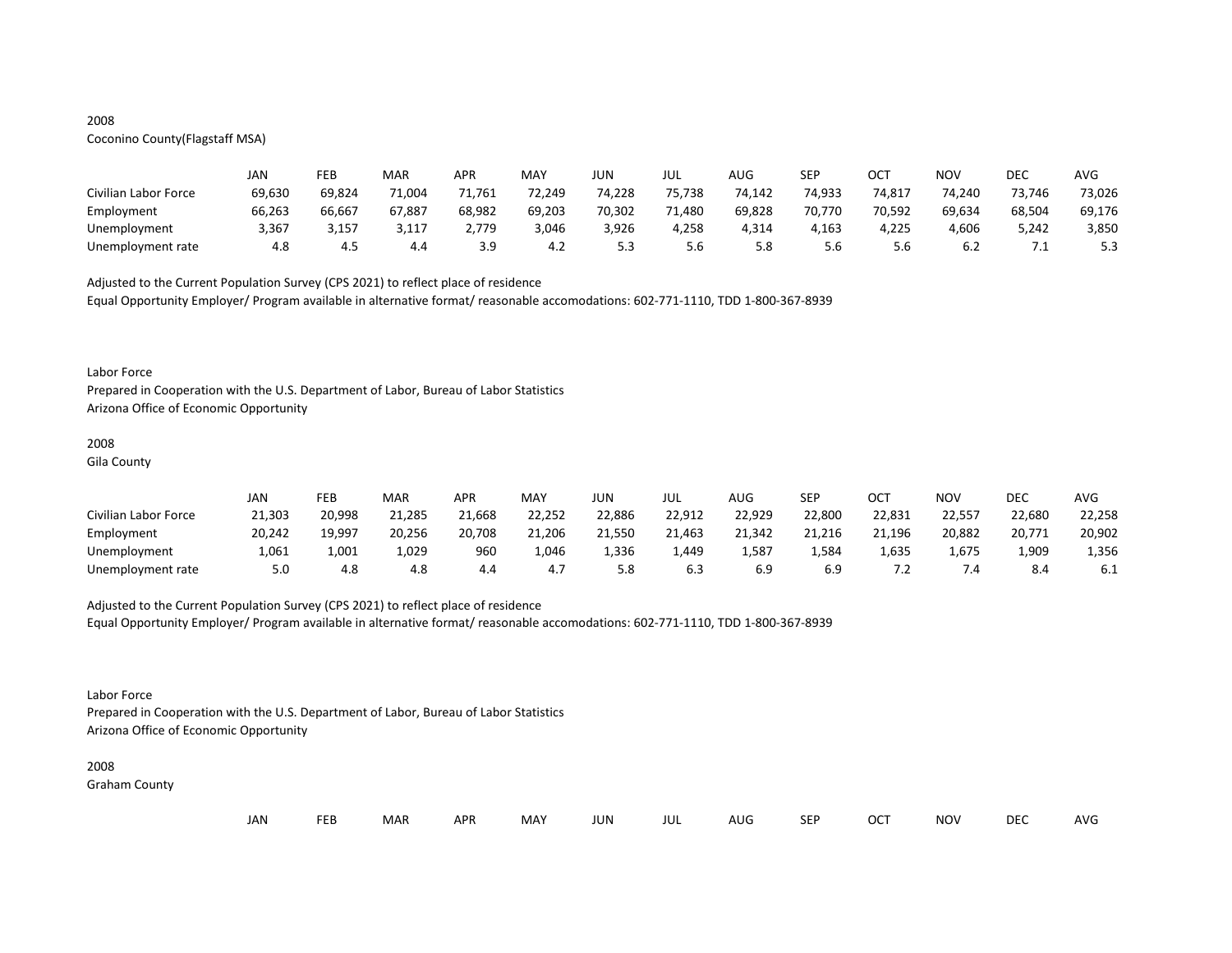2008
Coconino County(Flagstaff MSA)

| | JAN | FEB | MAR | APR | MAY | JUN | JUL | AUG | SEP | OCT | NOV | DEC | AVG |
|---|---|---|---|---|---|---|---|---|---|---|---|---|---|
| Civilian Labor Force | 69,630 | 69,824 | 71,004 | 71,761 | 72,249 | 74,228 | 75,738 | 74,142 | 74,933 | 74,817 | 74,240 | 73,746 | 73,026 |
| Employment | 66,263 | 66,667 | 67,887 | 68,982 | 69,203 | 70,302 | 71,480 | 69,828 | 70,770 | 70,592 | 69,634 | 68,504 | 69,176 |
| Unemployment | 3,367 | 3,157 | 3,117 | 2,779 | 3,046 | 3,926 | 4,258 | 4,314 | 4,163 | 4,225 | 4,606 | 5,242 | 3,850 |
| Unemployment rate | 4.8 | 4.5 | 4.4 | 3.9 | 4.2 | 5.3 | 5.6 | 5.8 | 5.6 | 5.6 | 6.2 | 7.1 | 5.3 |

Adjusted to the Current Population Survey (CPS 2021) to reflect place of residence
Equal Opportunity Employer/ Program available in alternative format/ reasonable accomodations: 602-771-1110, TDD 1-800-367-8939

Labor Force
Prepared in Cooperation with the U.S. Department of Labor, Bureau of Labor Statistics
Arizona Office of Economic Opportunity

2008
Gila County

| | JAN | FEB | MAR | APR | MAY | JUN | JUL | AUG | SEP | OCT | NOV | DEC | AVG |
|---|---|---|---|---|---|---|---|---|---|---|---|---|---|
| Civilian Labor Force | 21,303 | 20,998 | 21,285 | 21,668 | 22,252 | 22,886 | 22,912 | 22,929 | 22,800 | 22,831 | 22,557 | 22,680 | 22,258 |
| Employment | 20,242 | 19,997 | 20,256 | 20,708 | 21,206 | 21,550 | 21,463 | 21,342 | 21,216 | 21,196 | 20,882 | 20,771 | 20,902 |
| Unemployment | 1,061 | 1,001 | 1,029 | 960 | 1,046 | 1,336 | 1,449 | 1,587 | 1,584 | 1,635 | 1,675 | 1,909 | 1,356 |
| Unemployment rate | 5.0 | 4.8 | 4.8 | 4.4 | 4.7 | 5.8 | 6.3 | 6.9 | 6.9 | 7.2 | 7.4 | 8.4 | 6.1 |

Adjusted to the Current Population Survey (CPS 2021) to reflect place of residence
Equal Opportunity Employer/ Program available in alternative format/ reasonable accomodations: 602-771-1110, TDD 1-800-367-8939

Labor Force
Prepared in Cooperation with the U.S. Department of Labor, Bureau of Labor Statistics
Arizona Office of Economic Opportunity

2008
Graham County

| | JAN | FEB | MAR | APR | MAY | JUN | JUL | AUG | SEP | OCT | NOV | DEC | AVG |
|---|---|---|---|---|---|---|---|---|---|---|---|---|---|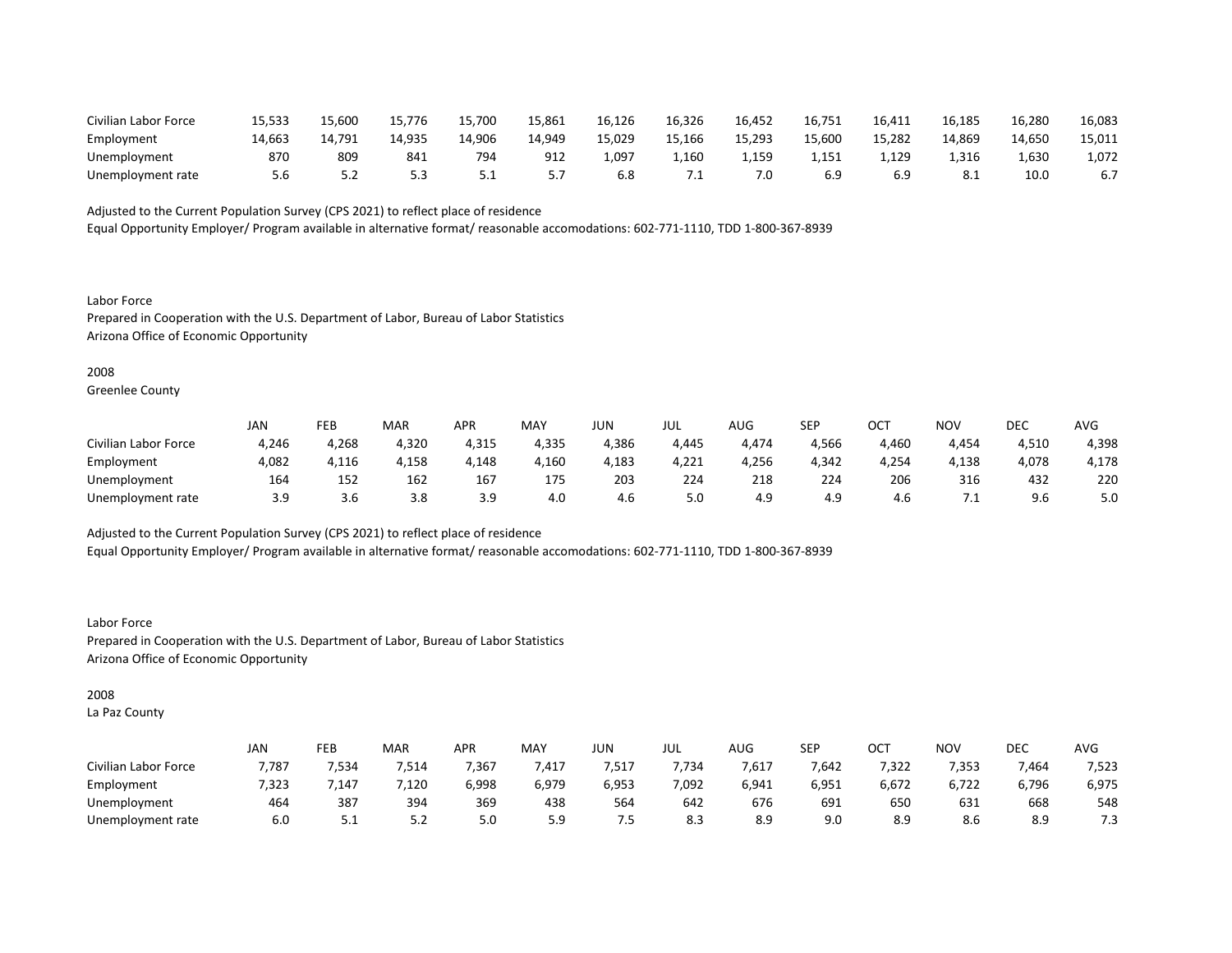| | | | | | | | | | | | | | |
|---|---|---|---|---|---|---|---|---|---|---|---|---|---|
| Civilian Labor Force | 15,533 | 15,600 | 15,776 | 15,700 | 15,861 | 16,126 | 16,326 | 16,452 | 16,751 | 16,411 | 16,185 | 16,280 | 16,083 |
| Employment | 14,663 | 14,791 | 14,935 | 14,906 | 14,949 | 15,029 | 15,166 | 15,293 | 15,600 | 15,282 | 14,869 | 14,650 | 15,011 |
| Unemployment | 870 | 809 | 841 | 794 | 912 | 1,097 | 1,160 | 1,159 | 1,151 | 1,129 | 1,316 | 1,630 | 1,072 |
| Unemployment rate | 5.6 | 5.2 | 5.3 | 5.1 | 5.7 | 6.8 | 7.1 | 7.0 | 6.9 | 6.9 | 8.1 | 10.0 | 6.7 |

Adjusted to the Current Population Survey (CPS 2021) to reflect place of residence
Equal Opportunity Employer/ Program available in alternative format/ reasonable accomodations: 602-771-1110, TDD 1-800-367-8939

Labor Force
Prepared in Cooperation with the U.S. Department of Labor, Bureau of Labor Statistics
Arizona Office of Economic Opportunity

2008
Greenlee County

| | JAN | FEB | MAR | APR | MAY | JUN | JUL | AUG | SEP | OCT | NOV | DEC | AVG |
|---|---|---|---|---|---|---|---|---|---|---|---|---|---|
| Civilian Labor Force | 4,246 | 4,268 | 4,320 | 4,315 | 4,335 | 4,386 | 4,445 | 4,474 | 4,566 | 4,460 | 4,454 | 4,510 | 4,398 |
| Employment | 4,082 | 4,116 | 4,158 | 4,148 | 4,160 | 4,183 | 4,221 | 4,256 | 4,342 | 4,254 | 4,138 | 4,078 | 4,178 |
| Unemployment | 164 | 152 | 162 | 167 | 175 | 203 | 224 | 218 | 224 | 206 | 316 | 432 | 220 |
| Unemployment rate | 3.9 | 3.6 | 3.8 | 3.9 | 4.0 | 4.6 | 5.0 | 4.9 | 4.9 | 4.6 | 7.1 | 9.6 | 5.0 |

Adjusted to the Current Population Survey (CPS 2021) to reflect place of residence
Equal Opportunity Employer/ Program available in alternative format/ reasonable accomodations: 602-771-1110, TDD 1-800-367-8939

Labor Force
Prepared in Cooperation with the U.S. Department of Labor, Bureau of Labor Statistics
Arizona Office of Economic Opportunity

2008
La Paz County

| | JAN | FEB | MAR | APR | MAY | JUN | JUL | AUG | SEP | OCT | NOV | DEC | AVG |
|---|---|---|---|---|---|---|---|---|---|---|---|---|---|
| Civilian Labor Force | 7,787 | 7,534 | 7,514 | 7,367 | 7,417 | 7,517 | 7,734 | 7,617 | 7,642 | 7,322 | 7,353 | 7,464 | 7,523 |
| Employment | 7,323 | 7,147 | 7,120 | 6,998 | 6,979 | 6,953 | 7,092 | 6,941 | 6,951 | 6,672 | 6,722 | 6,796 | 6,975 |
| Unemployment | 464 | 387 | 394 | 369 | 438 | 564 | 642 | 676 | 691 | 650 | 631 | 668 | 548 |
| Unemployment rate | 6.0 | 5.1 | 5.2 | 5.0 | 5.9 | 7.5 | 8.3 | 8.9 | 9.0 | 8.9 | 8.6 | 8.9 | 7.3 |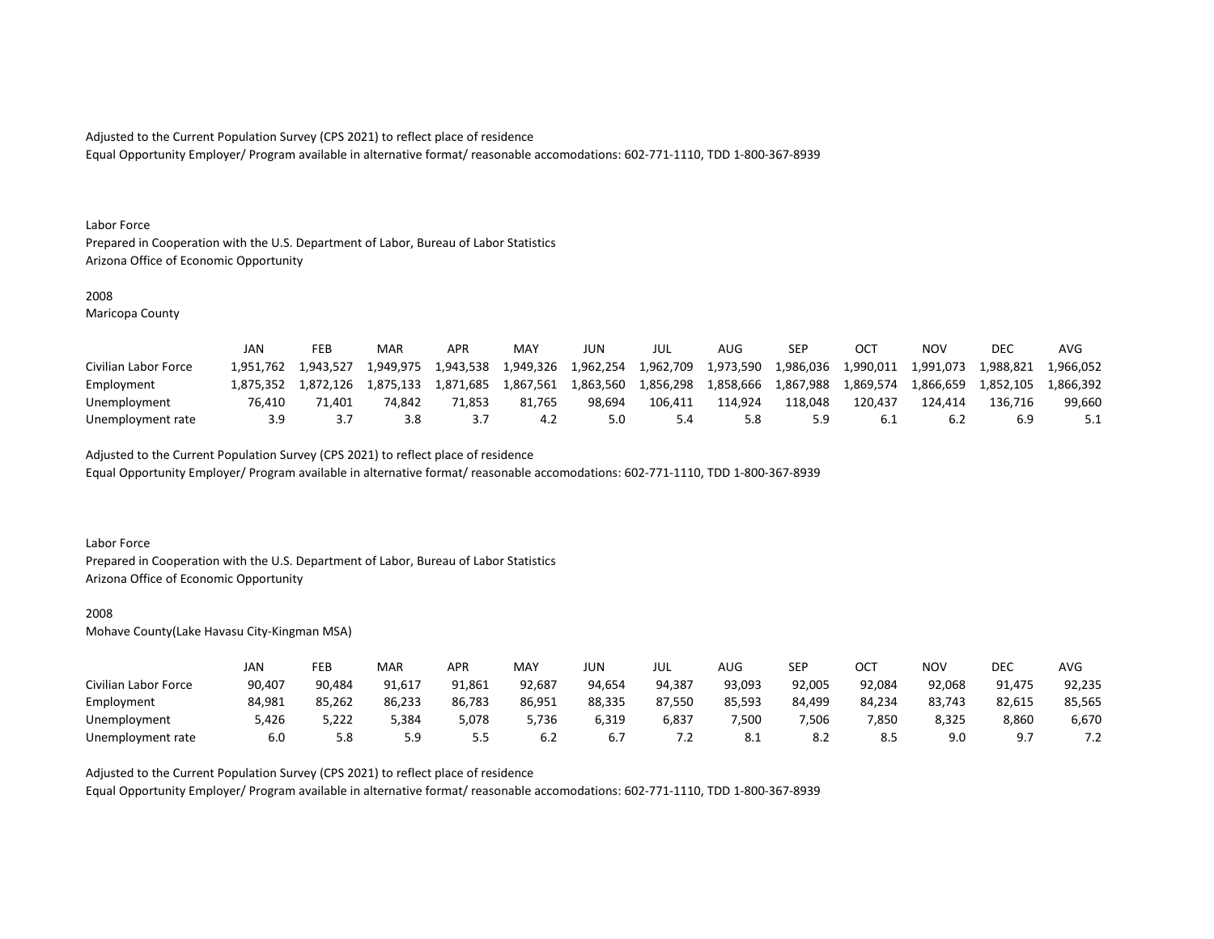Adjusted to the Current Population Survey (CPS 2021) to reflect place of residence
Equal Opportunity Employer/ Program available in alternative format/ reasonable accomodations: 602-771-1110, TDD 1-800-367-8939

Labor Force
Prepared in Cooperation with the U.S. Department of Labor, Bureau of Labor Statistics
Arizona Office of Economic Opportunity

2008
Maricopa County

| | JAN | FEB | MAR | APR | MAY | JUN | JUL | AUG | SEP | OCT | NOV | DEC | AVG |
|---|---|---|---|---|---|---|---|---|---|---|---|---|---|
| Civilian Labor Force | 1,951,762 | 1,943,527 | 1,949,975 | 1,943,538 | 1,949,326 | 1,962,254 | 1,962,709 | 1,973,590 | 1,986,036 | 1,990,011 | 1,991,073 | 1,988,821 | 1,966,052 |
| Employment | 1,875,352 | 1,872,126 | 1,875,133 | 1,871,685 | 1,867,561 | 1,863,560 | 1,856,298 | 1,858,666 | 1,867,988 | 1,869,574 | 1,866,659 | 1,852,105 | 1,866,392 |
| Unemployment | 76,410 | 71,401 | 74,842 | 71,853 | 81,765 | 98,694 | 106,411 | 114,924 | 118,048 | 120,437 | 124,414 | 136,716 | 99,660 |
| Unemployment rate | 3.9 | 3.7 | 3.8 | 3.7 | 4.2 | 5.0 | 5.4 | 5.8 | 5.9 | 6.1 | 6.2 | 6.9 | 5.1 |

Adjusted to the Current Population Survey (CPS 2021) to reflect place of residence
Equal Opportunity Employer/ Program available in alternative format/ reasonable accomodations: 602-771-1110, TDD 1-800-367-8939

Labor Force
Prepared in Cooperation with the U.S. Department of Labor, Bureau of Labor Statistics
Arizona Office of Economic Opportunity

2008
Mohave County(Lake Havasu City-Kingman MSA)

| | JAN | FEB | MAR | APR | MAY | JUN | JUL | AUG | SEP | OCT | NOV | DEC | AVG |
|---|---|---|---|---|---|---|---|---|---|---|---|---|---|
| Civilian Labor Force | 90,407 | 90,484 | 91,617 | 91,861 | 92,687 | 94,654 | 94,387 | 93,093 | 92,005 | 92,084 | 92,068 | 91,475 | 92,235 |
| Employment | 84,981 | 85,262 | 86,233 | 86,783 | 86,951 | 88,335 | 87,550 | 85,593 | 84,499 | 84,234 | 83,743 | 82,615 | 85,565 |
| Unemployment | 5,426 | 5,222 | 5,384 | 5,078 | 5,736 | 6,319 | 6,837 | 7,500 | 7,506 | 7,850 | 8,325 | 8,860 | 6,670 |
| Unemployment rate | 6.0 | 5.8 | 5.9 | 5.5 | 6.2 | 6.7 | 7.2 | 8.1 | 8.2 | 8.5 | 9.0 | 9.7 | 7.2 |

Adjusted to the Current Population Survey (CPS 2021) to reflect place of residence
Equal Opportunity Employer/ Program available in alternative format/ reasonable accomodations: 602-771-1110, TDD 1-800-367-8939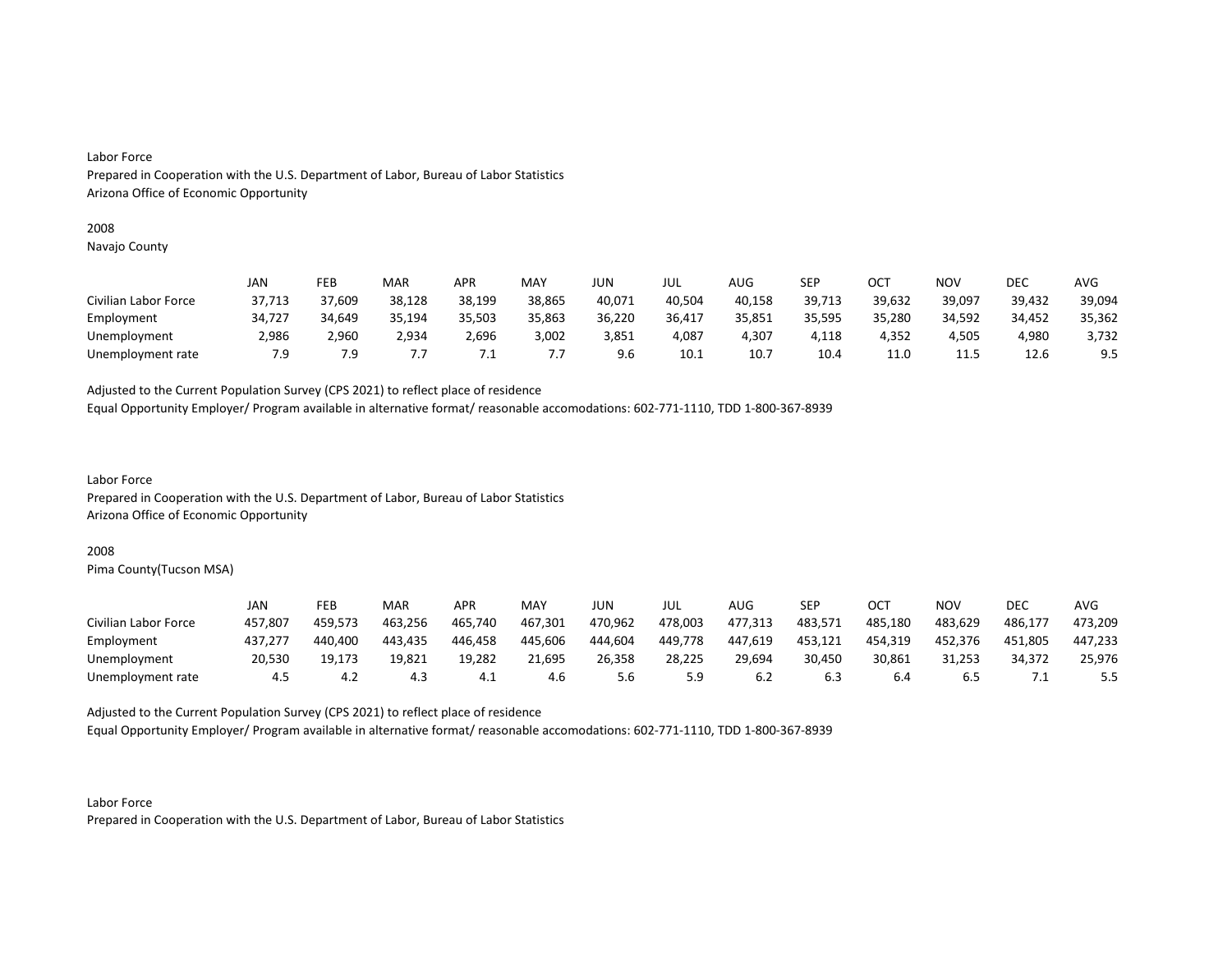Labor Force
Prepared in Cooperation with the U.S. Department of Labor, Bureau of Labor Statistics
Arizona Office of Economic Opportunity

2008
Navajo County

| | JAN | FEB | MAR | APR | MAY | JUN | JUL | AUG | SEP | OCT | NOV | DEC | AVG |
|---|---|---|---|---|---|---|---|---|---|---|---|---|---|
| Civilian Labor Force | 37,713 | 37,609 | 38,128 | 38,199 | 38,865 | 40,071 | 40,504 | 40,158 | 39,713 | 39,632 | 39,097 | 39,432 | 39,094 |
| Employment | 34,727 | 34,649 | 35,194 | 35,503 | 35,863 | 36,220 | 36,417 | 35,851 | 35,595 | 35,280 | 34,592 | 34,452 | 35,362 |
| Unemployment | 2,986 | 2,960 | 2,934 | 2,696 | 3,002 | 3,851 | 4,087 | 4,307 | 4,118 | 4,352 | 4,505 | 4,980 | 3,732 |
| Unemployment rate | 7.9 | 7.9 | 7.7 | 7.1 | 7.7 | 9.6 | 10.1 | 10.7 | 10.4 | 11.0 | 11.5 | 12.6 | 9.5 |

Adjusted to the Current Population Survey (CPS 2021) to reflect place of residence
Equal Opportunity Employer/ Program available in alternative format/ reasonable accomodations: 602-771-1110, TDD 1-800-367-8939

Labor Force
Prepared in Cooperation with the U.S. Department of Labor, Bureau of Labor Statistics
Arizona Office of Economic Opportunity

2008
Pima County(Tucson MSA)

| | JAN | FEB | MAR | APR | MAY | JUN | JUL | AUG | SEP | OCT | NOV | DEC | AVG |
|---|---|---|---|---|---|---|---|---|---|---|---|---|---|
| Civilian Labor Force | 457,807 | 459,573 | 463,256 | 465,740 | 467,301 | 470,962 | 478,003 | 477,313 | 483,571 | 485,180 | 483,629 | 486,177 | 473,209 |
| Employment | 437,277 | 440,400 | 443,435 | 446,458 | 445,606 | 444,604 | 449,778 | 447,619 | 453,121 | 454,319 | 452,376 | 451,805 | 447,233 |
| Unemployment | 20,530 | 19,173 | 19,821 | 19,282 | 21,695 | 26,358 | 28,225 | 29,694 | 30,450 | 30,861 | 31,253 | 34,372 | 25,976 |
| Unemployment rate | 4.5 | 4.2 | 4.3 | 4.1 | 4.6 | 5.6 | 5.9 | 6.2 | 6.3 | 6.4 | 6.5 | 7.1 | 5.5 |

Adjusted to the Current Population Survey (CPS 2021) to reflect place of residence
Equal Opportunity Employer/ Program available in alternative format/ reasonable accomodations: 602-771-1110, TDD 1-800-367-8939

Labor Force
Prepared in Cooperation with the U.S. Department of Labor, Bureau of Labor Statistics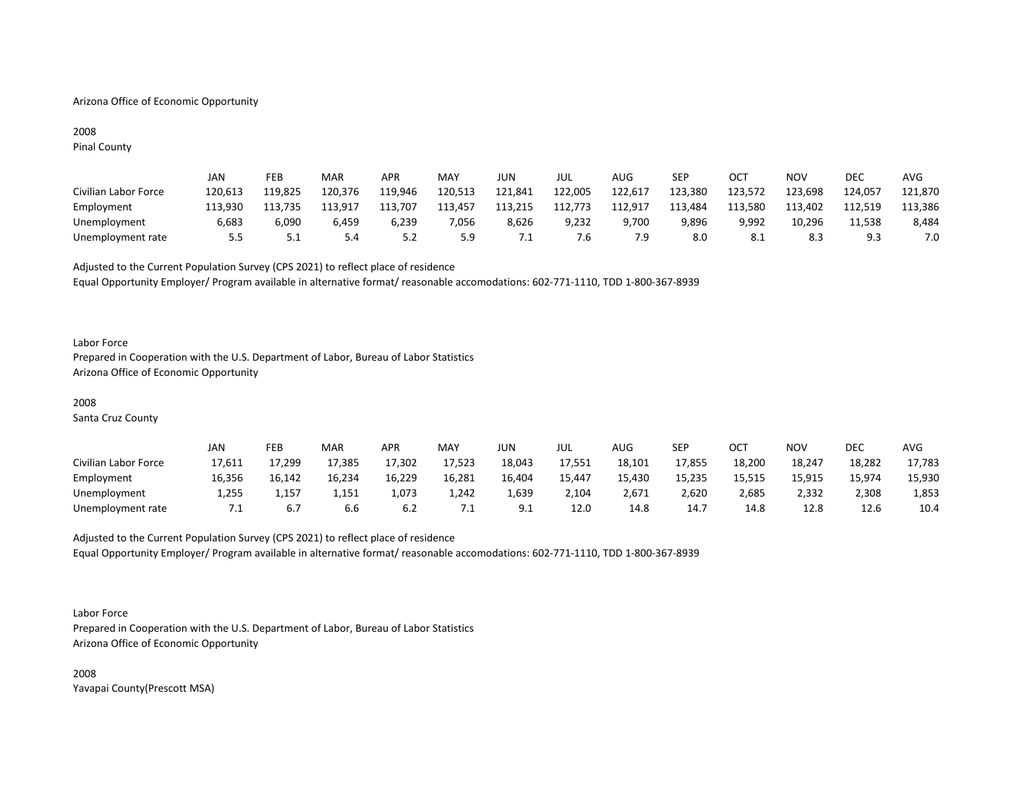Arizona Office of Economic Opportunity

2008
Pinal County

| | JAN | FEB | MAR | APR | MAY | JUN | JUL | AUG | SEP | OCT | NOV | DEC | AVG |
|---|---|---|---|---|---|---|---|---|---|---|---|---|---|
| Civilian Labor Force | 120,613 | 119,825 | 120,376 | 119,946 | 120,513 | 121,841 | 122,005 | 122,617 | 123,380 | 123,572 | 123,698 | 124,057 | 121,870 |
| Employment | 113,930 | 113,735 | 113,917 | 113,707 | 113,457 | 113,215 | 112,773 | 112,917 | 113,484 | 113,580 | 113,402 | 112,519 | 113,386 |
| Unemployment | 6,683 | 6,090 | 6,459 | 6,239 | 7,056 | 8,626 | 9,232 | 9,700 | 9,896 | 9,992 | 10,296 | 11,538 | 8,484 |
| Unemployment rate | 5.5 | 5.1 | 5.4 | 5.2 | 5.9 | 7.1 | 7.6 | 7.9 | 8.0 | 8.1 | 8.3 | 9.3 | 7.0 |

Adjusted to the Current Population Survey (CPS 2021) to reflect place of residence
Equal Opportunity Employer/ Program available in alternative format/ reasonable accomodations: 602-771-1110, TDD 1-800-367-8939

Labor Force
Prepared in Cooperation with the U.S. Department of Labor, Bureau of Labor Statistics
Arizona Office of Economic Opportunity

2008
Santa Cruz County

| | JAN | FEB | MAR | APR | MAY | JUN | JUL | AUG | SEP | OCT | NOV | DEC | AVG |
|---|---|---|---|---|---|---|---|---|---|---|---|---|---|
| Civilian Labor Force | 17,611 | 17,299 | 17,385 | 17,302 | 17,523 | 18,043 | 17,551 | 18,101 | 17,855 | 18,200 | 18,247 | 18,282 | 17,783 |
| Employment | 16,356 | 16,142 | 16,234 | 16,229 | 16,281 | 16,404 | 15,447 | 15,430 | 15,235 | 15,515 | 15,915 | 15,974 | 15,930 |
| Unemployment | 1,255 | 1,157 | 1,151 | 1,073 | 1,242 | 1,639 | 2,104 | 2,671 | 2,620 | 2,685 | 2,332 | 2,308 | 1,853 |
| Unemployment rate | 7.1 | 6.7 | 6.6 | 6.2 | 7.1 | 9.1 | 12.0 | 14.8 | 14.7 | 14.8 | 12.8 | 12.6 | 10.4 |

Adjusted to the Current Population Survey (CPS 2021) to reflect place of residence
Equal Opportunity Employer/ Program available in alternative format/ reasonable accomodations: 602-771-1110, TDD 1-800-367-8939

Labor Force
Prepared in Cooperation with the U.S. Department of Labor, Bureau of Labor Statistics
Arizona Office of Economic Opportunity

2008
Yavapai County(Prescott MSA)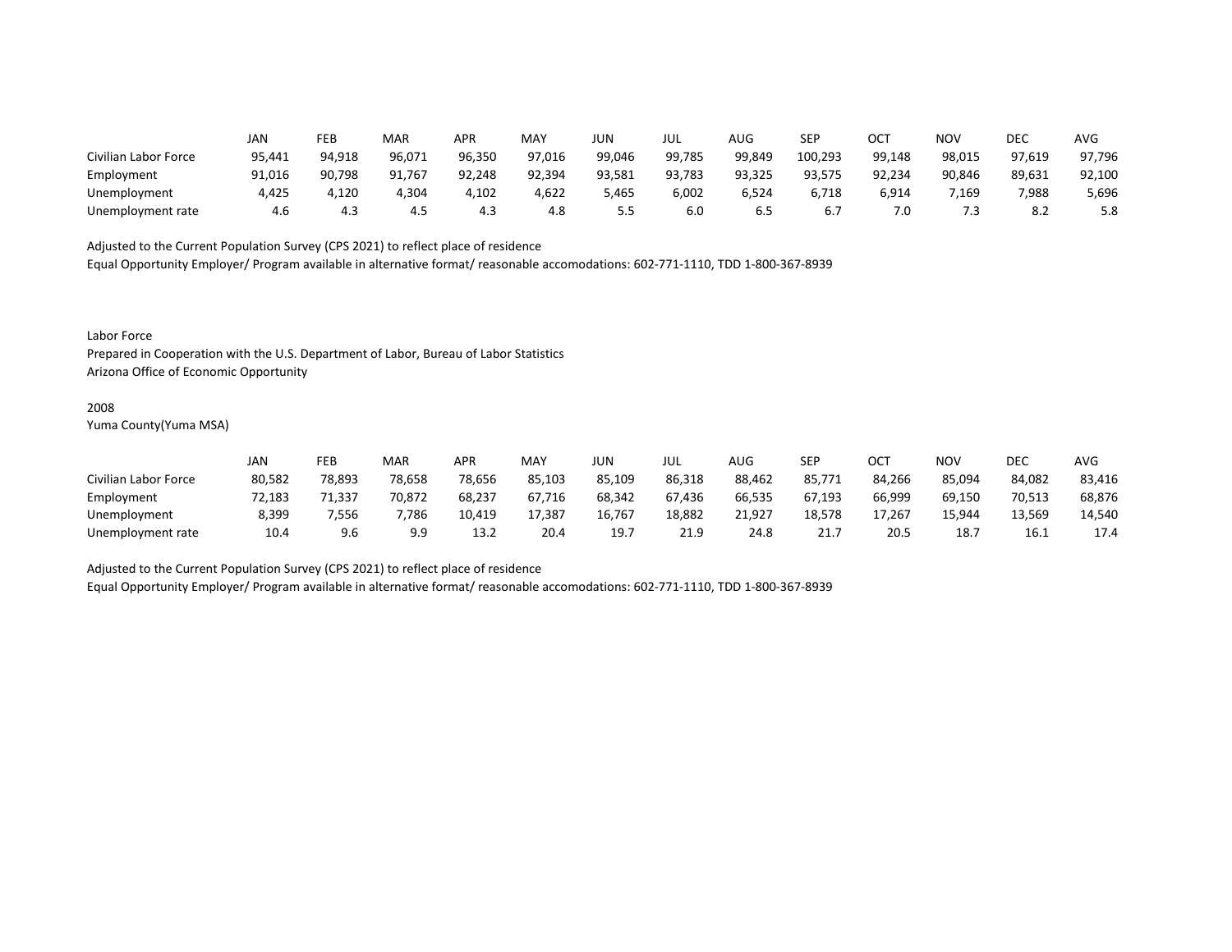| | JAN | FEB | MAR | APR | MAY | JUN | JUL | AUG | SEP | OCT | NOV | DEC | AVG |
|---|---|---|---|---|---|---|---|---|---|---|---|---|---|
| Civilian Labor Force | 95,441 | 94,918 | 96,071 | 96,350 | 97,016 | 99,046 | 99,785 | 99,849 | 100,293 | 99,148 | 98,015 | 97,619 | 97,796 |
| Employment | 91,016 | 90,798 | 91,767 | 92,248 | 92,394 | 93,581 | 93,783 | 93,325 | 93,575 | 92,234 | 90,846 | 89,631 | 92,100 |
| Unemployment | 4,425 | 4,120 | 4,304 | 4,102 | 4,622 | 5,465 | 6,002 | 6,524 | 6,718 | 6,914 | 7,169 | 7,988 | 5,696 |
| Unemployment rate | 4.6 | 4.3 | 4.5 | 4.3 | 4.8 | 5.5 | 6.0 | 6.5 | 6.7 | 7.0 | 7.3 | 8.2 | 5.8 |

Adjusted to the Current Population Survey (CPS 2021) to reflect place of residence
Equal Opportunity Employer/ Program available in alternative format/ reasonable accomodations: 602-771-1110, TDD 1-800-367-8939

Labor Force
Prepared in Cooperation with the U.S. Department of Labor, Bureau of Labor Statistics
Arizona Office of Economic Opportunity

2008
Yuma County(Yuma MSA)

| | JAN | FEB | MAR | APR | MAY | JUN | JUL | AUG | SEP | OCT | NOV | DEC | AVG |
|---|---|---|---|---|---|---|---|---|---|---|---|---|---|
| Civilian Labor Force | 80,582 | 78,893 | 78,658 | 78,656 | 85,103 | 85,109 | 86,318 | 88,462 | 85,771 | 84,266 | 85,094 | 84,082 | 83,416 |
| Employment | 72,183 | 71,337 | 70,872 | 68,237 | 67,716 | 68,342 | 67,436 | 66,535 | 67,193 | 66,999 | 69,150 | 70,513 | 68,876 |
| Unemployment | 8,399 | 7,556 | 7,786 | 10,419 | 17,387 | 16,767 | 18,882 | 21,927 | 18,578 | 17,267 | 15,944 | 13,569 | 14,540 |
| Unemployment rate | 10.4 | 9.6 | 9.9 | 13.2 | 20.4 | 19.7 | 21.9 | 24.8 | 21.7 | 20.5 | 18.7 | 16.1 | 17.4 |

Adjusted to the Current Population Survey (CPS 2021) to reflect place of residence
Equal Opportunity Employer/ Program available in alternative format/ reasonable accomodations: 602-771-1110, TDD 1-800-367-8939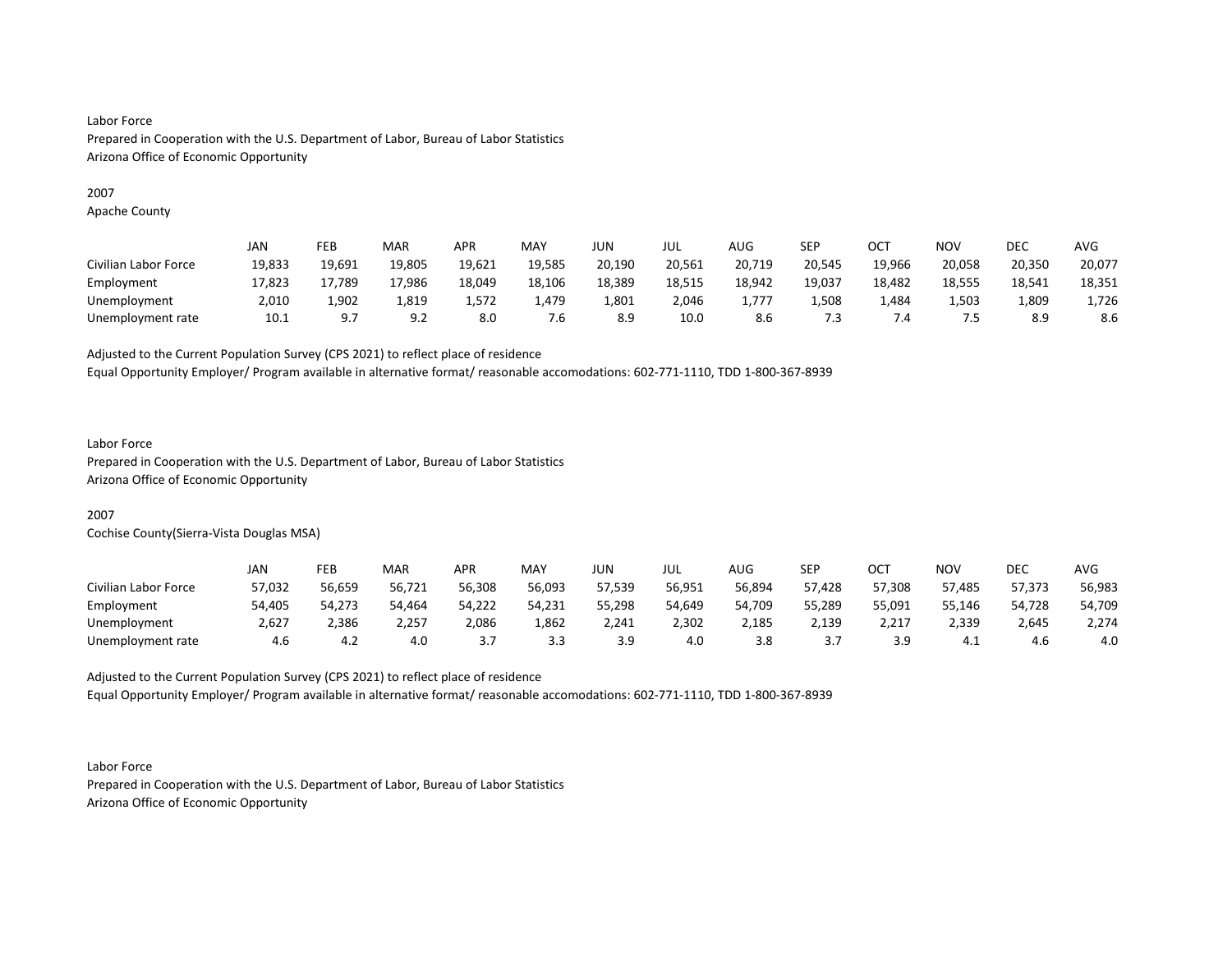Labor Force
Prepared in Cooperation with the U.S. Department of Labor, Bureau of Labor Statistics
Arizona Office of Economic Opportunity

2007
Apache County

| | JAN | FEB | MAR | APR | MAY | JUN | JUL | AUG | SEP | OCT | NOV | DEC | AVG |
|---|---|---|---|---|---|---|---|---|---|---|---|---|---|
| Civilian Labor Force | 19,833 | 19,691 | 19,805 | 19,621 | 19,585 | 20,190 | 20,561 | 20,719 | 20,545 | 19,966 | 20,058 | 20,350 | 20,077 |
| Employment | 17,823 | 17,789 | 17,986 | 18,049 | 18,106 | 18,389 | 18,515 | 18,942 | 19,037 | 18,482 | 18,555 | 18,541 | 18,351 |
| Unemployment | 2,010 | 1,902 | 1,819 | 1,572 | 1,479 | 1,801 | 2,046 | 1,777 | 1,508 | 1,484 | 1,503 | 1,809 | 1,726 |
| Unemployment rate | 10.1 | 9.7 | 9.2 | 8.0 | 7.6 | 8.9 | 10.0 | 8.6 | 7.3 | 7.4 | 7.5 | 8.9 | 8.6 |

Adjusted to the Current Population Survey (CPS 2021) to reflect place of residence
Equal Opportunity Employer/ Program available in alternative format/ reasonable accomodations: 602-771-1110, TDD 1-800-367-8939

Labor Force
Prepared in Cooperation with the U.S. Department of Labor, Bureau of Labor Statistics
Arizona Office of Economic Opportunity

2007
Cochise County(Sierra-Vista Douglas MSA)

| | JAN | FEB | MAR | APR | MAY | JUN | JUL | AUG | SEP | OCT | NOV | DEC | AVG |
|---|---|---|---|---|---|---|---|---|---|---|---|---|---|
| Civilian Labor Force | 57,032 | 56,659 | 56,721 | 56,308 | 56,093 | 57,539 | 56,951 | 56,894 | 57,428 | 57,308 | 57,485 | 57,373 | 56,983 |
| Employment | 54,405 | 54,273 | 54,464 | 54,222 | 54,231 | 55,298 | 54,649 | 54,709 | 55,289 | 55,091 | 55,146 | 54,728 | 54,709 |
| Unemployment | 2,627 | 2,386 | 2,257 | 2,086 | 1,862 | 2,241 | 2,302 | 2,185 | 2,139 | 2,217 | 2,339 | 2,645 | 2,274 |
| Unemployment rate | 4.6 | 4.2 | 4.0 | 3.7 | 3.3 | 3.9 | 4.0 | 3.8 | 3.7 | 3.9 | 4.1 | 4.6 | 4.0 |

Adjusted to the Current Population Survey (CPS 2021) to reflect place of residence
Equal Opportunity Employer/ Program available in alternative format/ reasonable accomodations: 602-771-1110, TDD 1-800-367-8939

Labor Force
Prepared in Cooperation with the U.S. Department of Labor, Bureau of Labor Statistics
Arizona Office of Economic Opportunity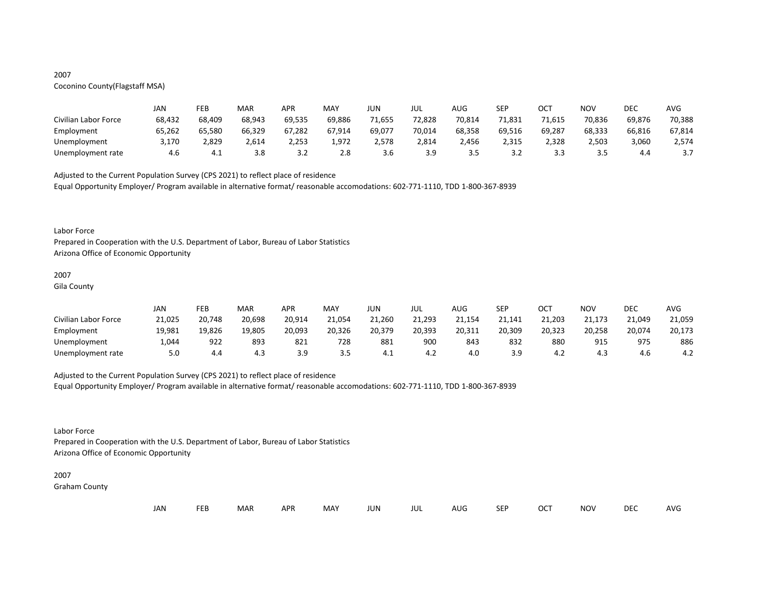2007
Coconino County(Flagstaff MSA)

| | JAN | FEB | MAR | APR | MAY | JUN | JUL | AUG | SEP | OCT | NOV | DEC | AVG |
|---|---|---|---|---|---|---|---|---|---|---|---|---|---|
| Civilian Labor Force | 68,432 | 68,409 | 68,943 | 69,535 | 69,886 | 71,655 | 72,828 | 70,814 | 71,831 | 71,615 | 70,836 | 69,876 | 70,388 |
| Employment | 65,262 | 65,580 | 66,329 | 67,282 | 67,914 | 69,077 | 70,014 | 68,358 | 69,516 | 69,287 | 68,333 | 66,816 | 67,814 |
| Unemployment | 3,170 | 2,829 | 2,614 | 2,253 | 1,972 | 2,578 | 2,814 | 2,456 | 2,315 | 2,328 | 2,503 | 3,060 | 2,574 |
| Unemployment rate | 4.6 | 4.1 | 3.8 | 3.2 | 2.8 | 3.6 | 3.9 | 3.5 | 3.2 | 3.3 | 3.5 | 4.4 | 3.7 |

Adjusted to the Current Population Survey (CPS 2021) to reflect place of residence
Equal Opportunity Employer/ Program available in alternative format/ reasonable accomodations: 602-771-1110, TDD 1-800-367-8939

Labor Force
Prepared in Cooperation with the U.S. Department of Labor, Bureau of Labor Statistics
Arizona Office of Economic Opportunity

2007
Gila County

| | JAN | FEB | MAR | APR | MAY | JUN | JUL | AUG | SEP | OCT | NOV | DEC | AVG |
|---|---|---|---|---|---|---|---|---|---|---|---|---|---|
| Civilian Labor Force | 21,025 | 20,748 | 20,698 | 20,914 | 21,054 | 21,260 | 21,293 | 21,154 | 21,141 | 21,203 | 21,173 | 21,049 | 21,059 |
| Employment | 19,981 | 19,826 | 19,805 | 20,093 | 20,326 | 20,379 | 20,393 | 20,311 | 20,309 | 20,323 | 20,258 | 20,074 | 20,173 |
| Unemployment | 1,044 | 922 | 893 | 821 | 728 | 881 | 900 | 843 | 832 | 880 | 915 | 975 | 886 |
| Unemployment rate | 5.0 | 4.4 | 4.3 | 3.9 | 3.5 | 4.1 | 4.2 | 4.0 | 3.9 | 4.2 | 4.3 | 4.6 | 4.2 |

Adjusted to the Current Population Survey (CPS 2021) to reflect place of residence
Equal Opportunity Employer/ Program available in alternative format/ reasonable accomodations: 602-771-1110, TDD 1-800-367-8939

Labor Force
Prepared in Cooperation with the U.S. Department of Labor, Bureau of Labor Statistics
Arizona Office of Economic Opportunity

2007
Graham County

| | JAN | FEB | MAR | APR | MAY | JUN | JUL | AUG | SEP | OCT | NOV | DEC | AVG |
|---|---|---|---|---|---|---|---|---|---|---|---|---|---|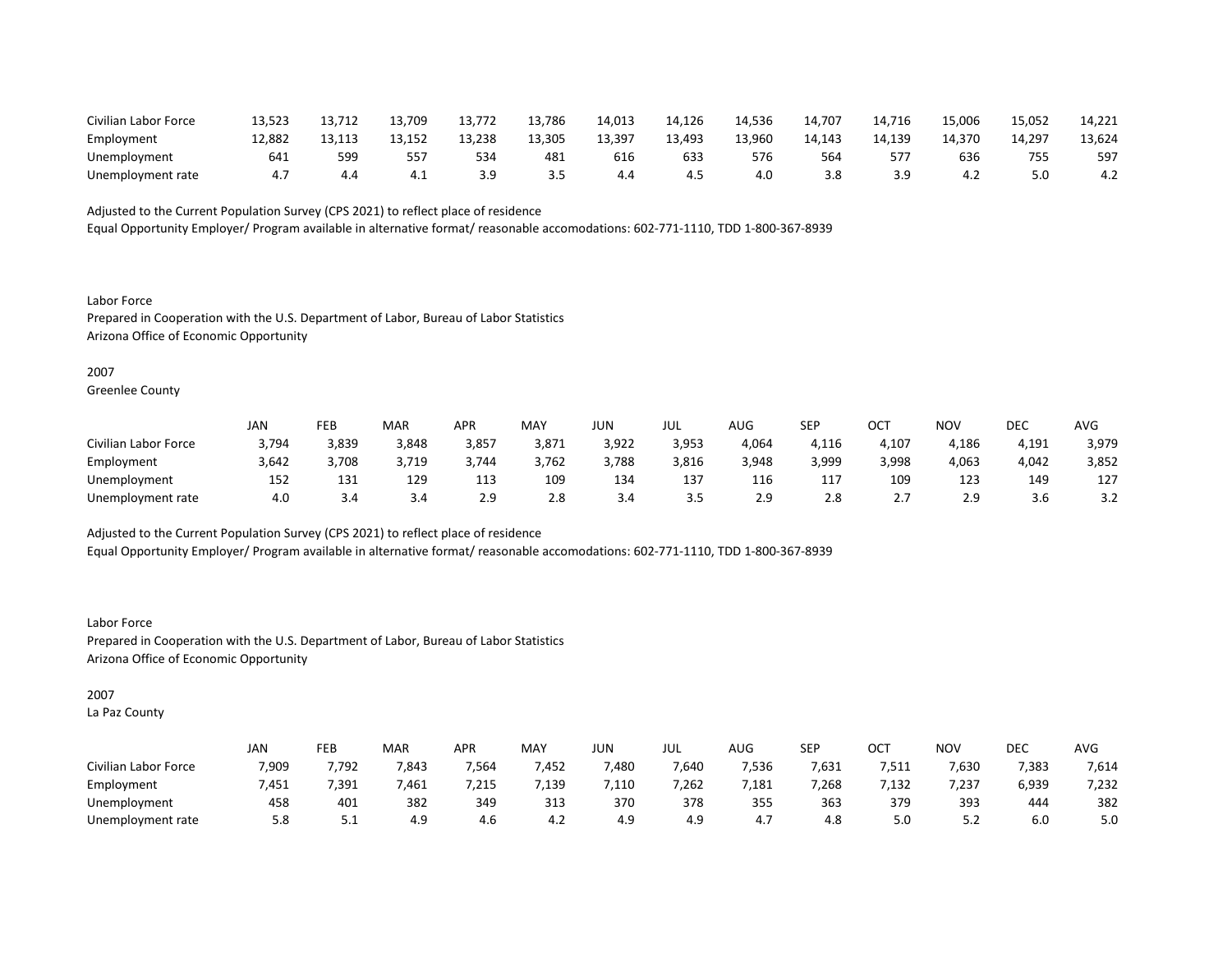| | | | | | | | | | | | | | |
|---|---|---|---|---|---|---|---|---|---|---|---|---|---|
| Civilian Labor Force | 13,523 | 13,712 | 13,709 | 13,772 | 13,786 | 14,013 | 14,126 | 14,536 | 14,707 | 14,716 | 15,006 | 15,052 | 14,221 |
| Employment | 12,882 | 13,113 | 13,152 | 13,238 | 13,305 | 13,397 | 13,493 | 13,960 | 14,143 | 14,139 | 14,370 | 14,297 | 13,624 |
| Unemployment | 641 | 599 | 557 | 534 | 481 | 616 | 633 | 576 | 564 | 577 | 636 | 755 | 597 |
| Unemployment rate | 4.7 | 4.4 | 4.1 | 3.9 | 3.5 | 4.4 | 4.5 | 4.0 | 3.8 | 3.9 | 4.2 | 5.0 | 4.2 |

Adjusted to the Current Population Survey (CPS 2021) to reflect place of residence
Equal Opportunity Employer/ Program available in alternative format/ reasonable accomodations: 602-771-1110, TDD 1-800-367-8939

Labor Force
Prepared in Cooperation with the U.S. Department of Labor, Bureau of Labor Statistics
Arizona Office of Economic Opportunity

2007
Greenlee County

| | JAN | FEB | MAR | APR | MAY | JUN | JUL | AUG | SEP | OCT | NOV | DEC | AVG |
|---|---|---|---|---|---|---|---|---|---|---|---|---|---|
| Civilian Labor Force | 3,794 | 3,839 | 3,848 | 3,857 | 3,871 | 3,922 | 3,953 | 4,064 | 4,116 | 4,107 | 4,186 | 4,191 | 3,979 |
| Employment | 3,642 | 3,708 | 3,719 | 3,744 | 3,762 | 3,788 | 3,816 | 3,948 | 3,999 | 3,998 | 4,063 | 4,042 | 3,852 |
| Unemployment | 152 | 131 | 129 | 113 | 109 | 134 | 137 | 116 | 117 | 109 | 123 | 149 | 127 |
| Unemployment rate | 4.0 | 3.4 | 3.4 | 2.9 | 2.8 | 3.4 | 3.5 | 2.9 | 2.8 | 2.7 | 2.9 | 3.6 | 3.2 |

Adjusted to the Current Population Survey (CPS 2021) to reflect place of residence
Equal Opportunity Employer/ Program available in alternative format/ reasonable accomodations: 602-771-1110, TDD 1-800-367-8939

Labor Force
Prepared in Cooperation with the U.S. Department of Labor, Bureau of Labor Statistics
Arizona Office of Economic Opportunity

2007
La Paz County

| | JAN | FEB | MAR | APR | MAY | JUN | JUL | AUG | SEP | OCT | NOV | DEC | AVG |
|---|---|---|---|---|---|---|---|---|---|---|---|---|---|
| Civilian Labor Force | 7,909 | 7,792 | 7,843 | 7,564 | 7,452 | 7,480 | 7,640 | 7,536 | 7,631 | 7,511 | 7,630 | 7,383 | 7,614 |
| Employment | 7,451 | 7,391 | 7,461 | 7,215 | 7,139 | 7,110 | 7,262 | 7,181 | 7,268 | 7,132 | 7,237 | 6,939 | 7,232 |
| Unemployment | 458 | 401 | 382 | 349 | 313 | 370 | 378 | 355 | 363 | 379 | 393 | 444 | 382 |
| Unemployment rate | 5.8 | 5.1 | 4.9 | 4.6 | 4.2 | 4.9 | 4.9 | 4.7 | 4.8 | 5.0 | 5.2 | 6.0 | 5.0 |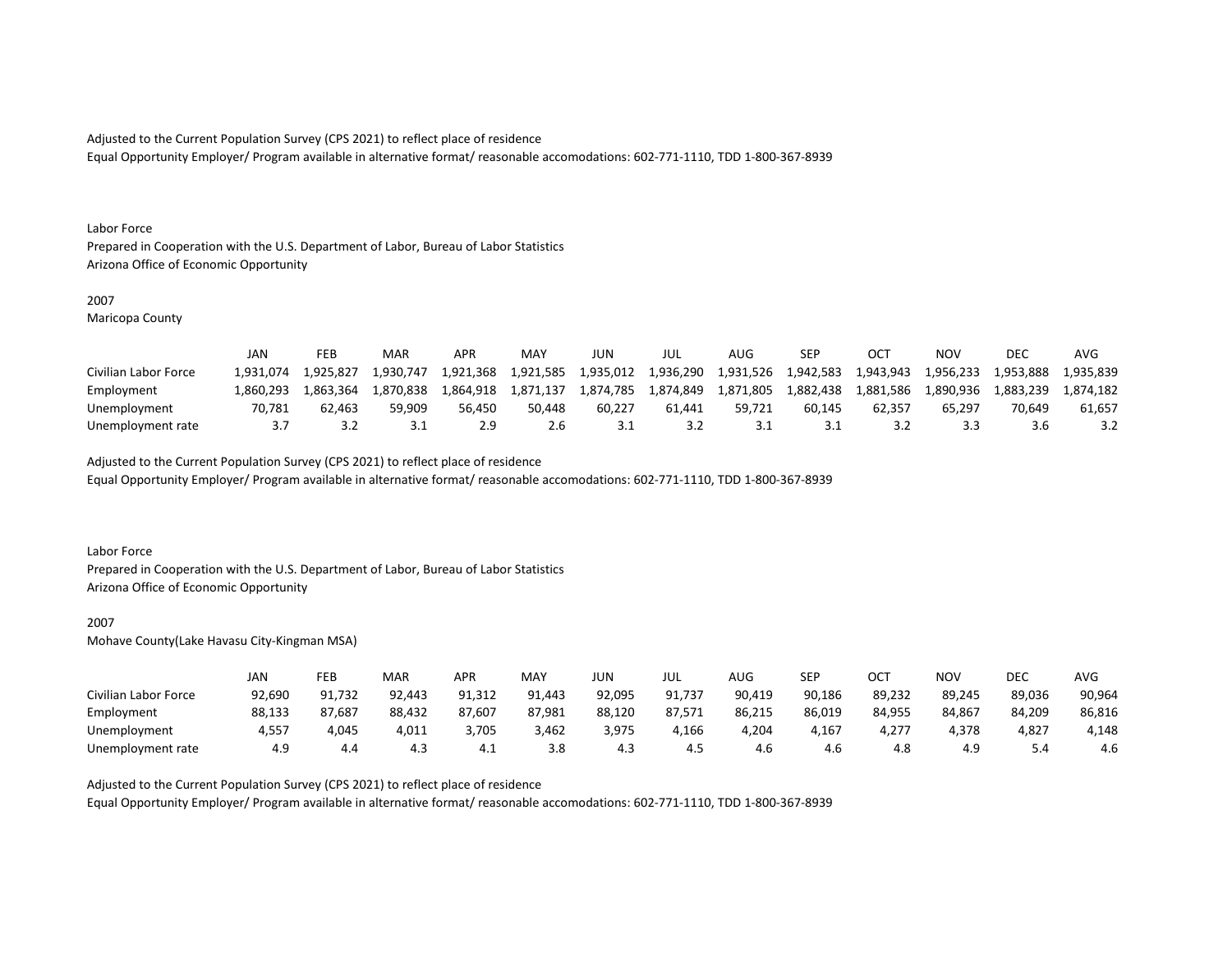Adjusted to the Current Population Survey (CPS 2021) to reflect place of residence
Equal Opportunity Employer/ Program available in alternative format/ reasonable accomodations: 602-771-1110, TDD 1-800-367-8939

Labor Force
Prepared in Cooperation with the U.S. Department of Labor, Bureau of Labor Statistics
Arizona Office of Economic Opportunity

2007
Maricopa County

| | JAN | FEB | MAR | APR | MAY | JUN | JUL | AUG | SEP | OCT | NOV | DEC | AVG |
|---|---|---|---|---|---|---|---|---|---|---|---|---|---|
| Civilian Labor Force | 1,931,074 | 1,925,827 | 1,930,747 | 1,921,368 | 1,921,585 | 1,935,012 | 1,936,290 | 1,931,526 | 1,942,583 | 1,943,943 | 1,956,233 | 1,953,888 | 1,935,839 |
| Employment | 1,860,293 | 1,863,364 | 1,870,838 | 1,864,918 | 1,871,137 | 1,874,785 | 1,874,849 | 1,871,805 | 1,882,438 | 1,881,586 | 1,890,936 | 1,883,239 | 1,874,182 |
| Unemployment | 70,781 | 62,463 | 59,909 | 56,450 | 50,448 | 60,227 | 61,441 | 59,721 | 60,145 | 62,357 | 65,297 | 70,649 | 61,657 |
| Unemployment rate | 3.7 | 3.2 | 3.1 | 2.9 | 2.6 | 3.1 | 3.2 | 3.1 | 3.1 | 3.2 | 3.3 | 3.6 | 3.2 |

Adjusted to the Current Population Survey (CPS 2021) to reflect place of residence
Equal Opportunity Employer/ Program available in alternative format/ reasonable accomodations: 602-771-1110, TDD 1-800-367-8939

Labor Force
Prepared in Cooperation with the U.S. Department of Labor, Bureau of Labor Statistics
Arizona Office of Economic Opportunity

2007
Mohave County(Lake Havasu City-Kingman MSA)

| | JAN | FEB | MAR | APR | MAY | JUN | JUL | AUG | SEP | OCT | NOV | DEC | AVG |
|---|---|---|---|---|---|---|---|---|---|---|---|---|---|
| Civilian Labor Force | 92,690 | 91,732 | 92,443 | 91,312 | 91,443 | 92,095 | 91,737 | 90,419 | 90,186 | 89,232 | 89,245 | 89,036 | 90,964 |
| Employment | 88,133 | 87,687 | 88,432 | 87,607 | 87,981 | 88,120 | 87,571 | 86,215 | 86,019 | 84,955 | 84,867 | 84,209 | 86,816 |
| Unemployment | 4,557 | 4,045 | 4,011 | 3,705 | 3,462 | 3,975 | 4,166 | 4,204 | 4,167 | 4,277 | 4,378 | 4,827 | 4,148 |
| Unemployment rate | 4.9 | 4.4 | 4.3 | 4.1 | 3.8 | 4.3 | 4.5 | 4.6 | 4.6 | 4.8 | 4.9 | 5.4 | 4.6 |

Adjusted to the Current Population Survey (CPS 2021) to reflect place of residence
Equal Opportunity Employer/ Program available in alternative format/ reasonable accomodations: 602-771-1110, TDD 1-800-367-8939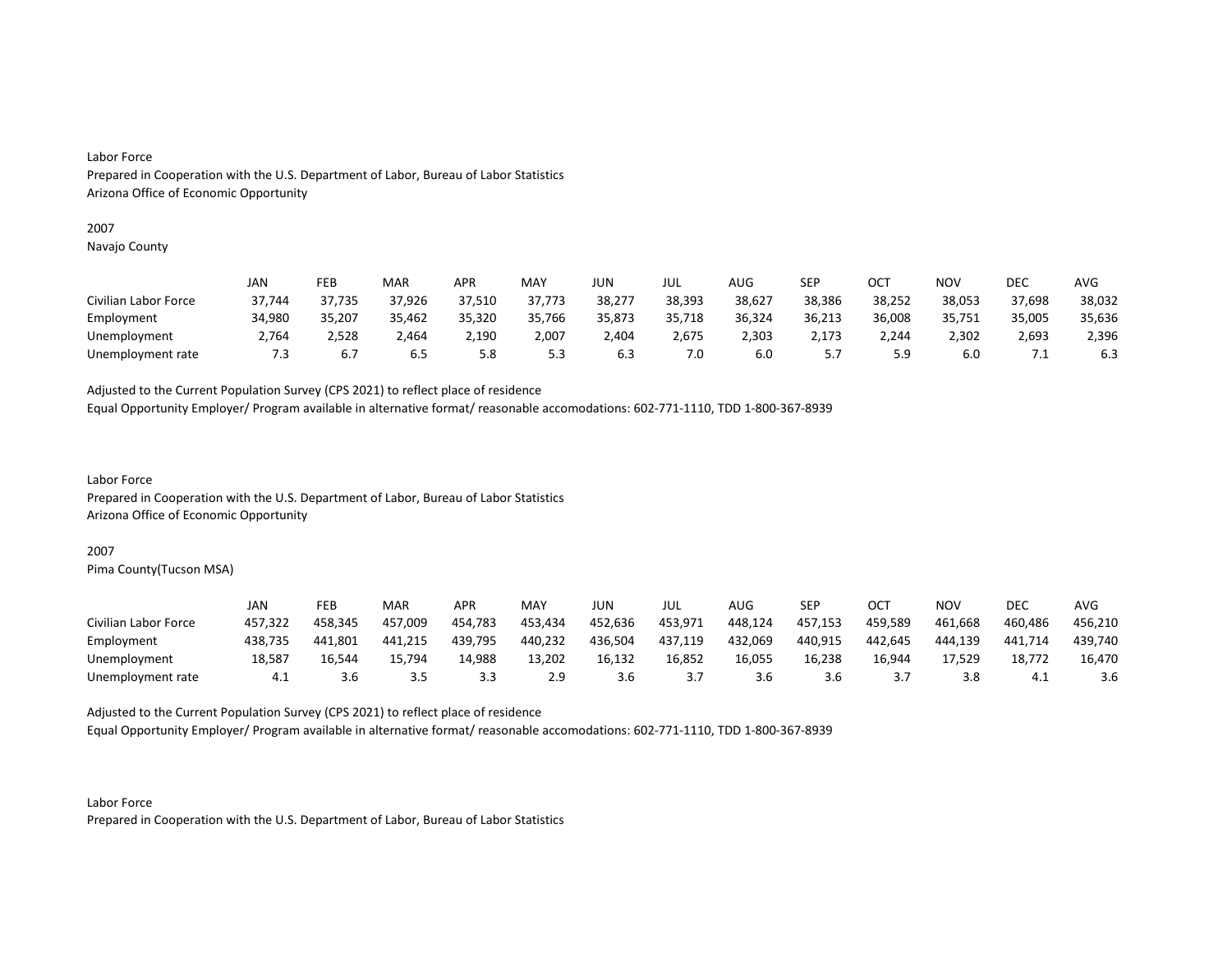Labor Force
Prepared in Cooperation with the U.S. Department of Labor, Bureau of Labor Statistics
Arizona Office of Economic Opportunity

2007
Navajo County

| | JAN | FEB | MAR | APR | MAY | JUN | JUL | AUG | SEP | OCT | NOV | DEC | AVG |
|---|---|---|---|---|---|---|---|---|---|---|---|---|---|
| Civilian Labor Force | 37,744 | 37,735 | 37,926 | 37,510 | 37,773 | 38,277 | 38,393 | 38,627 | 38,386 | 38,252 | 38,053 | 37,698 | 38,032 |
| Employment | 34,980 | 35,207 | 35,462 | 35,320 | 35,766 | 35,873 | 35,718 | 36,324 | 36,213 | 36,008 | 35,751 | 35,005 | 35,636 |
| Unemployment | 2,764 | 2,528 | 2,464 | 2,190 | 2,007 | 2,404 | 2,675 | 2,303 | 2,173 | 2,244 | 2,302 | 2,693 | 2,396 |
| Unemployment rate | 7.3 | 6.7 | 6.5 | 5.8 | 5.3 | 6.3 | 7.0 | 6.0 | 5.7 | 5.9 | 6.0 | 7.1 | 6.3 |

Adjusted to the Current Population Survey (CPS 2021) to reflect place of residence
Equal Opportunity Employer/ Program available in alternative format/ reasonable accomodations: 602-771-1110, TDD 1-800-367-8939

Labor Force
Prepared in Cooperation with the U.S. Department of Labor, Bureau of Labor Statistics
Arizona Office of Economic Opportunity

2007
Pima County(Tucson MSA)

| | JAN | FEB | MAR | APR | MAY | JUN | JUL | AUG | SEP | OCT | NOV | DEC | AVG |
|---|---|---|---|---|---|---|---|---|---|---|---|---|---|
| Civilian Labor Force | 457,322 | 458,345 | 457,009 | 454,783 | 453,434 | 452,636 | 453,971 | 448,124 | 457,153 | 459,589 | 461,668 | 460,486 | 456,210 |
| Employment | 438,735 | 441,801 | 441,215 | 439,795 | 440,232 | 436,504 | 437,119 | 432,069 | 440,915 | 442,645 | 444,139 | 441,714 | 439,740 |
| Unemployment | 18,587 | 16,544 | 15,794 | 14,988 | 13,202 | 16,132 | 16,852 | 16,055 | 16,238 | 16,944 | 17,529 | 18,772 | 16,470 |
| Unemployment rate | 4.1 | 3.6 | 3.5 | 3.3 | 2.9 | 3.6 | 3.7 | 3.6 | 3.6 | 3.7 | 3.8 | 4.1 | 3.6 |

Adjusted to the Current Population Survey (CPS 2021) to reflect place of residence
Equal Opportunity Employer/ Program available in alternative format/ reasonable accomodations: 602-771-1110, TDD 1-800-367-8939

Labor Force
Prepared in Cooperation with the U.S. Department of Labor, Bureau of Labor Statistics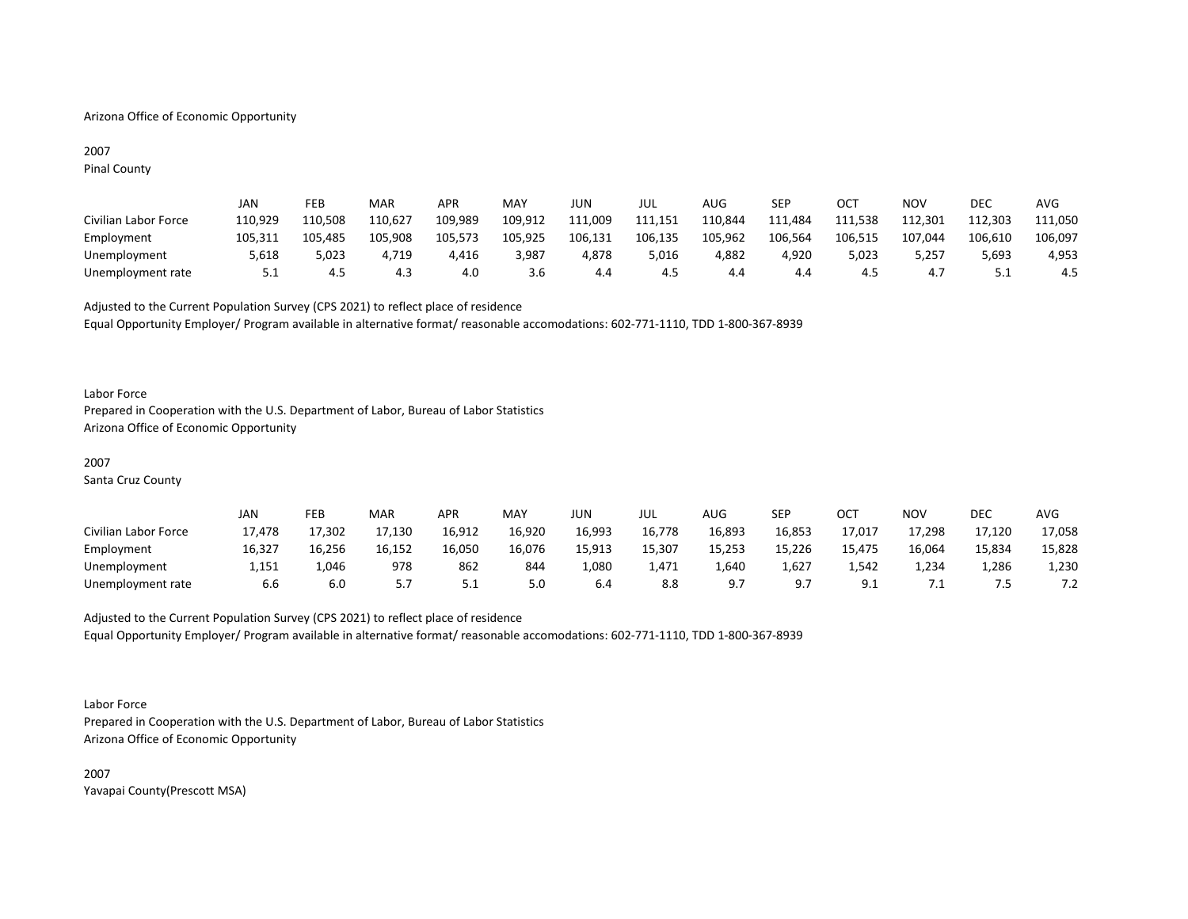Arizona Office of Economic Opportunity

2007
Pinal County

| | JAN | FEB | MAR | APR | MAY | JUN | JUL | AUG | SEP | OCT | NOV | DEC | AVG |
|---|---|---|---|---|---|---|---|---|---|---|---|---|---|
| Civilian Labor Force | 110,929 | 110,508 | 110,627 | 109,989 | 109,912 | 111,009 | 111,151 | 110,844 | 111,484 | 111,538 | 112,301 | 112,303 | 111,050 |
| Employment | 105,311 | 105,485 | 105,908 | 105,573 | 105,925 | 106,131 | 106,135 | 105,962 | 106,564 | 106,515 | 107,044 | 106,610 | 106,097 |
| Unemployment | 5,618 | 5,023 | 4,719 | 4,416 | 3,987 | 4,878 | 5,016 | 4,882 | 4,920 | 5,023 | 5,257 | 5,693 | 4,953 |
| Unemployment rate | 5.1 | 4.5 | 4.3 | 4.0 | 3.6 | 4.4 | 4.5 | 4.4 | 4.4 | 4.5 | 4.7 | 5.1 | 4.5 |

Adjusted to the Current Population Survey (CPS 2021) to reflect place of residence
Equal Opportunity Employer/ Program available in alternative format/ reasonable accomodations: 602-771-1110, TDD 1-800-367-8939

Labor Force
Prepared in Cooperation with the U.S. Department of Labor, Bureau of Labor Statistics
Arizona Office of Economic Opportunity

2007
Santa Cruz County

| | JAN | FEB | MAR | APR | MAY | JUN | JUL | AUG | SEP | OCT | NOV | DEC | AVG |
|---|---|---|---|---|---|---|---|---|---|---|---|---|---|
| Civilian Labor Force | 17,478 | 17,302 | 17,130 | 16,912 | 16,920 | 16,993 | 16,778 | 16,893 | 16,853 | 17,017 | 17,298 | 17,120 | 17,058 |
| Employment | 16,327 | 16,256 | 16,152 | 16,050 | 16,076 | 15,913 | 15,307 | 15,253 | 15,226 | 15,475 | 16,064 | 15,834 | 15,828 |
| Unemployment | 1,151 | 1,046 | 978 | 862 | 844 | 1,080 | 1,471 | 1,640 | 1,627 | 1,542 | 1,234 | 1,286 | 1,230 |
| Unemployment rate | 6.6 | 6.0 | 5.7 | 5.1 | 5.0 | 6.4 | 8.8 | 9.7 | 9.7 | 9.1 | 7.1 | 7.5 | 7.2 |

Adjusted to the Current Population Survey (CPS 2021) to reflect place of residence
Equal Opportunity Employer/ Program available in alternative format/ reasonable accomodations: 602-771-1110, TDD 1-800-367-8939

Labor Force
Prepared in Cooperation with the U.S. Department of Labor, Bureau of Labor Statistics
Arizona Office of Economic Opportunity

2007
Yavapai County(Prescott MSA)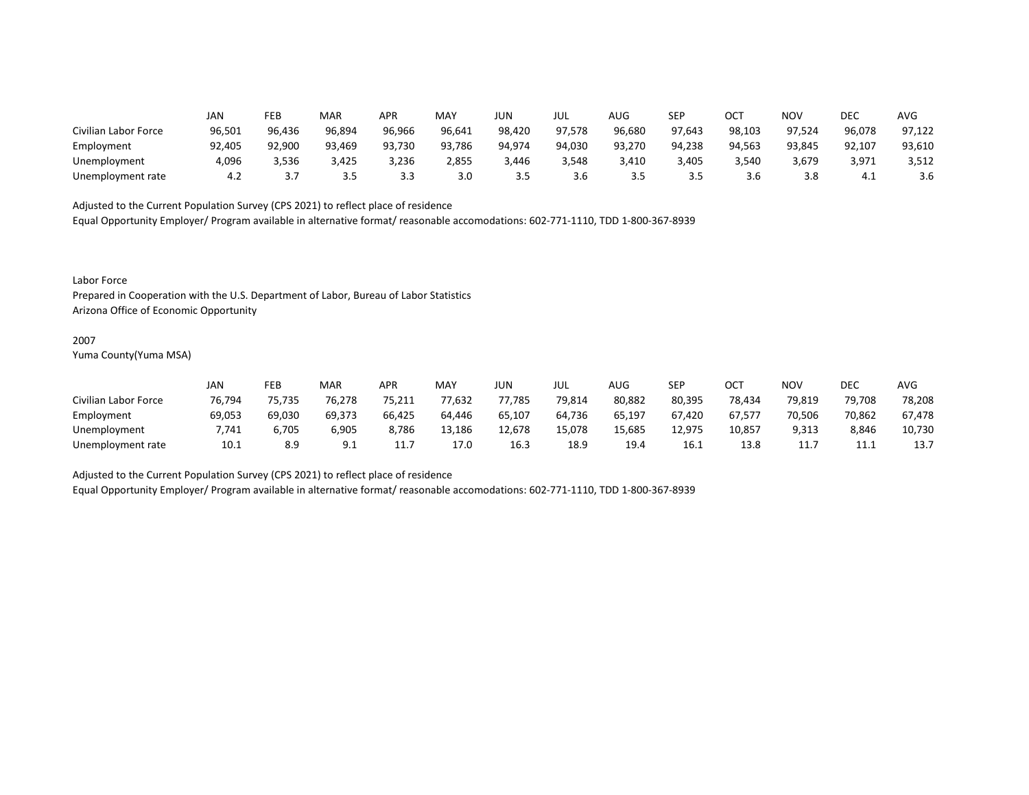| | JAN | FEB | MAR | APR | MAY | JUN | JUL | AUG | SEP | OCT | NOV | DEC | AVG |
|---|---|---|---|---|---|---|---|---|---|---|---|---|---|
| Civilian Labor Force | 96,501 | 96,436 | 96,894 | 96,966 | 96,641 | 98,420 | 97,578 | 96,680 | 97,643 | 98,103 | 97,524 | 96,078 | 97,122 |
| Employment | 92,405 | 92,900 | 93,469 | 93,730 | 93,786 | 94,974 | 94,030 | 93,270 | 94,238 | 94,563 | 93,845 | 92,107 | 93,610 |
| Unemployment | 4,096 | 3,536 | 3,425 | 3,236 | 2,855 | 3,446 | 3,548 | 3,410 | 3,405 | 3,540 | 3,679 | 3,971 | 3,512 |
| Unemployment rate | 4.2 | 3.7 | 3.5 | 3.3 | 3.0 | 3.5 | 3.6 | 3.5 | 3.5 | 3.6 | 3.8 | 4.1 | 3.6 |

Adjusted to the Current Population Survey (CPS 2021) to reflect place of residence
Equal Opportunity Employer/ Program available in alternative format/ reasonable accomodations: 602-771-1110, TDD 1-800-367-8939

Labor Force
Prepared in Cooperation with the U.S. Department of Labor, Bureau of Labor Statistics
Arizona Office of Economic Opportunity

2007
Yuma County(Yuma MSA)

| | JAN | FEB | MAR | APR | MAY | JUN | JUL | AUG | SEP | OCT | NOV | DEC | AVG |
|---|---|---|---|---|---|---|---|---|---|---|---|---|---|
| Civilian Labor Force | 76,794 | 75,735 | 76,278 | 75,211 | 77,632 | 77,785 | 79,814 | 80,882 | 80,395 | 78,434 | 79,819 | 79,708 | 78,208 |
| Employment | 69,053 | 69,030 | 69,373 | 66,425 | 64,446 | 65,107 | 64,736 | 65,197 | 67,420 | 67,577 | 70,506 | 70,862 | 67,478 |
| Unemployment | 7,741 | 6,705 | 6,905 | 8,786 | 13,186 | 12,678 | 15,078 | 15,685 | 12,975 | 10,857 | 9,313 | 8,846 | 10,730 |
| Unemployment rate | 10.1 | 8.9 | 9.1 | 11.7 | 17.0 | 16.3 | 18.9 | 19.4 | 16.1 | 13.8 | 11.7 | 11.1 | 13.7 |

Adjusted to the Current Population Survey (CPS 2021) to reflect place of residence
Equal Opportunity Employer/ Program available in alternative format/ reasonable accomodations: 602-771-1110, TDD 1-800-367-8939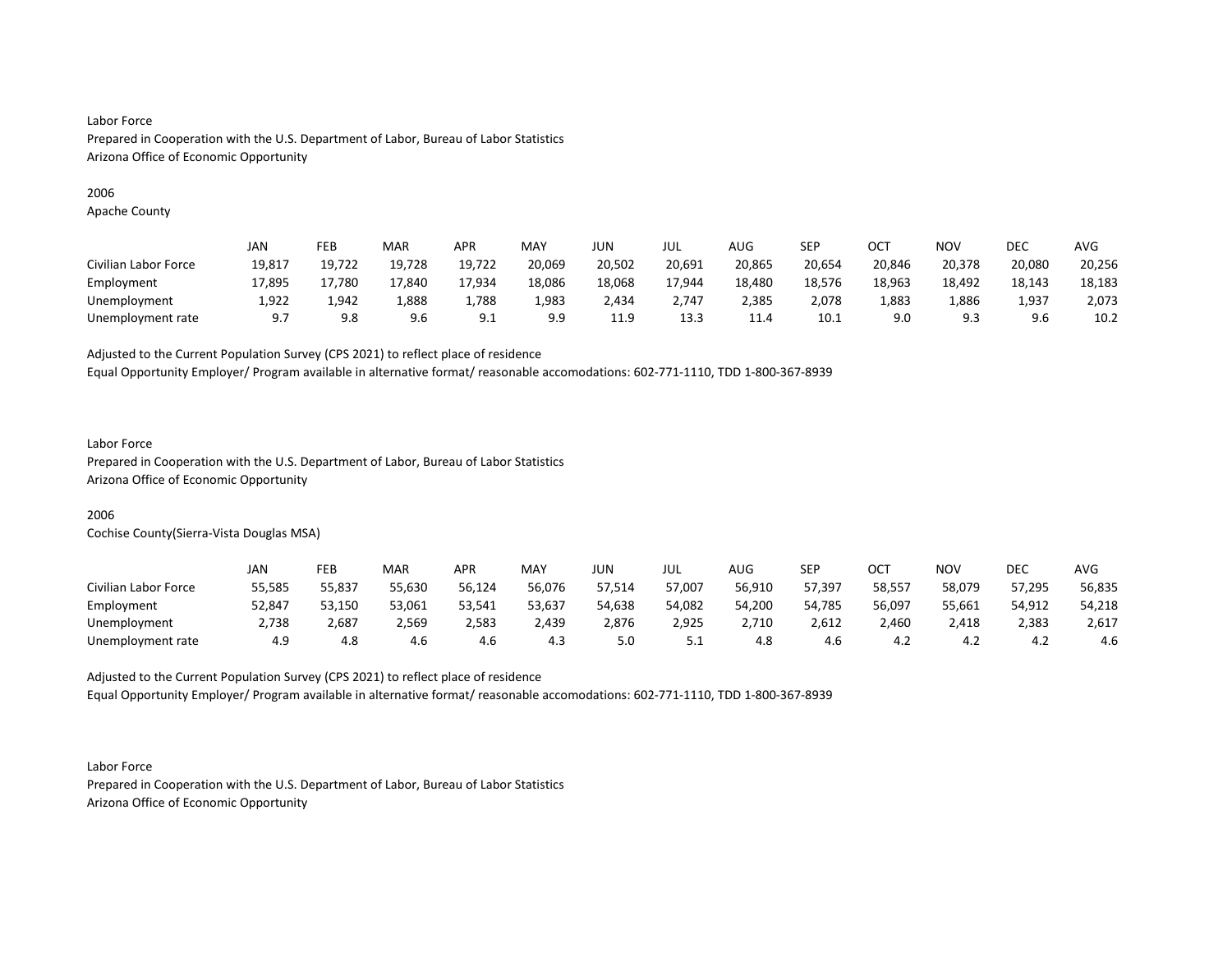Labor Force
Prepared in Cooperation with the U.S. Department of Labor, Bureau of Labor Statistics
Arizona Office of Economic Opportunity

2006
Apache County

| | JAN | FEB | MAR | APR | MAY | JUN | JUL | AUG | SEP | OCT | NOV | DEC | AVG |
|---|---|---|---|---|---|---|---|---|---|---|---|---|---|
| Civilian Labor Force | 19,817 | 19,722 | 19,728 | 19,722 | 20,069 | 20,502 | 20,691 | 20,865 | 20,654 | 20,846 | 20,378 | 20,080 | 20,256 |
| Employment | 17,895 | 17,780 | 17,840 | 17,934 | 18,086 | 18,068 | 17,944 | 18,480 | 18,576 | 18,963 | 18,492 | 18,143 | 18,183 |
| Unemployment | 1,922 | 1,942 | 1,888 | 1,788 | 1,983 | 2,434 | 2,747 | 2,385 | 2,078 | 1,883 | 1,886 | 1,937 | 2,073 |
| Unemployment rate | 9.7 | 9.8 | 9.6 | 9.1 | 9.9 | 11.9 | 13.3 | 11.4 | 10.1 | 9.0 | 9.3 | 9.6 | 10.2 |

Adjusted to the Current Population Survey (CPS 2021) to reflect place of residence
Equal Opportunity Employer/ Program available in alternative format/ reasonable accomodations: 602-771-1110, TDD 1-800-367-8939

Labor Force
Prepared in Cooperation with the U.S. Department of Labor, Bureau of Labor Statistics
Arizona Office of Economic Opportunity

2006
Cochise County(Sierra-Vista Douglas MSA)

| | JAN | FEB | MAR | APR | MAY | JUN | JUL | AUG | SEP | OCT | NOV | DEC | AVG |
|---|---|---|---|---|---|---|---|---|---|---|---|---|---|
| Civilian Labor Force | 55,585 | 55,837 | 55,630 | 56,124 | 56,076 | 57,514 | 57,007 | 56,910 | 57,397 | 58,557 | 58,079 | 57,295 | 56,835 |
| Employment | 52,847 | 53,150 | 53,061 | 53,541 | 53,637 | 54,638 | 54,082 | 54,200 | 54,785 | 56,097 | 55,661 | 54,912 | 54,218 |
| Unemployment | 2,738 | 2,687 | 2,569 | 2,583 | 2,439 | 2,876 | 2,925 | 2,710 | 2,612 | 2,460 | 2,418 | 2,383 | 2,617 |
| Unemployment rate | 4.9 | 4.8 | 4.6 | 4.6 | 4.3 | 5.0 | 5.1 | 4.8 | 4.6 | 4.2 | 4.2 | 4.2 | 4.6 |

Adjusted to the Current Population Survey (CPS 2021) to reflect place of residence
Equal Opportunity Employer/ Program available in alternative format/ reasonable accomodations: 602-771-1110, TDD 1-800-367-8939

Labor Force
Prepared in Cooperation with the U.S. Department of Labor, Bureau of Labor Statistics
Arizona Office of Economic Opportunity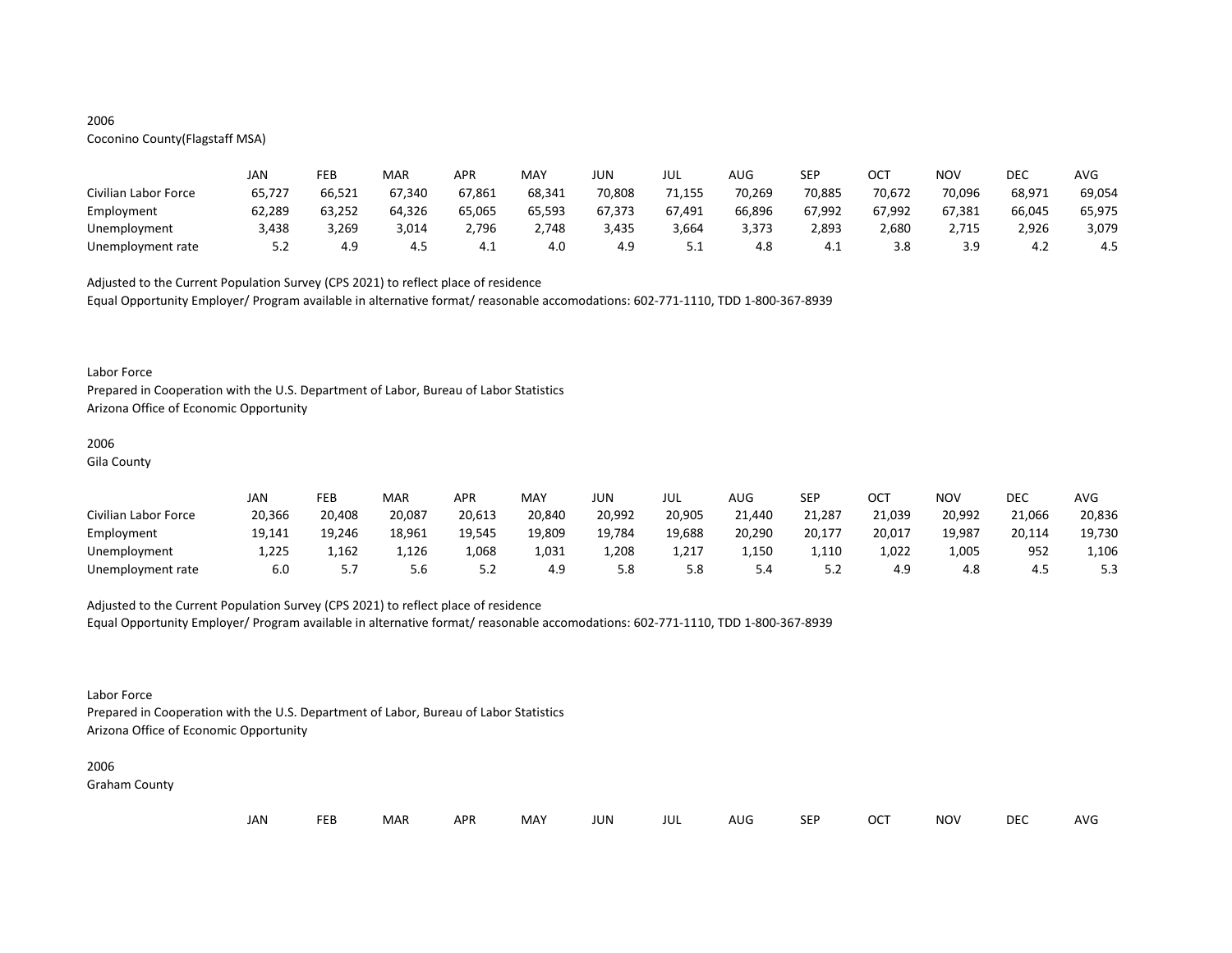2006
Coconino County(Flagstaff MSA)

| | JAN | FEB | MAR | APR | MAY | JUN | JUL | AUG | SEP | OCT | NOV | DEC | AVG |
|---|---|---|---|---|---|---|---|---|---|---|---|---|---|
| Civilian Labor Force | 65,727 | 66,521 | 67,340 | 67,861 | 68,341 | 70,808 | 71,155 | 70,269 | 70,885 | 70,672 | 70,096 | 68,971 | 69,054 |
| Employment | 62,289 | 63,252 | 64,326 | 65,065 | 65,593 | 67,373 | 67,491 | 66,896 | 67,992 | 67,992 | 67,381 | 66,045 | 65,975 |
| Unemployment | 3,438 | 3,269 | 3,014 | 2,796 | 2,748 | 3,435 | 3,664 | 3,373 | 2,893 | 2,680 | 2,715 | 2,926 | 3,079 |
| Unemployment rate | 5.2 | 4.9 | 4.5 | 4.1 | 4.0 | 4.9 | 5.1 | 4.8 | 4.1 | 3.8 | 3.9 | 4.2 | 4.5 |

Adjusted to the Current Population Survey (CPS 2021) to reflect place of residence
Equal Opportunity Employer/ Program available in alternative format/ reasonable accomodations: 602-771-1110, TDD 1-800-367-8939

Labor Force
Prepared in Cooperation with the U.S. Department of Labor, Bureau of Labor Statistics
Arizona Office of Economic Opportunity

2006
Gila County

| | JAN | FEB | MAR | APR | MAY | JUN | JUL | AUG | SEP | OCT | NOV | DEC | AVG |
|---|---|---|---|---|---|---|---|---|---|---|---|---|---|
| Civilian Labor Force | 20,366 | 20,408 | 20,087 | 20,613 | 20,840 | 20,992 | 20,905 | 21,440 | 21,287 | 21,039 | 20,992 | 21,066 | 20,836 |
| Employment | 19,141 | 19,246 | 18,961 | 19,545 | 19,809 | 19,784 | 19,688 | 20,290 | 20,177 | 20,017 | 19,987 | 20,114 | 19,730 |
| Unemployment | 1,225 | 1,162 | 1,126 | 1,068 | 1,031 | 1,208 | 1,217 | 1,150 | 1,110 | 1,022 | 1,005 | 952 | 1,106 |
| Unemployment rate | 6.0 | 5.7 | 5.6 | 5.2 | 4.9 | 5.8 | 5.8 | 5.4 | 5.2 | 4.9 | 4.8 | 4.5 | 5.3 |

Adjusted to the Current Population Survey (CPS 2021) to reflect place of residence
Equal Opportunity Employer/ Program available in alternative format/ reasonable accomodations: 602-771-1110, TDD 1-800-367-8939

Labor Force
Prepared in Cooperation with the U.S. Department of Labor, Bureau of Labor Statistics
Arizona Office of Economic Opportunity

2006
Graham County

| | JAN | FEB | MAR | APR | MAY | JUN | JUL | AUG | SEP | OCT | NOV | DEC | AVG |
|---|---|---|---|---|---|---|---|---|---|---|---|---|---|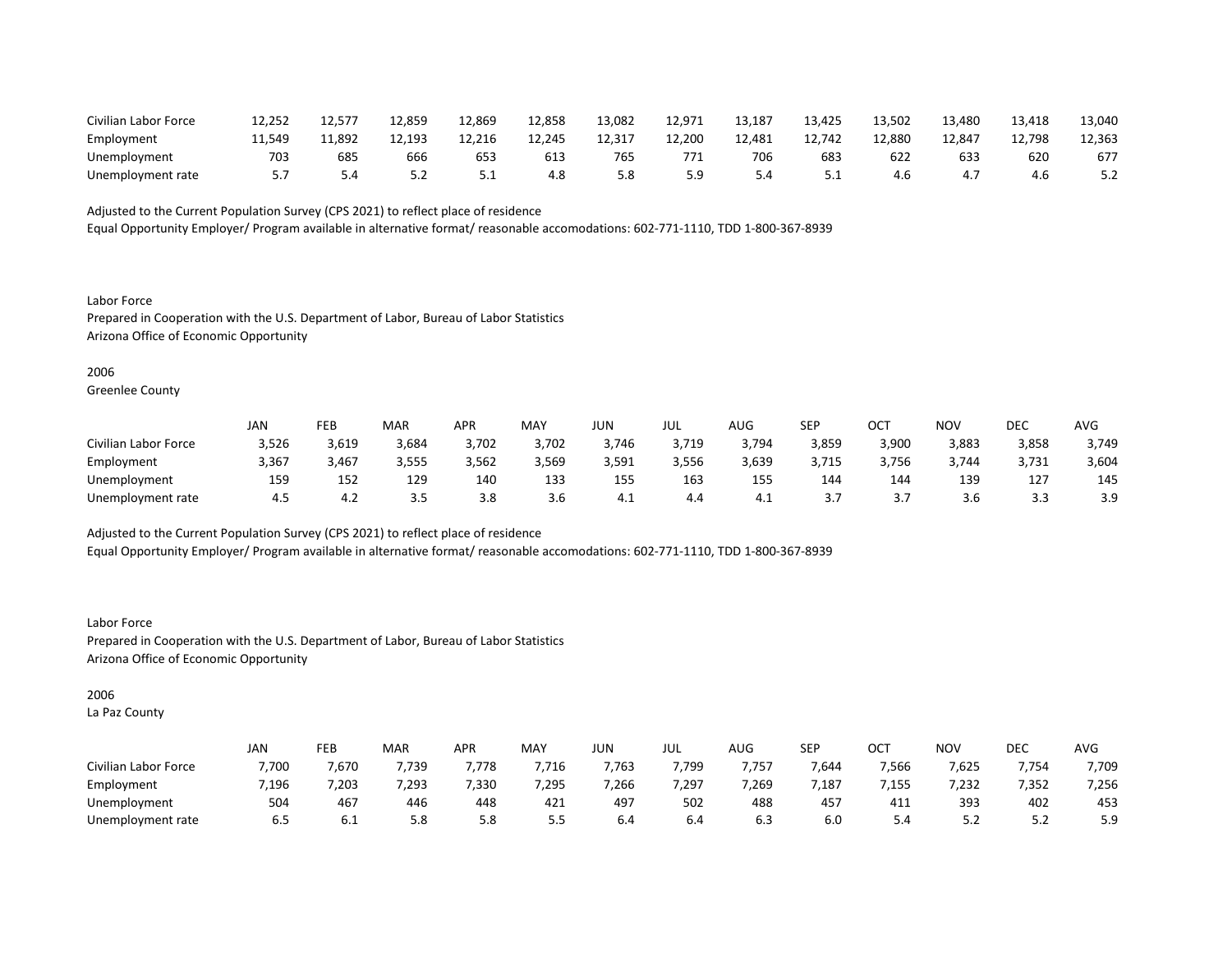| | | | | | | | | | | | | | |
|---|---|---|---|---|---|---|---|---|---|---|---|---|---|
| Civilian Labor Force | 12,252 | 12,577 | 12,859 | 12,869 | 12,858 | 13,082 | 12,971 | 13,187 | 13,425 | 13,502 | 13,480 | 13,418 | 13,040 |
| Employment | 11,549 | 11,892 | 12,193 | 12,216 | 12,245 | 12,317 | 12,200 | 12,481 | 12,742 | 12,880 | 12,847 | 12,798 | 12,363 |
| Unemployment | 703 | 685 | 666 | 653 | 613 | 765 | 771 | 706 | 683 | 622 | 633 | 620 | 677 |
| Unemployment rate | 5.7 | 5.4 | 5.2 | 5.1 | 4.8 | 5.8 | 5.9 | 5.4 | 5.1 | 4.6 | 4.7 | 4.6 | 5.2 |

Adjusted to the Current Population Survey (CPS 2021) to reflect place of residence
Equal Opportunity Employer/ Program available in alternative format/ reasonable accomodations: 602-771-1110, TDD 1-800-367-8939

Labor Force
Prepared in Cooperation with the U.S. Department of Labor, Bureau of Labor Statistics
Arizona Office of Economic Opportunity

2006
Greenlee County

| | JAN | FEB | MAR | APR | MAY | JUN | JUL | AUG | SEP | OCT | NOV | DEC | AVG |
|---|---|---|---|---|---|---|---|---|---|---|---|---|---|
| Civilian Labor Force | 3,526 | 3,619 | 3,684 | 3,702 | 3,702 | 3,746 | 3,719 | 3,794 | 3,859 | 3,900 | 3,883 | 3,858 | 3,749 |
| Employment | 3,367 | 3,467 | 3,555 | 3,562 | 3,569 | 3,591 | 3,556 | 3,639 | 3,715 | 3,756 | 3,744 | 3,731 | 3,604 |
| Unemployment | 159 | 152 | 129 | 140 | 133 | 155 | 163 | 155 | 144 | 144 | 139 | 127 | 145 |
| Unemployment rate | 4.5 | 4.2 | 3.5 | 3.8 | 3.6 | 4.1 | 4.4 | 4.1 | 3.7 | 3.7 | 3.6 | 3.3 | 3.9 |

Adjusted to the Current Population Survey (CPS 2021) to reflect place of residence
Equal Opportunity Employer/ Program available in alternative format/ reasonable accomodations: 602-771-1110, TDD 1-800-367-8939

Labor Force
Prepared in Cooperation with the U.S. Department of Labor, Bureau of Labor Statistics
Arizona Office of Economic Opportunity

2006
La Paz County

| | JAN | FEB | MAR | APR | MAY | JUN | JUL | AUG | SEP | OCT | NOV | DEC | AVG |
|---|---|---|---|---|---|---|---|---|---|---|---|---|---|
| Civilian Labor Force | 7,700 | 7,670 | 7,739 | 7,778 | 7,716 | 7,763 | 7,799 | 7,757 | 7,644 | 7,566 | 7,625 | 7,754 | 7,709 |
| Employment | 7,196 | 7,203 | 7,293 | 7,330 | 7,295 | 7,266 | 7,297 | 7,269 | 7,187 | 7,155 | 7,232 | 7,352 | 7,256 |
| Unemployment | 504 | 467 | 446 | 448 | 421 | 497 | 502 | 488 | 457 | 411 | 393 | 402 | 453 |
| Unemployment rate | 6.5 | 6.1 | 5.8 | 5.8 | 5.5 | 6.4 | 6.4 | 6.3 | 6.0 | 5.4 | 5.2 | 5.2 | 5.9 |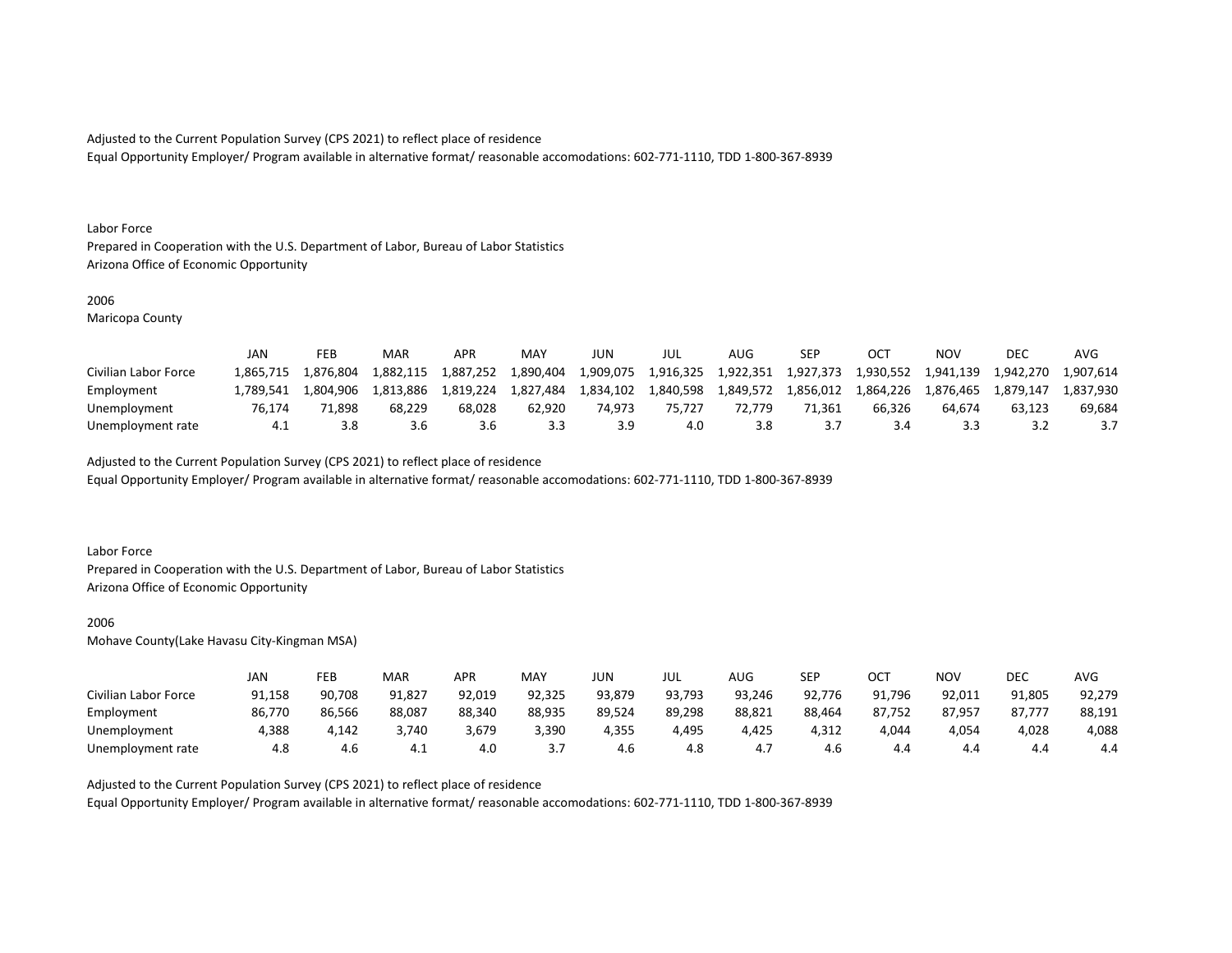Adjusted to the Current Population Survey (CPS 2021) to reflect place of residence
Equal Opportunity Employer/ Program available in alternative format/ reasonable accomodations: 602-771-1110, TDD 1-800-367-8939

Labor Force
Prepared in Cooperation with the U.S. Department of Labor, Bureau of Labor Statistics
Arizona Office of Economic Opportunity

2006
Maricopa County

| | JAN | FEB | MAR | APR | MAY | JUN | JUL | AUG | SEP | OCT | NOV | DEC | AVG |
|---|---|---|---|---|---|---|---|---|---|---|---|---|---|
| Civilian Labor Force | 1,865,715 | 1,876,804 | 1,882,115 | 1,887,252 | 1,890,404 | 1,909,075 | 1,916,325 | 1,922,351 | 1,927,373 | 1,930,552 | 1,941,139 | 1,942,270 | 1,907,614 |
| Employment | 1,789,541 | 1,804,906 | 1,813,886 | 1,819,224 | 1,827,484 | 1,834,102 | 1,840,598 | 1,849,572 | 1,856,012 | 1,864,226 | 1,876,465 | 1,879,147 | 1,837,930 |
| Unemployment | 76,174 | 71,898 | 68,229 | 68,028 | 62,920 | 74,973 | 75,727 | 72,779 | 71,361 | 66,326 | 64,674 | 63,123 | 69,684 |
| Unemployment rate | 4.1 | 3.8 | 3.6 | 3.6 | 3.3 | 3.9 | 4.0 | 3.8 | 3.7 | 3.4 | 3.3 | 3.2 | 3.7 |

Adjusted to the Current Population Survey (CPS 2021) to reflect place of residence
Equal Opportunity Employer/ Program available in alternative format/ reasonable accomodations: 602-771-1110, TDD 1-800-367-8939

Labor Force
Prepared in Cooperation with the U.S. Department of Labor, Bureau of Labor Statistics
Arizona Office of Economic Opportunity

2006
Mohave County(Lake Havasu City-Kingman MSA)

| | JAN | FEB | MAR | APR | MAY | JUN | JUL | AUG | SEP | OCT | NOV | DEC | AVG |
|---|---|---|---|---|---|---|---|---|---|---|---|---|---|
| Civilian Labor Force | 91,158 | 90,708 | 91,827 | 92,019 | 92,325 | 93,879 | 93,793 | 93,246 | 92,776 | 91,796 | 92,011 | 91,805 | 92,279 |
| Employment | 86,770 | 86,566 | 88,087 | 88,340 | 88,935 | 89,524 | 89,298 | 88,821 | 88,464 | 87,752 | 87,957 | 87,777 | 88,191 |
| Unemployment | 4,388 | 4,142 | 3,740 | 3,679 | 3,390 | 4,355 | 4,495 | 4,425 | 4,312 | 4,044 | 4,054 | 4,028 | 4,088 |
| Unemployment rate | 4.8 | 4.6 | 4.1 | 4.0 | 3.7 | 4.6 | 4.8 | 4.7 | 4.6 | 4.4 | 4.4 | 4.4 | 4.4 |

Adjusted to the Current Population Survey (CPS 2021) to reflect place of residence
Equal Opportunity Employer/ Program available in alternative format/ reasonable accomodations: 602-771-1110, TDD 1-800-367-8939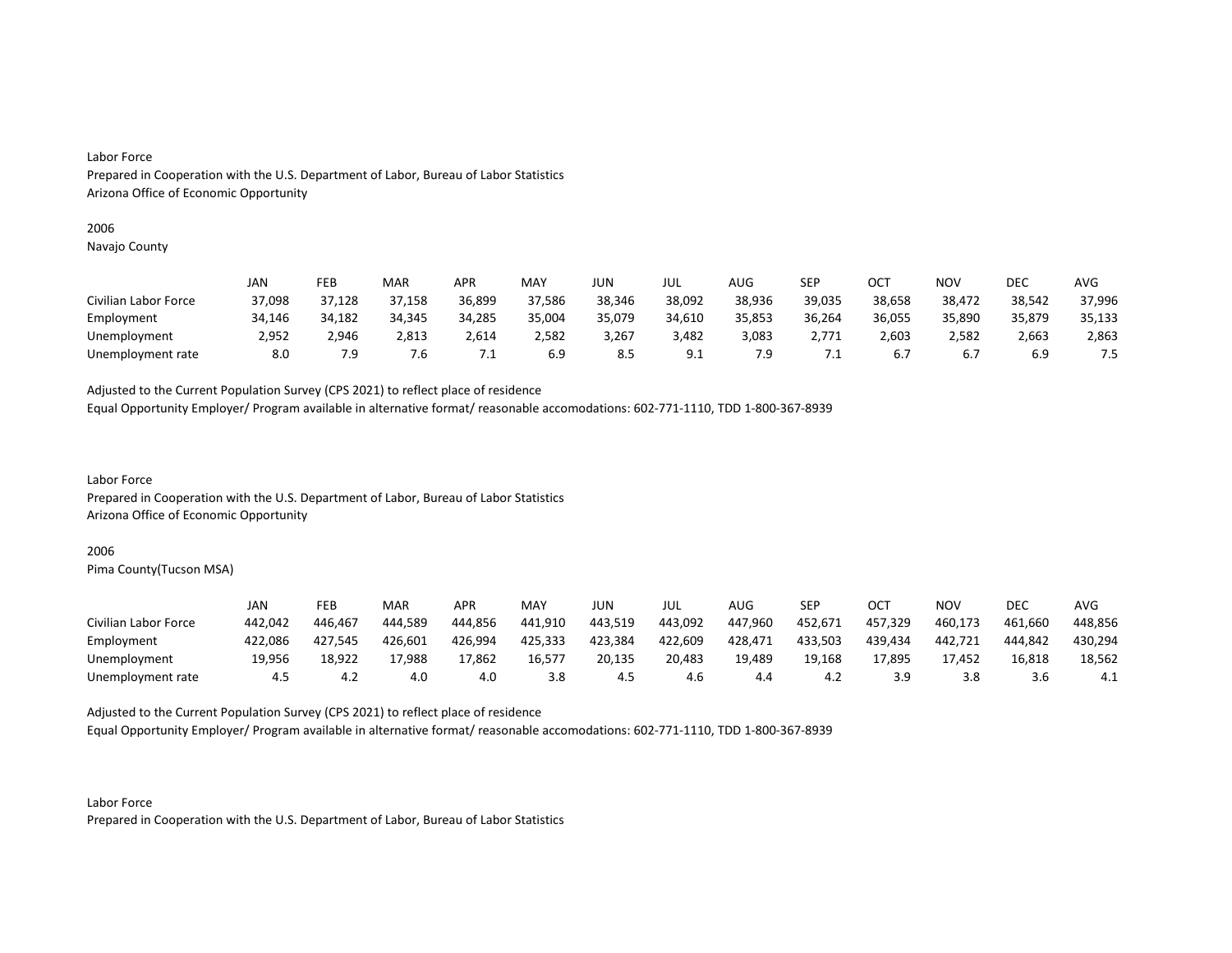Labor Force
Prepared in Cooperation with the U.S. Department of Labor, Bureau of Labor Statistics
Arizona Office of Economic Opportunity

2006
Navajo County

| | JAN | FEB | MAR | APR | MAY | JUN | JUL | AUG | SEP | OCT | NOV | DEC | AVG |
|---|---|---|---|---|---|---|---|---|---|---|---|---|---|
| Civilian Labor Force | 37,098 | 37,128 | 37,158 | 36,899 | 37,586 | 38,346 | 38,092 | 38,936 | 39,035 | 38,658 | 38,472 | 38,542 | 37,996 |
| Employment | 34,146 | 34,182 | 34,345 | 34,285 | 35,004 | 35,079 | 34,610 | 35,853 | 36,264 | 36,055 | 35,890 | 35,879 | 35,133 |
| Unemployment | 2,952 | 2,946 | 2,813 | 2,614 | 2,582 | 3,267 | 3,482 | 3,083 | 2,771 | 2,603 | 2,582 | 2,663 | 2,863 |
| Unemployment rate | 8.0 | 7.9 | 7.6 | 7.1 | 6.9 | 8.5 | 9.1 | 7.9 | 7.1 | 6.7 | 6.7 | 6.9 | 7.5 |

Adjusted to the Current Population Survey (CPS 2021) to reflect place of residence
Equal Opportunity Employer/ Program available in alternative format/ reasonable accomodations: 602-771-1110, TDD 1-800-367-8939

Labor Force
Prepared in Cooperation with the U.S. Department of Labor, Bureau of Labor Statistics
Arizona Office of Economic Opportunity

2006
Pima County(Tucson MSA)

| | JAN | FEB | MAR | APR | MAY | JUN | JUL | AUG | SEP | OCT | NOV | DEC | AVG |
|---|---|---|---|---|---|---|---|---|---|---|---|---|---|
| Civilian Labor Force | 442,042 | 446,467 | 444,589 | 444,856 | 441,910 | 443,519 | 443,092 | 447,960 | 452,671 | 457,329 | 460,173 | 461,660 | 448,856 |
| Employment | 422,086 | 427,545 | 426,601 | 426,994 | 425,333 | 423,384 | 422,609 | 428,471 | 433,503 | 439,434 | 442,721 | 444,842 | 430,294 |
| Unemployment | 19,956 | 18,922 | 17,988 | 17,862 | 16,577 | 20,135 | 20,483 | 19,489 | 19,168 | 17,895 | 17,452 | 16,818 | 18,562 |
| Unemployment rate | 4.5 | 4.2 | 4.0 | 4.0 | 3.8 | 4.5 | 4.6 | 4.4 | 4.2 | 3.9 | 3.8 | 3.6 | 4.1 |

Adjusted to the Current Population Survey (CPS 2021) to reflect place of residence
Equal Opportunity Employer/ Program available in alternative format/ reasonable accomodations: 602-771-1110, TDD 1-800-367-8939

Labor Force
Prepared in Cooperation with the U.S. Department of Labor, Bureau of Labor Statistics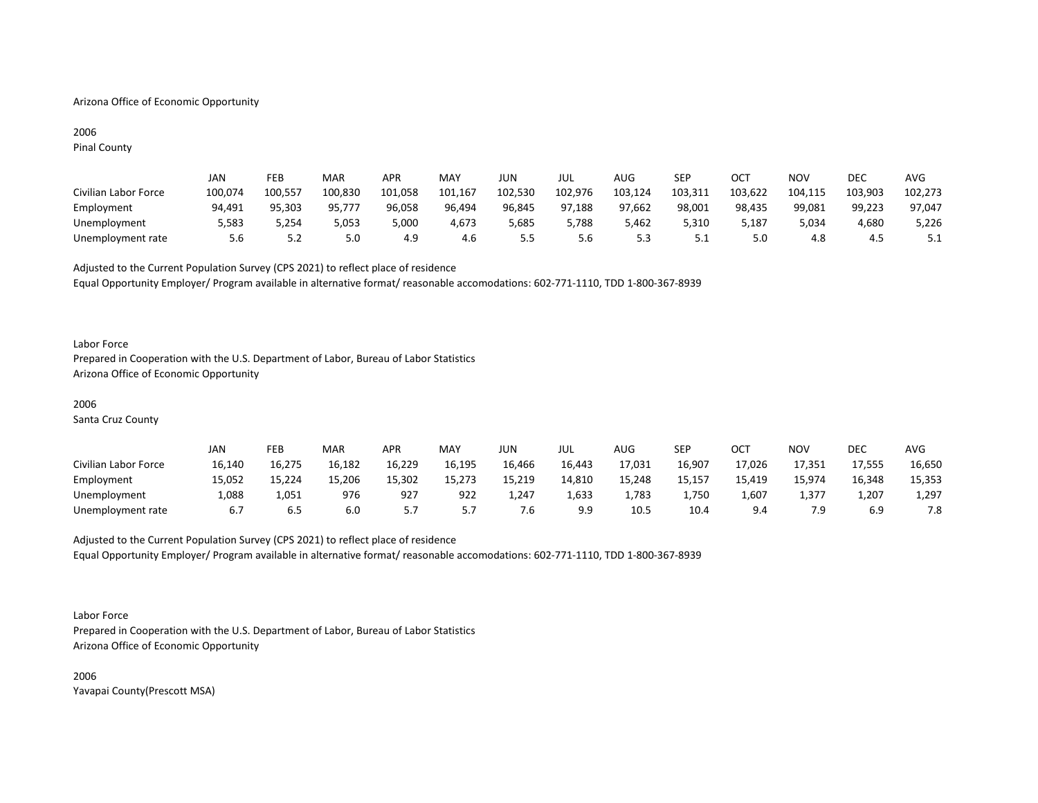Arizona Office of Economic Opportunity

2006
Pinal County

| | JAN | FEB | MAR | APR | MAY | JUN | JUL | AUG | SEP | OCT | NOV | DEC | AVG |
|---|---|---|---|---|---|---|---|---|---|---|---|---|---|
| Civilian Labor Force | 100,074 | 100,557 | 100,830 | 101,058 | 101,167 | 102,530 | 102,976 | 103,124 | 103,311 | 103,622 | 104,115 | 103,903 | 102,273 |
| Employment | 94,491 | 95,303 | 95,777 | 96,058 | 96,494 | 96,845 | 97,188 | 97,662 | 98,001 | 98,435 | 99,081 | 99,223 | 97,047 |
| Unemployment | 5,583 | 5,254 | 5,053 | 5,000 | 4,673 | 5,685 | 5,788 | 5,462 | 5,310 | 5,187 | 5,034 | 4,680 | 5,226 |
| Unemployment rate | 5.6 | 5.2 | 5.0 | 4.9 | 4.6 | 5.5 | 5.6 | 5.3 | 5.1 | 5.0 | 4.8 | 4.5 | 5.1 |

Adjusted to the Current Population Survey (CPS 2021) to reflect place of residence
Equal Opportunity Employer/ Program available in alternative format/ reasonable accomodations: 602-771-1110, TDD 1-800-367-8939

Labor Force
Prepared in Cooperation with the U.S. Department of Labor, Bureau of Labor Statistics
Arizona Office of Economic Opportunity

2006
Santa Cruz County

| | JAN | FEB | MAR | APR | MAY | JUN | JUL | AUG | SEP | OCT | NOV | DEC | AVG |
|---|---|---|---|---|---|---|---|---|---|---|---|---|---|
| Civilian Labor Force | 16,140 | 16,275 | 16,182 | 16,229 | 16,195 | 16,466 | 16,443 | 17,031 | 16,907 | 17,026 | 17,351 | 17,555 | 16,650 |
| Employment | 15,052 | 15,224 | 15,206 | 15,302 | 15,273 | 15,219 | 14,810 | 15,248 | 15,157 | 15,419 | 15,974 | 16,348 | 15,353 |
| Unemployment | 1,088 | 1,051 | 976 | 927 | 922 | 1,247 | 1,633 | 1,783 | 1,750 | 1,607 | 1,377 | 1,207 | 1,297 |
| Unemployment rate | 6.7 | 6.5 | 6.0 | 5.7 | 5.7 | 7.6 | 9.9 | 10.5 | 10.4 | 9.4 | 7.9 | 6.9 | 7.8 |

Adjusted to the Current Population Survey (CPS 2021) to reflect place of residence
Equal Opportunity Employer/ Program available in alternative format/ reasonable accomodations: 602-771-1110, TDD 1-800-367-8939

Labor Force
Prepared in Cooperation with the U.S. Department of Labor, Bureau of Labor Statistics
Arizona Office of Economic Opportunity

2006
Yavapai County(Prescott MSA)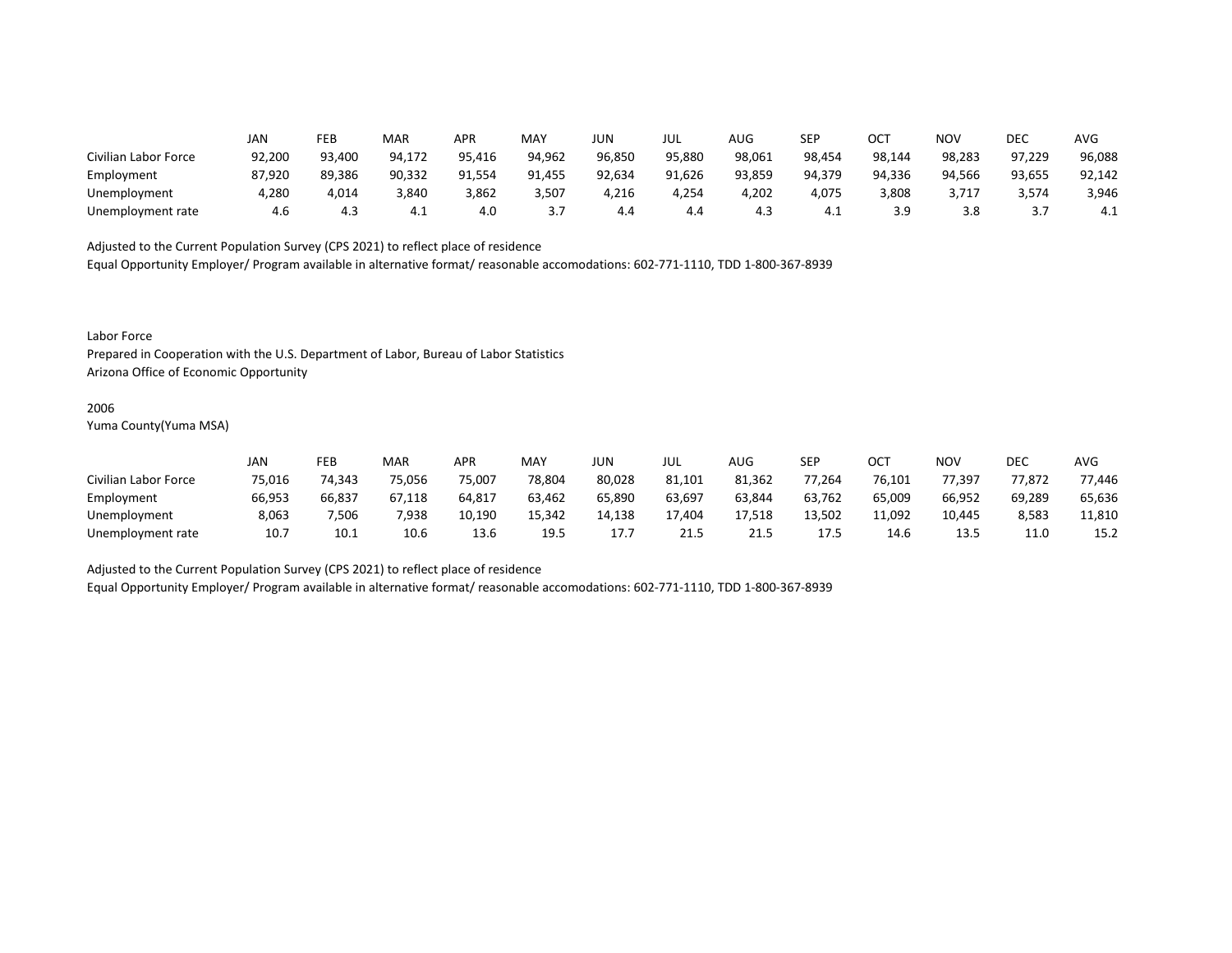| | JAN | FEB | MAR | APR | MAY | JUN | JUL | AUG | SEP | OCT | NOV | DEC | AVG |
|---|---|---|---|---|---|---|---|---|---|---|---|---|---|
| Civilian Labor Force | 92,200 | 93,400 | 94,172 | 95,416 | 94,962 | 96,850 | 95,880 | 98,061 | 98,454 | 98,144 | 98,283 | 97,229 | 96,088 |
| Employment | 87,920 | 89,386 | 90,332 | 91,554 | 91,455 | 92,634 | 91,626 | 93,859 | 94,379 | 94,336 | 94,566 | 93,655 | 92,142 |
| Unemployment | 4,280 | 4,014 | 3,840 | 3,862 | 3,507 | 4,216 | 4,254 | 4,202 | 4,075 | 3,808 | 3,717 | 3,574 | 3,946 |
| Unemployment rate | 4.6 | 4.3 | 4.1 | 4.0 | 3.7 | 4.4 | 4.4 | 4.3 | 4.1 | 3.9 | 3.8 | 3.7 | 4.1 |

Adjusted to the Current Population Survey (CPS 2021) to reflect place of residence
Equal Opportunity Employer/ Program available in alternative format/ reasonable accomodations: 602-771-1110, TDD 1-800-367-8939

Labor Force
Prepared in Cooperation with the U.S. Department of Labor, Bureau of Labor Statistics
Arizona Office of Economic Opportunity

2006
Yuma County(Yuma MSA)

| | JAN | FEB | MAR | APR | MAY | JUN | JUL | AUG | SEP | OCT | NOV | DEC | AVG |
|---|---|---|---|---|---|---|---|---|---|---|---|---|---|
| Civilian Labor Force | 75,016 | 74,343 | 75,056 | 75,007 | 78,804 | 80,028 | 81,101 | 81,362 | 77,264 | 76,101 | 77,397 | 77,872 | 77,446 |
| Employment | 66,953 | 66,837 | 67,118 | 64,817 | 63,462 | 65,890 | 63,697 | 63,844 | 63,762 | 65,009 | 66,952 | 69,289 | 65,636 |
| Unemployment | 8,063 | 7,506 | 7,938 | 10,190 | 15,342 | 14,138 | 17,404 | 17,518 | 13,502 | 11,092 | 10,445 | 8,583 | 11,810 |
| Unemployment rate | 10.7 | 10.1 | 10.6 | 13.6 | 19.5 | 17.7 | 21.5 | 21.5 | 17.5 | 14.6 | 13.5 | 11.0 | 15.2 |

Adjusted to the Current Population Survey (CPS 2021) to reflect place of residence
Equal Opportunity Employer/ Program available in alternative format/ reasonable accomodations: 602-771-1110, TDD 1-800-367-8939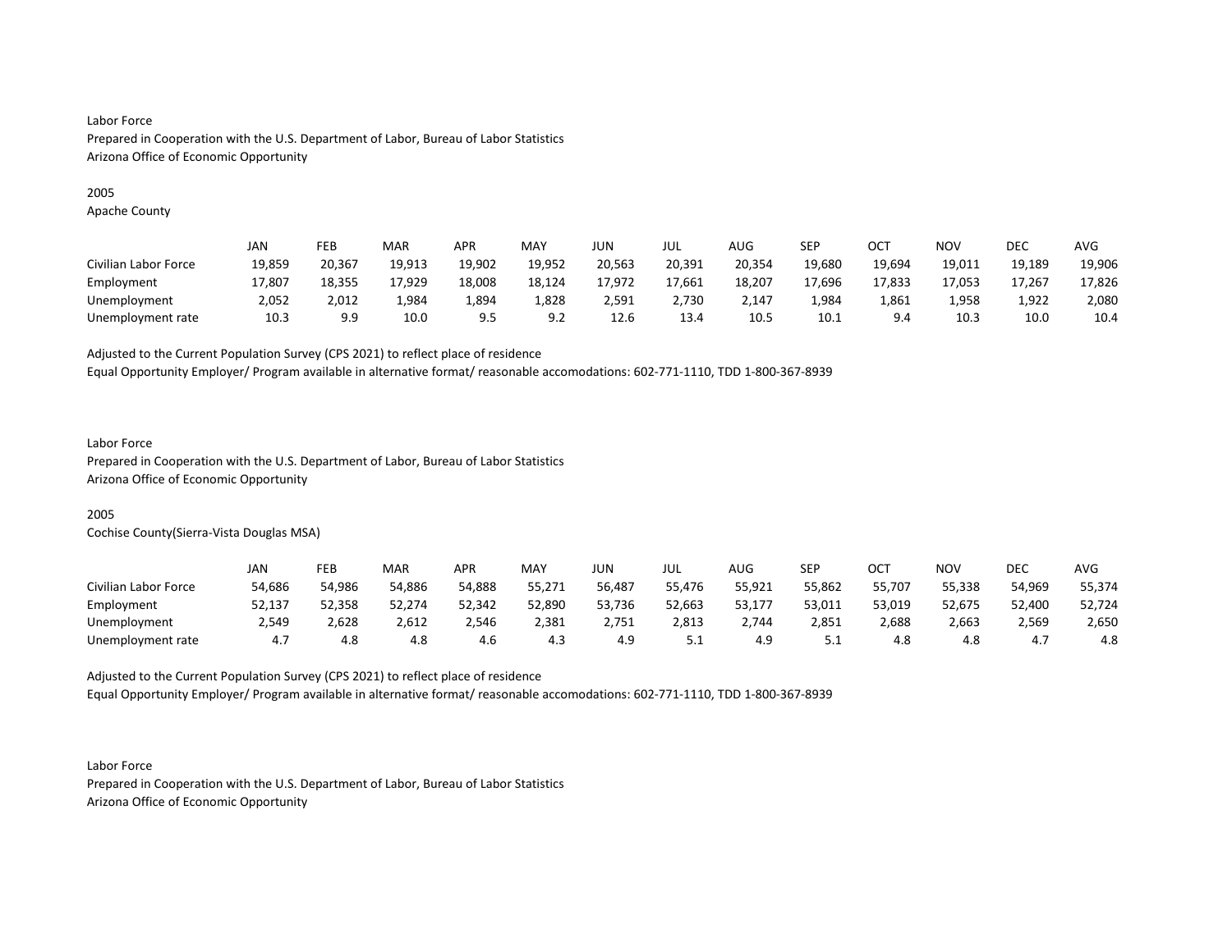Labor Force
Prepared in Cooperation with the U.S. Department of Labor, Bureau of Labor Statistics
Arizona Office of Economic Opportunity

2005
Apache County

| | JAN | FEB | MAR | APR | MAY | JUN | JUL | AUG | SEP | OCT | NOV | DEC | AVG |
|---|---|---|---|---|---|---|---|---|---|---|---|---|---|
| Civilian Labor Force | 19,859 | 20,367 | 19,913 | 19,902 | 19,952 | 20,563 | 20,391 | 20,354 | 19,680 | 19,694 | 19,011 | 19,189 | 19,906 |
| Employment | 17,807 | 18,355 | 17,929 | 18,008 | 18,124 | 17,972 | 17,661 | 18,207 | 17,696 | 17,833 | 17,053 | 17,267 | 17,826 |
| Unemployment | 2,052 | 2,012 | 1,984 | 1,894 | 1,828 | 2,591 | 2,730 | 2,147 | 1,984 | 1,861 | 1,958 | 1,922 | 2,080 |
| Unemployment rate | 10.3 | 9.9 | 10.0 | 9.5 | 9.2 | 12.6 | 13.4 | 10.5 | 10.1 | 9.4 | 10.3 | 10.0 | 10.4 |

Adjusted to the Current Population Survey (CPS 2021) to reflect place of residence
Equal Opportunity Employer/ Program available in alternative format/ reasonable accomodations: 602-771-1110, TDD 1-800-367-8939

Labor Force
Prepared in Cooperation with the U.S. Department of Labor, Bureau of Labor Statistics
Arizona Office of Economic Opportunity

2005
Cochise County(Sierra-Vista Douglas MSA)

| | JAN | FEB | MAR | APR | MAY | JUN | JUL | AUG | SEP | OCT | NOV | DEC | AVG |
|---|---|---|---|---|---|---|---|---|---|---|---|---|---|
| Civilian Labor Force | 54,686 | 54,986 | 54,886 | 54,888 | 55,271 | 56,487 | 55,476 | 55,921 | 55,862 | 55,707 | 55,338 | 54,969 | 55,374 |
| Employment | 52,137 | 52,358 | 52,274 | 52,342 | 52,890 | 53,736 | 52,663 | 53,177 | 53,011 | 53,019 | 52,675 | 52,400 | 52,724 |
| Unemployment | 2,549 | 2,628 | 2,612 | 2,546 | 2,381 | 2,751 | 2,813 | 2,744 | 2,851 | 2,688 | 2,663 | 2,569 | 2,650 |
| Unemployment rate | 4.7 | 4.8 | 4.8 | 4.6 | 4.3 | 4.9 | 5.1 | 4.9 | 5.1 | 4.8 | 4.8 | 4.7 | 4.8 |

Adjusted to the Current Population Survey (CPS 2021) to reflect place of residence
Equal Opportunity Employer/ Program available in alternative format/ reasonable accomodations: 602-771-1110, TDD 1-800-367-8939

Labor Force
Prepared in Cooperation with the U.S. Department of Labor, Bureau of Labor Statistics
Arizona Office of Economic Opportunity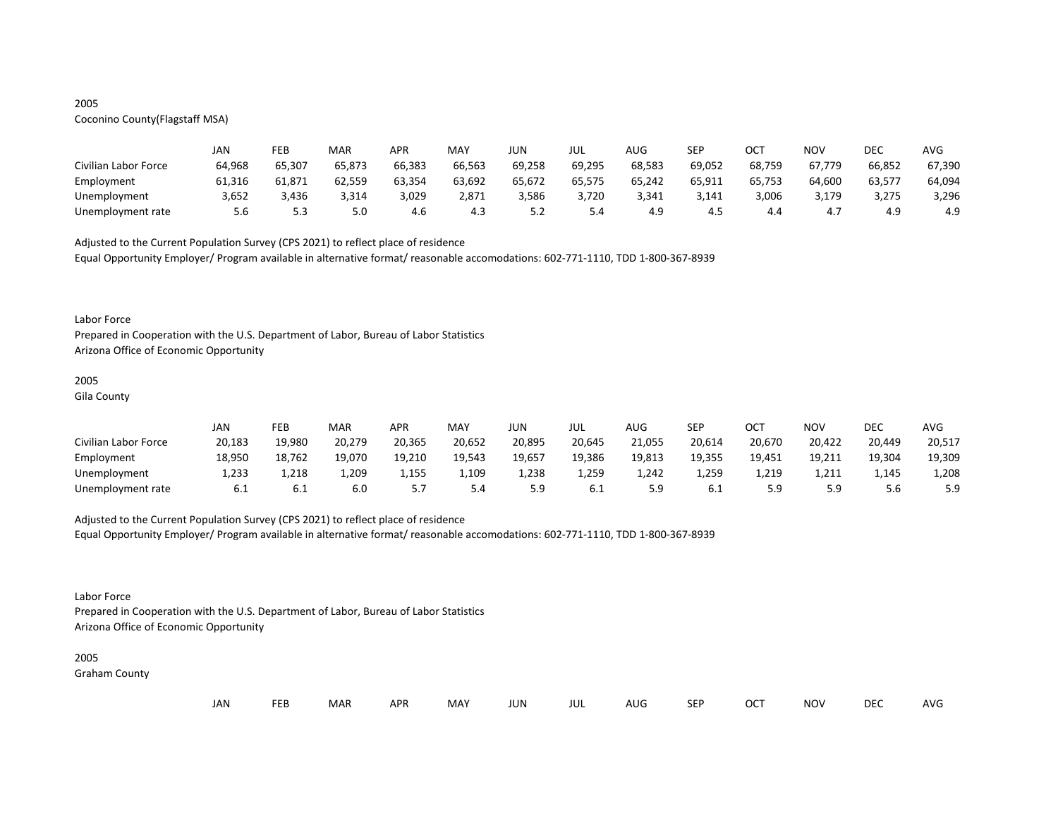2005
Coconino County(Flagstaff MSA)

| | JAN | FEB | MAR | APR | MAY | JUN | JUL | AUG | SEP | OCT | NOV | DEC | AVG |
|---|---|---|---|---|---|---|---|---|---|---|---|---|---|
| Civilian Labor Force | 64,968 | 65,307 | 65,873 | 66,383 | 66,563 | 69,258 | 69,295 | 68,583 | 69,052 | 68,759 | 67,779 | 66,852 | 67,390 |
| Employment | 61,316 | 61,871 | 62,559 | 63,354 | 63,692 | 65,672 | 65,575 | 65,242 | 65,911 | 65,753 | 64,600 | 63,577 | 64,094 |
| Unemployment | 3,652 | 3,436 | 3,314 | 3,029 | 2,871 | 3,586 | 3,720 | 3,341 | 3,141 | 3,006 | 3,179 | 3,275 | 3,296 |
| Unemployment rate | 5.6 | 5.3 | 5.0 | 4.6 | 4.3 | 5.2 | 5.4 | 4.9 | 4.5 | 4.4 | 4.7 | 4.9 | 4.9 |

Adjusted to the Current Population Survey (CPS 2021) to reflect place of residence
Equal Opportunity Employer/ Program available in alternative format/ reasonable accomodations: 602-771-1110, TDD 1-800-367-8939

Labor Force
Prepared in Cooperation with the U.S. Department of Labor, Bureau of Labor Statistics
Arizona Office of Economic Opportunity

2005
Gila County

| | JAN | FEB | MAR | APR | MAY | JUN | JUL | AUG | SEP | OCT | NOV | DEC | AVG |
|---|---|---|---|---|---|---|---|---|---|---|---|---|---|
| Civilian Labor Force | 20,183 | 19,980 | 20,279 | 20,365 | 20,652 | 20,895 | 20,645 | 21,055 | 20,614 | 20,670 | 20,422 | 20,449 | 20,517 |
| Employment | 18,950 | 18,762 | 19,070 | 19,210 | 19,543 | 19,657 | 19,386 | 19,813 | 19,355 | 19,451 | 19,211 | 19,304 | 19,309 |
| Unemployment | 1,233 | 1,218 | 1,209 | 1,155 | 1,109 | 1,238 | 1,259 | 1,242 | 1,259 | 1,219 | 1,211 | 1,145 | 1,208 |
| Unemployment rate | 6.1 | 6.1 | 6.0 | 5.7 | 5.4 | 5.9 | 6.1 | 5.9 | 6.1 | 5.9 | 5.9 | 5.6 | 5.9 |

Adjusted to the Current Population Survey (CPS 2021) to reflect place of residence
Equal Opportunity Employer/ Program available in alternative format/ reasonable accomodations: 602-771-1110, TDD 1-800-367-8939

Labor Force
Prepared in Cooperation with the U.S. Department of Labor, Bureau of Labor Statistics
Arizona Office of Economic Opportunity

2005
Graham County

| | JAN | FEB | MAR | APR | MAY | JUN | JUL | AUG | SEP | OCT | NOV | DEC | AVG |
|---|---|---|---|---|---|---|---|---|---|---|---|---|---|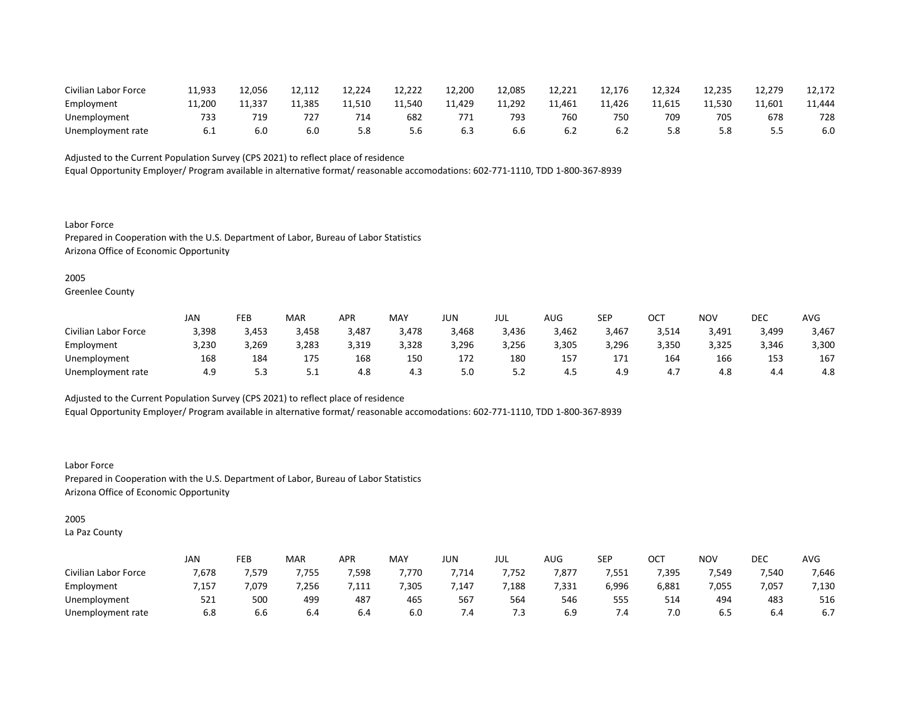| | | | | | | | | | | | | | |
|---|---|---|---|---|---|---|---|---|---|---|---|---|---|
| Civilian Labor Force | 11,933 | 12,056 | 12,112 | 12,224 | 12,222 | 12,200 | 12,085 | 12,221 | 12,176 | 12,324 | 12,235 | 12,279 | 12,172 |
| Employment | 11,200 | 11,337 | 11,385 | 11,510 | 11,540 | 11,429 | 11,292 | 11,461 | 11,426 | 11,615 | 11,530 | 11,601 | 11,444 |
| Unemployment | 733 | 719 | 727 | 714 | 682 | 771 | 793 | 760 | 750 | 709 | 705 | 678 | 728 |
| Unemployment rate | 6.1 | 6.0 | 6.0 | 5.8 | 5.6 | 6.3 | 6.6 | 6.2 | 6.2 | 5.8 | 5.8 | 5.5 | 6.0 |

Adjusted to the Current Population Survey (CPS 2021) to reflect place of residence
Equal Opportunity Employer/ Program available in alternative format/ reasonable accomodations: 602-771-1110, TDD 1-800-367-8939

Labor Force
Prepared in Cooperation with the U.S. Department of Labor, Bureau of Labor Statistics
Arizona Office of Economic Opportunity

2005
Greenlee County

| | JAN | FEB | MAR | APR | MAY | JUN | JUL | AUG | SEP | OCT | NOV | DEC | AVG |
|---|---|---|---|---|---|---|---|---|---|---|---|---|---|
| Civilian Labor Force | 3,398 | 3,453 | 3,458 | 3,487 | 3,478 | 3,468 | 3,436 | 3,462 | 3,467 | 3,514 | 3,491 | 3,499 | 3,467 |
| Employment | 3,230 | 3,269 | 3,283 | 3,319 | 3,328 | 3,296 | 3,256 | 3,305 | 3,296 | 3,350 | 3,325 | 3,346 | 3,300 |
| Unemployment | 168 | 184 | 175 | 168 | 150 | 172 | 180 | 157 | 171 | 164 | 166 | 153 | 167 |
| Unemployment rate | 4.9 | 5.3 | 5.1 | 4.8 | 4.3 | 5.0 | 5.2 | 4.5 | 4.9 | 4.7 | 4.8 | 4.4 | 4.8 |

Adjusted to the Current Population Survey (CPS 2021) to reflect place of residence
Equal Opportunity Employer/ Program available in alternative format/ reasonable accomodations: 602-771-1110, TDD 1-800-367-8939

Labor Force
Prepared in Cooperation with the U.S. Department of Labor, Bureau of Labor Statistics
Arizona Office of Economic Opportunity

2005
La Paz County

| | JAN | FEB | MAR | APR | MAY | JUN | JUL | AUG | SEP | OCT | NOV | DEC | AVG |
|---|---|---|---|---|---|---|---|---|---|---|---|---|---|
| Civilian Labor Force | 7,678 | 7,579 | 7,755 | 7,598 | 7,770 | 7,714 | 7,752 | 7,877 | 7,551 | 7,395 | 7,549 | 7,540 | 7,646 |
| Employment | 7,157 | 7,079 | 7,256 | 7,111 | 7,305 | 7,147 | 7,188 | 7,331 | 6,996 | 6,881 | 7,055 | 7,057 | 7,130 |
| Unemployment | 521 | 500 | 499 | 487 | 465 | 567 | 564 | 546 | 555 | 514 | 494 | 483 | 516 |
| Unemployment rate | 6.8 | 6.6 | 6.4 | 6.4 | 6.0 | 7.4 | 7.3 | 6.9 | 7.4 | 7.0 | 6.5 | 6.4 | 6.7 |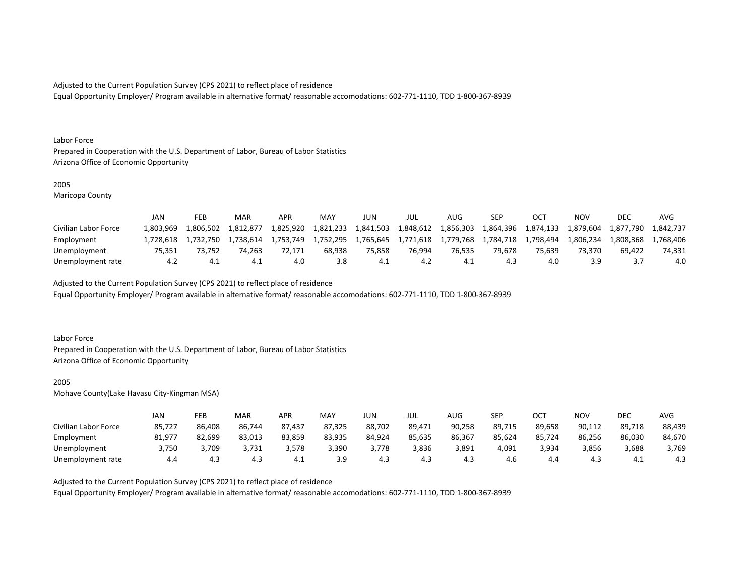Adjusted to the Current Population Survey (CPS 2021) to reflect place of residence
Equal Opportunity Employer/ Program available in alternative format/ reasonable accomodations: 602-771-1110, TDD 1-800-367-8939

Labor Force
Prepared in Cooperation with the U.S. Department of Labor, Bureau of Labor Statistics
Arizona Office of Economic Opportunity

2005
Maricopa County

| | JAN | FEB | MAR | APR | MAY | JUN | JUL | AUG | SEP | OCT | NOV | DEC | AVG |
|---|---|---|---|---|---|---|---|---|---|---|---|---|---|
| Civilian Labor Force | 1,803,969 | 1,806,502 | 1,812,877 | 1,825,920 | 1,821,233 | 1,841,503 | 1,848,612 | 1,856,303 | 1,864,396 | 1,874,133 | 1,879,604 | 1,877,790 | 1,842,737 |
| Employment | 1,728,618 | 1,732,750 | 1,738,614 | 1,753,749 | 1,752,295 | 1,765,645 | 1,771,618 | 1,779,768 | 1,784,718 | 1,798,494 | 1,806,234 | 1,808,368 | 1,768,406 |
| Unemployment | 75,351 | 73,752 | 74,263 | 72,171 | 68,938 | 75,858 | 76,994 | 76,535 | 79,678 | 75,639 | 73,370 | 69,422 | 74,331 |
| Unemployment rate | 4.2 | 4.1 | 4.1 | 4.0 | 3.8 | 4.1 | 4.2 | 4.1 | 4.3 | 4.0 | 3.9 | 3.7 | 4.0 |

Adjusted to the Current Population Survey (CPS 2021) to reflect place of residence
Equal Opportunity Employer/ Program available in alternative format/ reasonable accomodations: 602-771-1110, TDD 1-800-367-8939

Labor Force
Prepared in Cooperation with the U.S. Department of Labor, Bureau of Labor Statistics
Arizona Office of Economic Opportunity

2005
Mohave County(Lake Havasu City-Kingman MSA)

| | JAN | FEB | MAR | APR | MAY | JUN | JUL | AUG | SEP | OCT | NOV | DEC | AVG |
|---|---|---|---|---|---|---|---|---|---|---|---|---|---|
| Civilian Labor Force | 85,727 | 86,408 | 86,744 | 87,437 | 87,325 | 88,702 | 89,471 | 90,258 | 89,715 | 89,658 | 90,112 | 89,718 | 88,439 |
| Employment | 81,977 | 82,699 | 83,013 | 83,859 | 83,935 | 84,924 | 85,635 | 86,367 | 85,624 | 85,724 | 86,256 | 86,030 | 84,670 |
| Unemployment | 3,750 | 3,709 | 3,731 | 3,578 | 3,390 | 3,778 | 3,836 | 3,891 | 4,091 | 3,934 | 3,856 | 3,688 | 3,769 |
| Unemployment rate | 4.4 | 4.3 | 4.3 | 4.1 | 3.9 | 4.3 | 4.3 | 4.3 | 4.6 | 4.4 | 4.3 | 4.1 | 4.3 |

Adjusted to the Current Population Survey (CPS 2021) to reflect place of residence
Equal Opportunity Employer/ Program available in alternative format/ reasonable accomodations: 602-771-1110, TDD 1-800-367-8939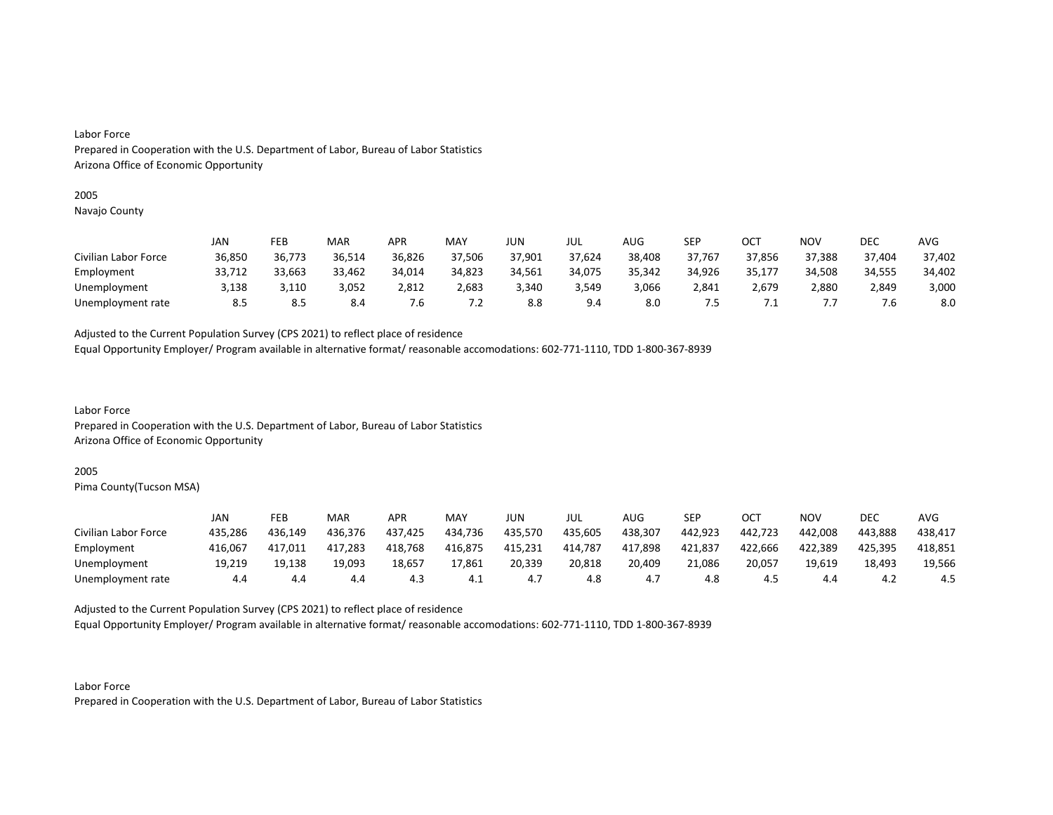Labor Force
Prepared in Cooperation with the U.S. Department of Labor, Bureau of Labor Statistics
Arizona Office of Economic Opportunity

2005
Navajo County

| | JAN | FEB | MAR | APR | MAY | JUN | JUL | AUG | SEP | OCT | NOV | DEC | AVG |
|---|---|---|---|---|---|---|---|---|---|---|---|---|---|
| Civilian Labor Force | 36,850 | 36,773 | 36,514 | 36,826 | 37,506 | 37,901 | 37,624 | 38,408 | 37,767 | 37,856 | 37,388 | 37,404 | 37,402 |
| Employment | 33,712 | 33,663 | 33,462 | 34,014 | 34,823 | 34,561 | 34,075 | 35,342 | 34,926 | 35,177 | 34,508 | 34,555 | 34,402 |
| Unemployment | 3,138 | 3,110 | 3,052 | 2,812 | 2,683 | 3,340 | 3,549 | 3,066 | 2,841 | 2,679 | 2,880 | 2,849 | 3,000 |
| Unemployment rate | 8.5 | 8.5 | 8.4 | 7.6 | 7.2 | 8.8 | 9.4 | 8.0 | 7.5 | 7.1 | 7.7 | 7.6 | 8.0 |

Adjusted to the Current Population Survey (CPS 2021) to reflect place of residence
Equal Opportunity Employer/ Program available in alternative format/ reasonable accomodations: 602-771-1110, TDD 1-800-367-8939

Labor Force
Prepared in Cooperation with the U.S. Department of Labor, Bureau of Labor Statistics
Arizona Office of Economic Opportunity

2005
Pima County(Tucson MSA)

| | JAN | FEB | MAR | APR | MAY | JUN | JUL | AUG | SEP | OCT | NOV | DEC | AVG |
|---|---|---|---|---|---|---|---|---|---|---|---|---|---|
| Civilian Labor Force | 435,286 | 436,149 | 436,376 | 437,425 | 434,736 | 435,570 | 435,605 | 438,307 | 442,923 | 442,723 | 442,008 | 443,888 | 438,417 |
| Employment | 416,067 | 417,011 | 417,283 | 418,768 | 416,875 | 415,231 | 414,787 | 417,898 | 421,837 | 422,666 | 422,389 | 425,395 | 418,851 |
| Unemployment | 19,219 | 19,138 | 19,093 | 18,657 | 17,861 | 20,339 | 20,818 | 20,409 | 21,086 | 20,057 | 19,619 | 18,493 | 19,566 |
| Unemployment rate | 4.4 | 4.4 | 4.4 | 4.3 | 4.1 | 4.7 | 4.8 | 4.7 | 4.8 | 4.5 | 4.4 | 4.2 | 4.5 |

Adjusted to the Current Population Survey (CPS 2021) to reflect place of residence
Equal Opportunity Employer/ Program available in alternative format/ reasonable accomodations: 602-771-1110, TDD 1-800-367-8939

Labor Force
Prepared in Cooperation with the U.S. Department of Labor, Bureau of Labor Statistics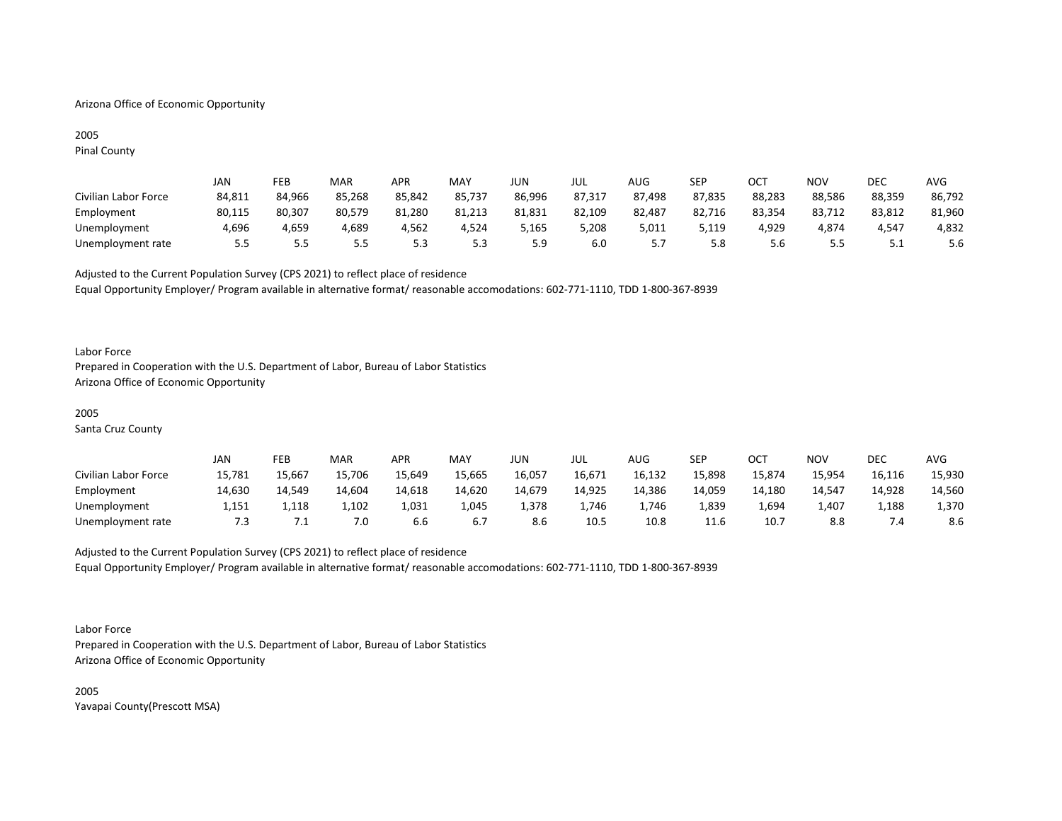Arizona Office of Economic Opportunity

2005
Pinal County

| | JAN | FEB | MAR | APR | MAY | JUN | JUL | AUG | SEP | OCT | NOV | DEC | AVG |
|---|---|---|---|---|---|---|---|---|---|---|---|---|---|
| Civilian Labor Force | 84,811 | 84,966 | 85,268 | 85,842 | 85,737 | 86,996 | 87,317 | 87,498 | 87,835 | 88,283 | 88,586 | 88,359 | 86,792 |
| Employment | 80,115 | 80,307 | 80,579 | 81,280 | 81,213 | 81,831 | 82,109 | 82,487 | 82,716 | 83,354 | 83,712 | 83,812 | 81,960 |
| Unemployment | 4,696 | 4,659 | 4,689 | 4,562 | 4,524 | 5,165 | 5,208 | 5,011 | 5,119 | 4,929 | 4,874 | 4,547 | 4,832 |
| Unemployment rate | 5.5 | 5.5 | 5.5 | 5.3 | 5.3 | 5.9 | 6.0 | 5.7 | 5.8 | 5.6 | 5.5 | 5.1 | 5.6 |

Adjusted to the Current Population Survey (CPS 2021) to reflect place of residence
Equal Opportunity Employer/ Program available in alternative format/ reasonable accomodations: 602-771-1110, TDD 1-800-367-8939

Labor Force
Prepared in Cooperation with the U.S. Department of Labor, Bureau of Labor Statistics
Arizona Office of Economic Opportunity

2005
Santa Cruz County

| | JAN | FEB | MAR | APR | MAY | JUN | JUL | AUG | SEP | OCT | NOV | DEC | AVG |
|---|---|---|---|---|---|---|---|---|---|---|---|---|---|
| Civilian Labor Force | 15,781 | 15,667 | 15,706 | 15,649 | 15,665 | 16,057 | 16,671 | 16,132 | 15,898 | 15,874 | 15,954 | 16,116 | 15,930 |
| Employment | 14,630 | 14,549 | 14,604 | 14,618 | 14,620 | 14,679 | 14,925 | 14,386 | 14,059 | 14,180 | 14,547 | 14,928 | 14,560 |
| Unemployment | 1,151 | 1,118 | 1,102 | 1,031 | 1,045 | 1,378 | 1,746 | 1,746 | 1,839 | 1,694 | 1,407 | 1,188 | 1,370 |
| Unemployment rate | 7.3 | 7.1 | 7.0 | 6.6 | 6.7 | 8.6 | 10.5 | 10.8 | 11.6 | 10.7 | 8.8 | 7.4 | 8.6 |

Adjusted to the Current Population Survey (CPS 2021) to reflect place of residence
Equal Opportunity Employer/ Program available in alternative format/ reasonable accomodations: 602-771-1110, TDD 1-800-367-8939

Labor Force
Prepared in Cooperation with the U.S. Department of Labor, Bureau of Labor Statistics
Arizona Office of Economic Opportunity

2005
Yavapai County(Prescott MSA)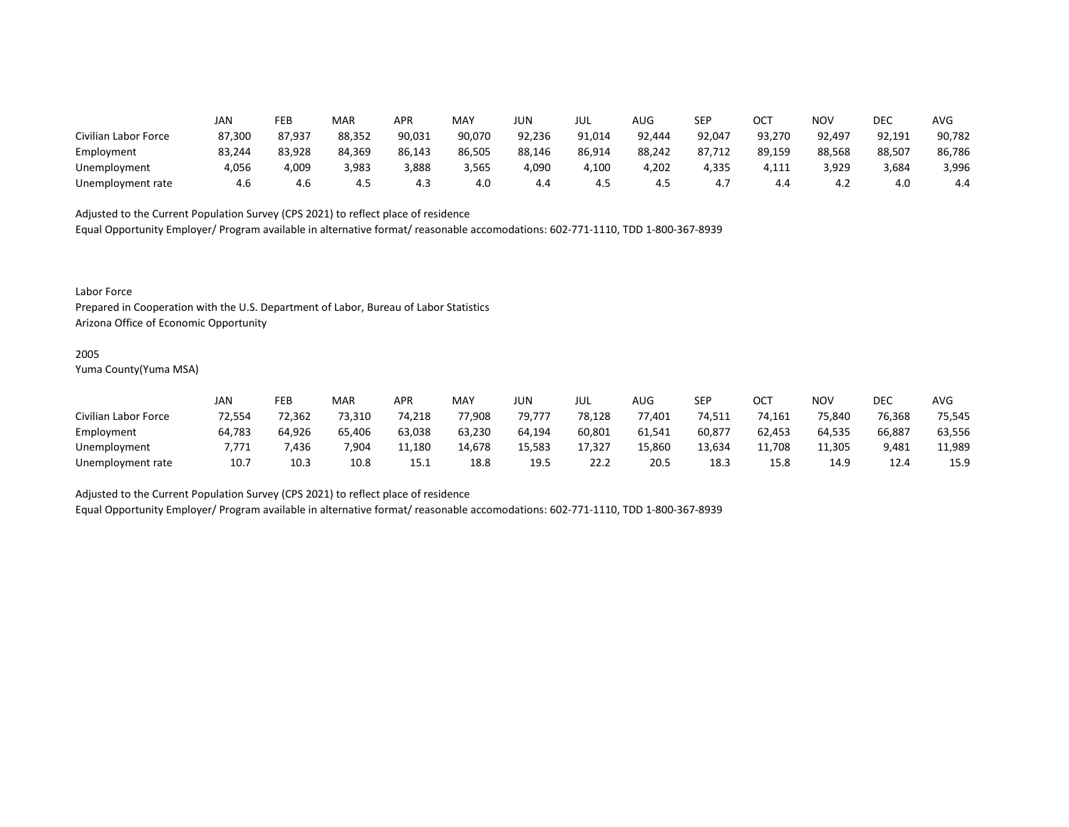| | JAN | FEB | MAR | APR | MAY | JUN | JUL | AUG | SEP | OCT | NOV | DEC | AVG |
|---|---|---|---|---|---|---|---|---|---|---|---|---|---|
| Civilian Labor Force | 87,300 | 87,937 | 88,352 | 90,031 | 90,070 | 92,236 | 91,014 | 92,444 | 92,047 | 93,270 | 92,497 | 92,191 | 90,782 |
| Employment | 83,244 | 83,928 | 84,369 | 86,143 | 86,505 | 88,146 | 86,914 | 88,242 | 87,712 | 89,159 | 88,568 | 88,507 | 86,786 |
| Unemployment | 4,056 | 4,009 | 3,983 | 3,888 | 3,565 | 4,090 | 4,100 | 4,202 | 4,335 | 4,111 | 3,929 | 3,684 | 3,996 |
| Unemployment rate | 4.6 | 4.6 | 4.5 | 4.3 | 4.0 | 4.4 | 4.5 | 4.5 | 4.7 | 4.4 | 4.2 | 4.0 | 4.4 |

Adjusted to the Current Population Survey (CPS 2021) to reflect place of residence

Equal Opportunity Employer/ Program available in alternative format/ reasonable accomodations: 602-771-1110, TDD 1-800-367-8939

Labor Force

Prepared in Cooperation with the U.S. Department of Labor, Bureau of Labor Statistics

Arizona Office of Economic Opportunity

2005

Yuma County(Yuma MSA)

| | JAN | FEB | MAR | APR | MAY | JUN | JUL | AUG | SEP | OCT | NOV | DEC | AVG |
|---|---|---|---|---|---|---|---|---|---|---|---|---|---|
| Civilian Labor Force | 72,554 | 72,362 | 73,310 | 74,218 | 77,908 | 79,777 | 78,128 | 77,401 | 74,511 | 74,161 | 75,840 | 76,368 | 75,545 |
| Employment | 64,783 | 64,926 | 65,406 | 63,038 | 63,230 | 64,194 | 60,801 | 61,541 | 60,877 | 62,453 | 64,535 | 66,887 | 63,556 |
| Unemployment | 7,771 | 7,436 | 7,904 | 11,180 | 14,678 | 15,583 | 17,327 | 15,860 | 13,634 | 11,708 | 11,305 | 9,481 | 11,989 |
| Unemployment rate | 10.7 | 10.3 | 10.8 | 15.1 | 18.8 | 19.5 | 22.2 | 20.5 | 18.3 | 15.8 | 14.9 | 12.4 | 15.9 |

Adjusted to the Current Population Survey (CPS 2021) to reflect place of residence

Equal Opportunity Employer/ Program available in alternative format/ reasonable accomodations: 602-771-1110, TDD 1-800-367-8939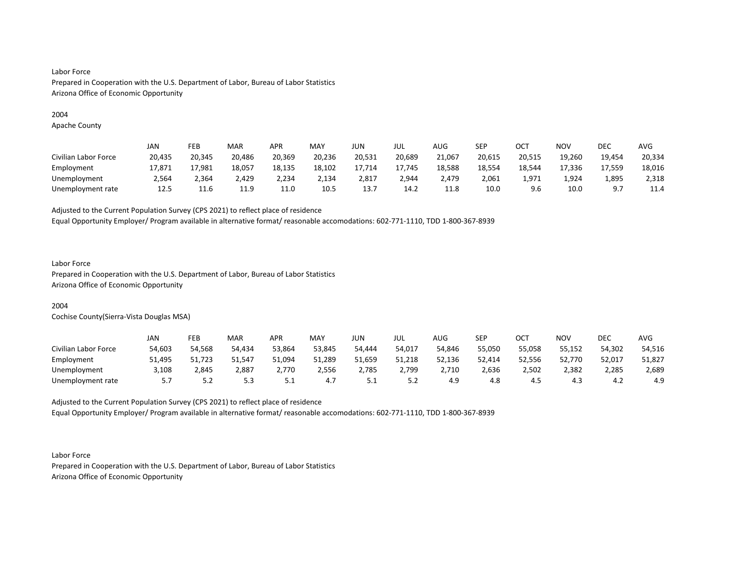Labor Force
Prepared in Cooperation with the U.S. Department of Labor, Bureau of Labor Statistics
Arizona Office of Economic Opportunity

2004
Apache County

| | JAN | FEB | MAR | APR | MAY | JUN | JUL | AUG | SEP | OCT | NOV | DEC | AVG |
|---|---|---|---|---|---|---|---|---|---|---|---|---|---|
| Civilian Labor Force | 20,435 | 20,345 | 20,486 | 20,369 | 20,236 | 20,531 | 20,689 | 21,067 | 20,615 | 20,515 | 19,260 | 19,454 | 20,334 |
| Employment | 17,871 | 17,981 | 18,057 | 18,135 | 18,102 | 17,714 | 17,745 | 18,588 | 18,554 | 18,544 | 17,336 | 17,559 | 18,016 |
| Unemployment | 2,564 | 2,364 | 2,429 | 2,234 | 2,134 | 2,817 | 2,944 | 2,479 | 2,061 | 1,971 | 1,924 | 1,895 | 2,318 |
| Unemployment rate | 12.5 | 11.6 | 11.9 | 11.0 | 10.5 | 13.7 | 14.2 | 11.8 | 10.0 | 9.6 | 10.0 | 9.7 | 11.4 |

Adjusted to the Current Population Survey (CPS 2021) to reflect place of residence
Equal Opportunity Employer/ Program available in alternative format/ reasonable accomodations: 602-771-1110, TDD 1-800-367-8939

Labor Force
Prepared in Cooperation with the U.S. Department of Labor, Bureau of Labor Statistics
Arizona Office of Economic Opportunity

2004
Cochise County(Sierra-Vista Douglas MSA)

| | JAN | FEB | MAR | APR | MAY | JUN | JUL | AUG | SEP | OCT | NOV | DEC | AVG |
|---|---|---|---|---|---|---|---|---|---|---|---|---|---|
| Civilian Labor Force | 54,603 | 54,568 | 54,434 | 53,864 | 53,845 | 54,444 | 54,017 | 54,846 | 55,050 | 55,058 | 55,152 | 54,302 | 54,516 |
| Employment | 51,495 | 51,723 | 51,547 | 51,094 | 51,289 | 51,659 | 51,218 | 52,136 | 52,414 | 52,556 | 52,770 | 52,017 | 51,827 |
| Unemployment | 3,108 | 2,845 | 2,887 | 2,770 | 2,556 | 2,785 | 2,799 | 2,710 | 2,636 | 2,502 | 2,382 | 2,285 | 2,689 |
| Unemployment rate | 5.7 | 5.2 | 5.3 | 5.1 | 4.7 | 5.1 | 5.2 | 4.9 | 4.8 | 4.5 | 4.3 | 4.2 | 4.9 |

Adjusted to the Current Population Survey (CPS 2021) to reflect place of residence
Equal Opportunity Employer/ Program available in alternative format/ reasonable accomodations: 602-771-1110, TDD 1-800-367-8939

Labor Force
Prepared in Cooperation with the U.S. Department of Labor, Bureau of Labor Statistics
Arizona Office of Economic Opportunity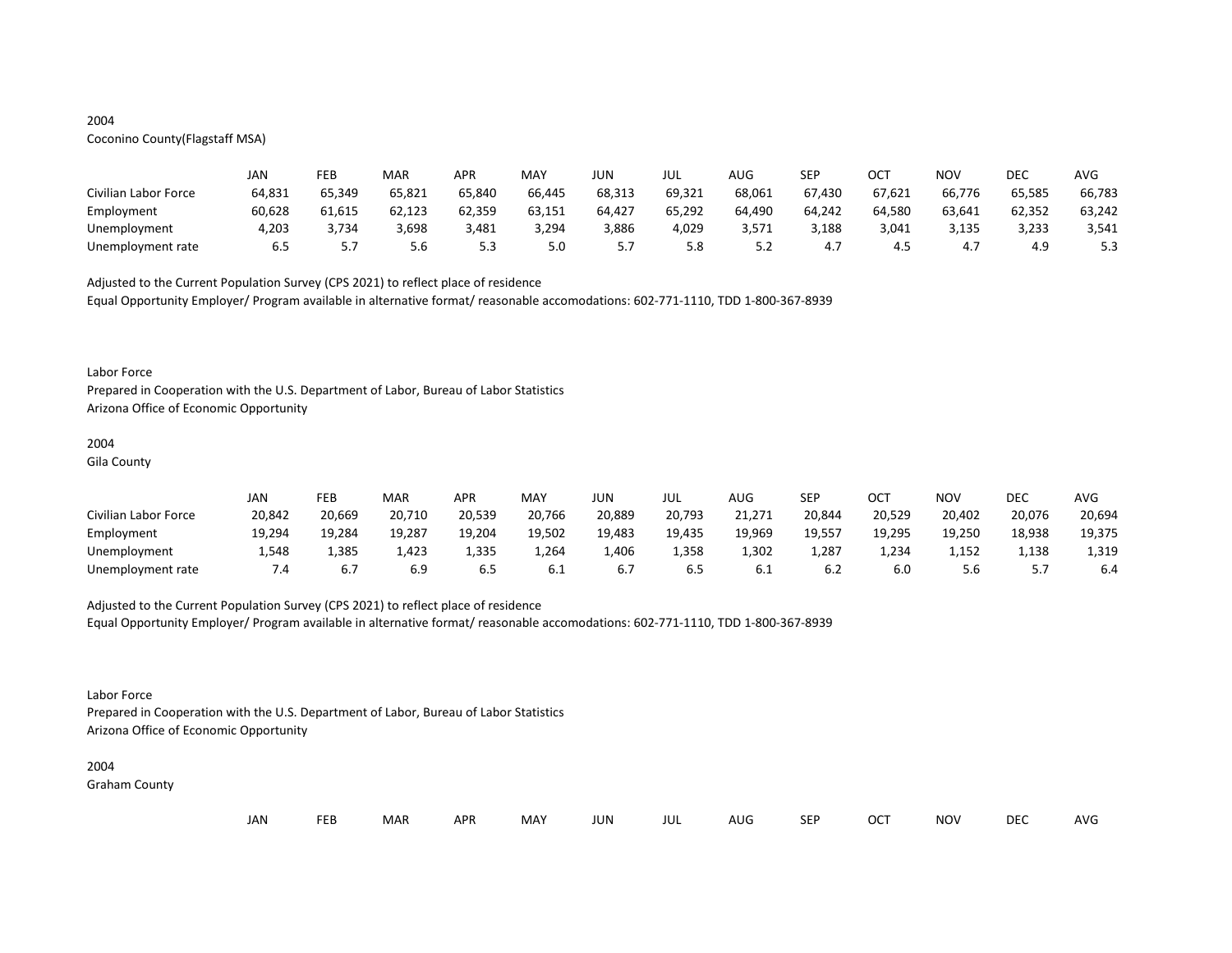2004
Coconino County(Flagstaff MSA)

| | JAN | FEB | MAR | APR | MAY | JUN | JUL | AUG | SEP | OCT | NOV | DEC | AVG |
|---|---|---|---|---|---|---|---|---|---|---|---|---|---|
| Civilian Labor Force | 64,831 | 65,349 | 65,821 | 65,840 | 66,445 | 68,313 | 69,321 | 68,061 | 67,430 | 67,621 | 66,776 | 65,585 | 66,783 |
| Employment | 60,628 | 61,615 | 62,123 | 62,359 | 63,151 | 64,427 | 65,292 | 64,490 | 64,242 | 64,580 | 63,641 | 62,352 | 63,242 |
| Unemployment | 4,203 | 3,734 | 3,698 | 3,481 | 3,294 | 3,886 | 4,029 | 3,571 | 3,188 | 3,041 | 3,135 | 3,233 | 3,541 |
| Unemployment rate | 6.5 | 5.7 | 5.6 | 5.3 | 5.0 | 5.7 | 5.8 | 5.2 | 4.7 | 4.5 | 4.7 | 4.9 | 5.3 |

Adjusted to the Current Population Survey (CPS 2021) to reflect place of residence
Equal Opportunity Employer/ Program available in alternative format/ reasonable accomodations: 602-771-1110, TDD 1-800-367-8939

Labor Force
Prepared in Cooperation with the U.S. Department of Labor, Bureau of Labor Statistics
Arizona Office of Economic Opportunity

2004
Gila County

| | JAN | FEB | MAR | APR | MAY | JUN | JUL | AUG | SEP | OCT | NOV | DEC | AVG |
|---|---|---|---|---|---|---|---|---|---|---|---|---|---|
| Civilian Labor Force | 20,842 | 20,669 | 20,710 | 20,539 | 20,766 | 20,889 | 20,793 | 21,271 | 20,844 | 20,529 | 20,402 | 20,076 | 20,694 |
| Employment | 19,294 | 19,284 | 19,287 | 19,204 | 19,502 | 19,483 | 19,435 | 19,969 | 19,557 | 19,295 | 19,250 | 18,938 | 19,375 |
| Unemployment | 1,548 | 1,385 | 1,423 | 1,335 | 1,264 | 1,406 | 1,358 | 1,302 | 1,287 | 1,234 | 1,152 | 1,138 | 1,319 |
| Unemployment rate | 7.4 | 6.7 | 6.9 | 6.5 | 6.1 | 6.7 | 6.5 | 6.1 | 6.2 | 6.0 | 5.6 | 5.7 | 6.4 |

Adjusted to the Current Population Survey (CPS 2021) to reflect place of residence
Equal Opportunity Employer/ Program available in alternative format/ reasonable accomodations: 602-771-1110, TDD 1-800-367-8939

Labor Force
Prepared in Cooperation with the U.S. Department of Labor, Bureau of Labor Statistics
Arizona Office of Economic Opportunity

2004
Graham County

| | JAN | FEB | MAR | APR | MAY | JUN | JUL | AUG | SEP | OCT | NOV | DEC | AVG |
|---|---|---|---|---|---|---|---|---|---|---|---|---|---|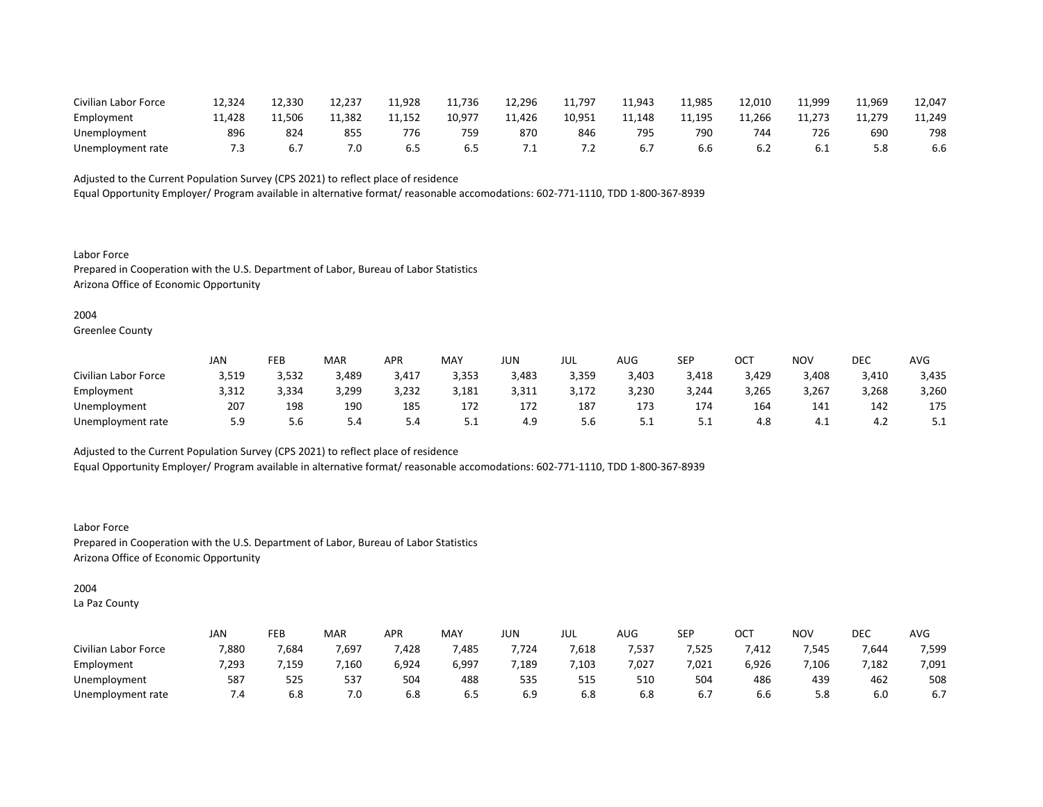| | | | | | | | | | | | | | |
|---|---|---|---|---|---|---|---|---|---|---|---|---|---|
| Civilian Labor Force | 12,324 | 12,330 | 12,237 | 11,928 | 11,736 | 12,296 | 11,797 | 11,943 | 11,985 | 12,010 | 11,999 | 11,969 | 12,047 |
| Employment | 11,428 | 11,506 | 11,382 | 11,152 | 10,977 | 11,426 | 10,951 | 11,148 | 11,195 | 11,266 | 11,273 | 11,279 | 11,249 |
| Unemployment | 896 | 824 | 855 | 776 | 759 | 870 | 846 | 795 | 790 | 744 | 726 | 690 | 798 |
| Unemployment rate | 7.3 | 6.7 | 7.0 | 6.5 | 6.5 | 7.1 | 7.2 | 6.7 | 6.6 | 6.2 | 6.1 | 5.8 | 6.6 |

Adjusted to the Current Population Survey (CPS 2021) to reflect place of residence
Equal Opportunity Employer/ Program available in alternative format/ reasonable accomodations: 602-771-1110, TDD 1-800-367-8939

Labor Force
Prepared in Cooperation with the U.S. Department of Labor, Bureau of Labor Statistics
Arizona Office of Economic Opportunity

2004
Greenlee County

| | JAN | FEB | MAR | APR | MAY | JUN | JUL | AUG | SEP | OCT | NOV | DEC | AVG |
|---|---|---|---|---|---|---|---|---|---|---|---|---|---|
| Civilian Labor Force | 3,519 | 3,532 | 3,489 | 3,417 | 3,353 | 3,483 | 3,359 | 3,403 | 3,418 | 3,429 | 3,408 | 3,410 | 3,435 |
| Employment | 3,312 | 3,334 | 3,299 | 3,232 | 3,181 | 3,311 | 3,172 | 3,230 | 3,244 | 3,265 | 3,267 | 3,268 | 3,260 |
| Unemployment | 207 | 198 | 190 | 185 | 172 | 172 | 187 | 173 | 174 | 164 | 141 | 142 | 175 |
| Unemployment rate | 5.9 | 5.6 | 5.4 | 5.4 | 5.1 | 4.9 | 5.6 | 5.1 | 5.1 | 4.8 | 4.1 | 4.2 | 5.1 |

Adjusted to the Current Population Survey (CPS 2021) to reflect place of residence
Equal Opportunity Employer/ Program available in alternative format/ reasonable accomodations: 602-771-1110, TDD 1-800-367-8939

Labor Force
Prepared in Cooperation with the U.S. Department of Labor, Bureau of Labor Statistics
Arizona Office of Economic Opportunity

2004
La Paz County

| | JAN | FEB | MAR | APR | MAY | JUN | JUL | AUG | SEP | OCT | NOV | DEC | AVG |
|---|---|---|---|---|---|---|---|---|---|---|---|---|---|
| Civilian Labor Force | 7,880 | 7,684 | 7,697 | 7,428 | 7,485 | 7,724 | 7,618 | 7,537 | 7,525 | 7,412 | 7,545 | 7,644 | 7,599 |
| Employment | 7,293 | 7,159 | 7,160 | 6,924 | 6,997 | 7,189 | 7,103 | 7,027 | 7,021 | 6,926 | 7,106 | 7,182 | 7,091 |
| Unemployment | 587 | 525 | 537 | 504 | 488 | 535 | 515 | 510 | 504 | 486 | 439 | 462 | 508 |
| Unemployment rate | 7.4 | 6.8 | 7.0 | 6.8 | 6.5 | 6.9 | 6.8 | 6.8 | 6.7 | 6.6 | 5.8 | 6.0 | 6.7 |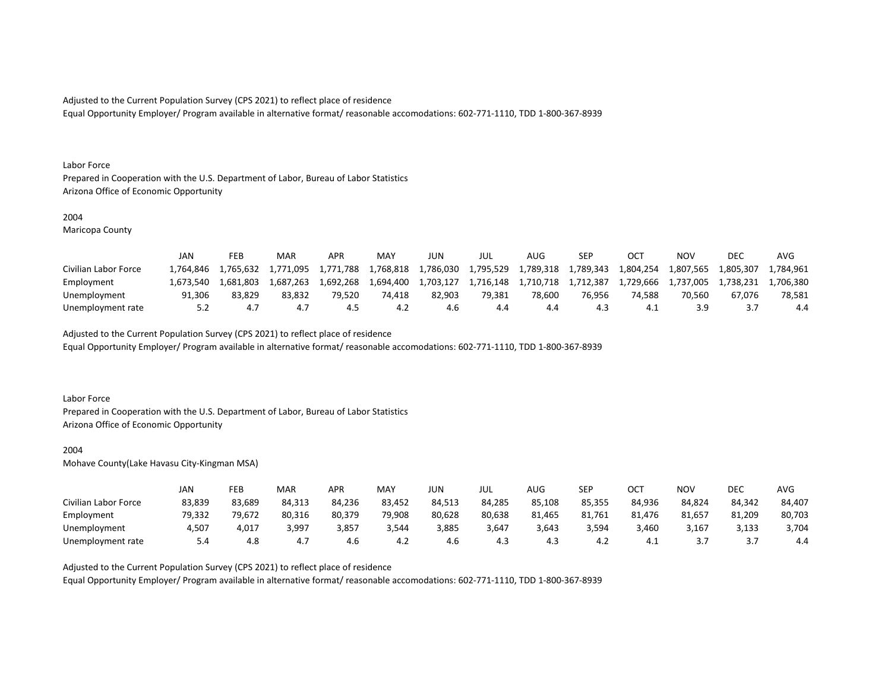Adjusted to the Current Population Survey (CPS 2021) to reflect place of residence
Equal Opportunity Employer/ Program available in alternative format/ reasonable accomodations: 602-771-1110, TDD 1-800-367-8939

Labor Force
Prepared in Cooperation with the U.S. Department of Labor, Bureau of Labor Statistics
Arizona Office of Economic Opportunity

2004
Maricopa County

| | JAN | FEB | MAR | APR | MAY | JUN | JUL | AUG | SEP | OCT | NOV | DEC | AVG |
|---|---|---|---|---|---|---|---|---|---|---|---|---|---|
| Civilian Labor Force | 1,764,846 | 1,765,632 | 1,771,095 | 1,771,788 | 1,768,818 | 1,786,030 | 1,795,529 | 1,789,318 | 1,789,343 | 1,804,254 | 1,807,565 | 1,805,307 | 1,784,961 |
| Employment | 1,673,540 | 1,681,803 | 1,687,263 | 1,692,268 | 1,694,400 | 1,703,127 | 1,716,148 | 1,710,718 | 1,712,387 | 1,729,666 | 1,737,005 | 1,738,231 | 1,706,380 |
| Unemployment | 91,306 | 83,829 | 83,832 | 79,520 | 74,418 | 82,903 | 79,381 | 78,600 | 76,956 | 74,588 | 70,560 | 67,076 | 78,581 |
| Unemployment rate | 5.2 | 4.7 | 4.7 | 4.5 | 4.2 | 4.6 | 4.4 | 4.4 | 4.3 | 4.1 | 3.9 | 3.7 | 4.4 |

Adjusted to the Current Population Survey (CPS 2021) to reflect place of residence
Equal Opportunity Employer/ Program available in alternative format/ reasonable accomodations: 602-771-1110, TDD 1-800-367-8939

Labor Force
Prepared in Cooperation with the U.S. Department of Labor, Bureau of Labor Statistics
Arizona Office of Economic Opportunity

2004
Mohave County(Lake Havasu City-Kingman MSA)

| | JAN | FEB | MAR | APR | MAY | JUN | JUL | AUG | SEP | OCT | NOV | DEC | AVG |
|---|---|---|---|---|---|---|---|---|---|---|---|---|---|
| Civilian Labor Force | 83,839 | 83,689 | 84,313 | 84,236 | 83,452 | 84,513 | 84,285 | 85,108 | 85,355 | 84,936 | 84,824 | 84,342 | 84,407 |
| Employment | 79,332 | 79,672 | 80,316 | 80,379 | 79,908 | 80,628 | 80,638 | 81,465 | 81,761 | 81,476 | 81,657 | 81,209 | 80,703 |
| Unemployment | 4,507 | 4,017 | 3,997 | 3,857 | 3,544 | 3,885 | 3,647 | 3,643 | 3,594 | 3,460 | 3,167 | 3,133 | 3,704 |
| Unemployment rate | 5.4 | 4.8 | 4.7 | 4.6 | 4.2 | 4.6 | 4.3 | 4.3 | 4.2 | 4.1 | 3.7 | 3.7 | 4.4 |

Adjusted to the Current Population Survey (CPS 2021) to reflect place of residence
Equal Opportunity Employer/ Program available in alternative format/ reasonable accomodations: 602-771-1110, TDD 1-800-367-8939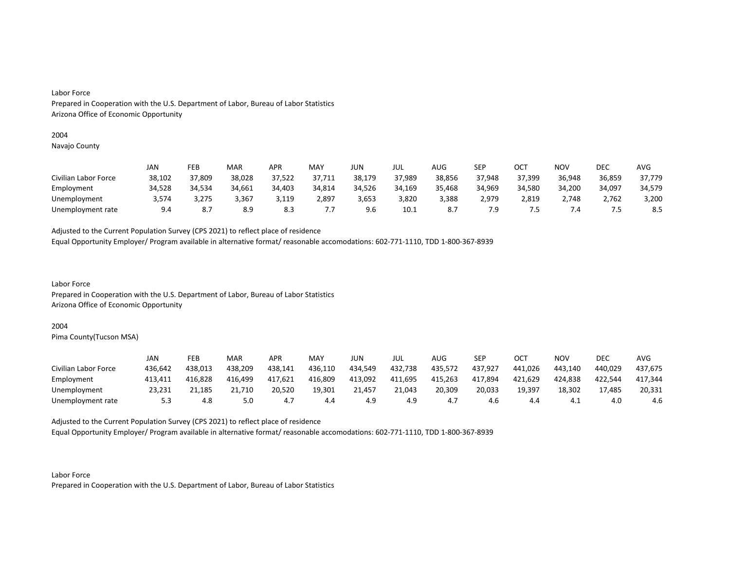Labor Force
Prepared in Cooperation with the U.S. Department of Labor, Bureau of Labor Statistics
Arizona Office of Economic Opportunity

2004
Navajo County

| | JAN | FEB | MAR | APR | MAY | JUN | JUL | AUG | SEP | OCT | NOV | DEC | AVG |
|---|---|---|---|---|---|---|---|---|---|---|---|---|---|
| Civilian Labor Force | 38,102 | 37,809 | 38,028 | 37,522 | 37,711 | 38,179 | 37,989 | 38,856 | 37,948 | 37,399 | 36,948 | 36,859 | 37,779 |
| Employment | 34,528 | 34,534 | 34,661 | 34,403 | 34,814 | 34,526 | 34,169 | 35,468 | 34,969 | 34,580 | 34,200 | 34,097 | 34,579 |
| Unemployment | 3,574 | 3,275 | 3,367 | 3,119 | 2,897 | 3,653 | 3,820 | 3,388 | 2,979 | 2,819 | 2,748 | 2,762 | 3,200 |
| Unemployment rate | 9.4 | 8.7 | 8.9 | 8.3 | 7.7 | 9.6 | 10.1 | 8.7 | 7.9 | 7.5 | 7.4 | 7.5 | 8.5 |

Adjusted to the Current Population Survey (CPS 2021) to reflect place of residence
Equal Opportunity Employer/ Program available in alternative format/ reasonable accomodations: 602-771-1110, TDD 1-800-367-8939

Labor Force
Prepared in Cooperation with the U.S. Department of Labor, Bureau of Labor Statistics
Arizona Office of Economic Opportunity

2004
Pima County(Tucson MSA)

| | JAN | FEB | MAR | APR | MAY | JUN | JUL | AUG | SEP | OCT | NOV | DEC | AVG |
|---|---|---|---|---|---|---|---|---|---|---|---|---|---|
| Civilian Labor Force | 436,642 | 438,013 | 438,209 | 438,141 | 436,110 | 434,549 | 432,738 | 435,572 | 437,927 | 441,026 | 443,140 | 440,029 | 437,675 |
| Employment | 413,411 | 416,828 | 416,499 | 417,621 | 416,809 | 413,092 | 411,695 | 415,263 | 417,894 | 421,629 | 424,838 | 422,544 | 417,344 |
| Unemployment | 23,231 | 21,185 | 21,710 | 20,520 | 19,301 | 21,457 | 21,043 | 20,309 | 20,033 | 19,397 | 18,302 | 17,485 | 20,331 |
| Unemployment rate | 5.3 | 4.8 | 5.0 | 4.7 | 4.4 | 4.9 | 4.9 | 4.7 | 4.6 | 4.4 | 4.1 | 4.0 | 4.6 |

Adjusted to the Current Population Survey (CPS 2021) to reflect place of residence
Equal Opportunity Employer/ Program available in alternative format/ reasonable accomodations: 602-771-1110, TDD 1-800-367-8939

Labor Force
Prepared in Cooperation with the U.S. Department of Labor, Bureau of Labor Statistics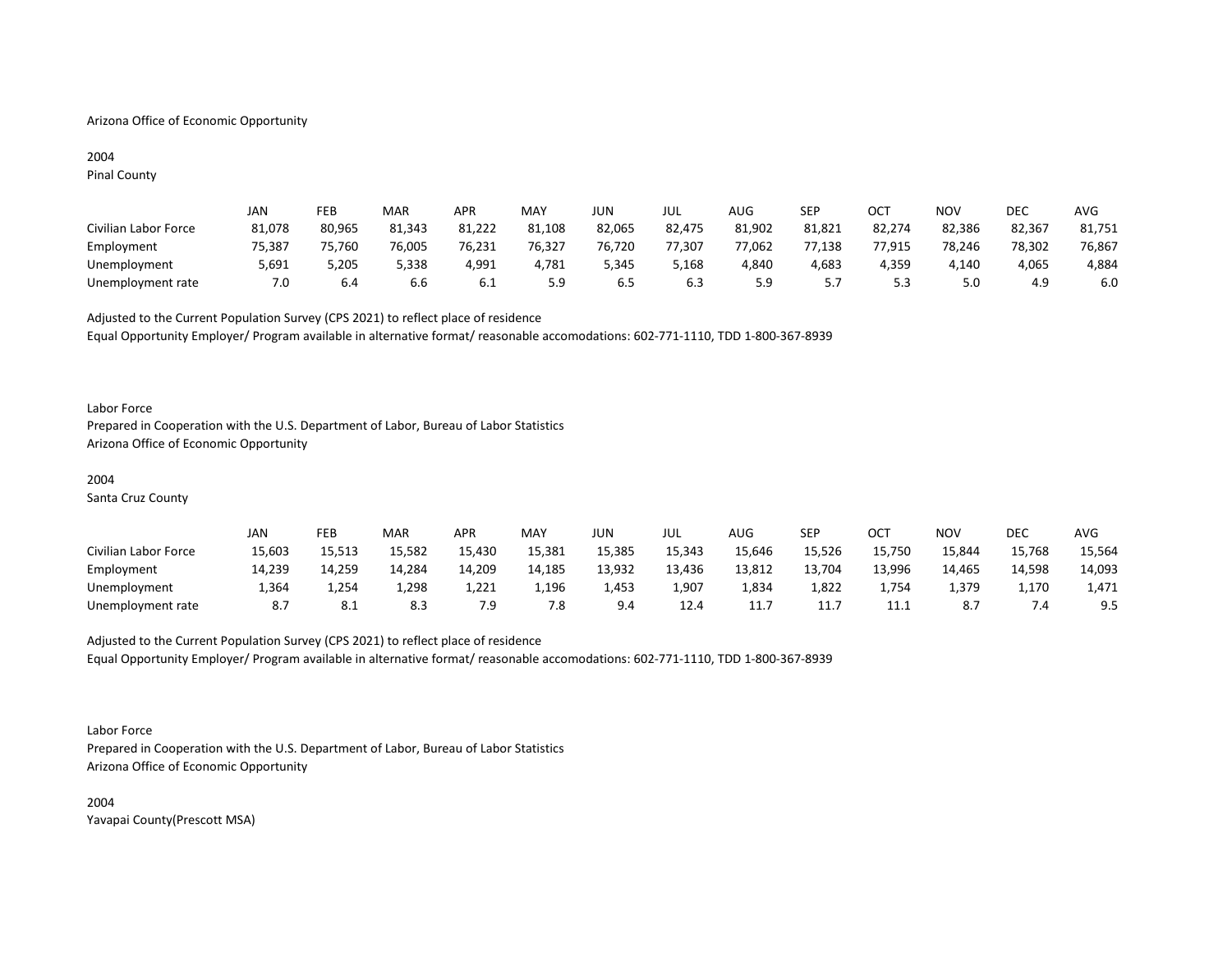Arizona Office of Economic Opportunity

2004
Pinal County

| | JAN | FEB | MAR | APR | MAY | JUN | JUL | AUG | SEP | OCT | NOV | DEC | AVG |
|---|---|---|---|---|---|---|---|---|---|---|---|---|---|
| Civilian Labor Force | 81,078 | 80,965 | 81,343 | 81,222 | 81,108 | 82,065 | 82,475 | 81,902 | 81,821 | 82,274 | 82,386 | 82,367 | 81,751 |
| Employment | 75,387 | 75,760 | 76,005 | 76,231 | 76,327 | 76,720 | 77,307 | 77,062 | 77,138 | 77,915 | 78,246 | 78,302 | 76,867 |
| Unemployment | 5,691 | 5,205 | 5,338 | 4,991 | 4,781 | 5,345 | 5,168 | 4,840 | 4,683 | 4,359 | 4,140 | 4,065 | 4,884 |
| Unemployment rate | 7.0 | 6.4 | 6.6 | 6.1 | 5.9 | 6.5 | 6.3 | 5.9 | 5.7 | 5.3 | 5.0 | 4.9 | 6.0 |

Adjusted to the Current Population Survey (CPS 2021) to reflect place of residence
Equal Opportunity Employer/ Program available in alternative format/ reasonable accomodations: 602-771-1110, TDD 1-800-367-8939

Labor Force
Prepared in Cooperation with the U.S. Department of Labor, Bureau of Labor Statistics
Arizona Office of Economic Opportunity

2004
Santa Cruz County

| | JAN | FEB | MAR | APR | MAY | JUN | JUL | AUG | SEP | OCT | NOV | DEC | AVG |
|---|---|---|---|---|---|---|---|---|---|---|---|---|---|
| Civilian Labor Force | 15,603 | 15,513 | 15,582 | 15,430 | 15,381 | 15,385 | 15,343 | 15,646 | 15,526 | 15,750 | 15,844 | 15,768 | 15,564 |
| Employment | 14,239 | 14,259 | 14,284 | 14,209 | 14,185 | 13,932 | 13,436 | 13,812 | 13,704 | 13,996 | 14,465 | 14,598 | 14,093 |
| Unemployment | 1,364 | 1,254 | 1,298 | 1,221 | 1,196 | 1,453 | 1,907 | 1,834 | 1,822 | 1,754 | 1,379 | 1,170 | 1,471 |
| Unemployment rate | 8.7 | 8.1 | 8.3 | 7.9 | 7.8 | 9.4 | 12.4 | 11.7 | 11.7 | 11.1 | 8.7 | 7.4 | 9.5 |

Adjusted to the Current Population Survey (CPS 2021) to reflect place of residence
Equal Opportunity Employer/ Program available in alternative format/ reasonable accomodations: 602-771-1110, TDD 1-800-367-8939

Labor Force
Prepared in Cooperation with the U.S. Department of Labor, Bureau of Labor Statistics
Arizona Office of Economic Opportunity

2004
Yavapai County(Prescott MSA)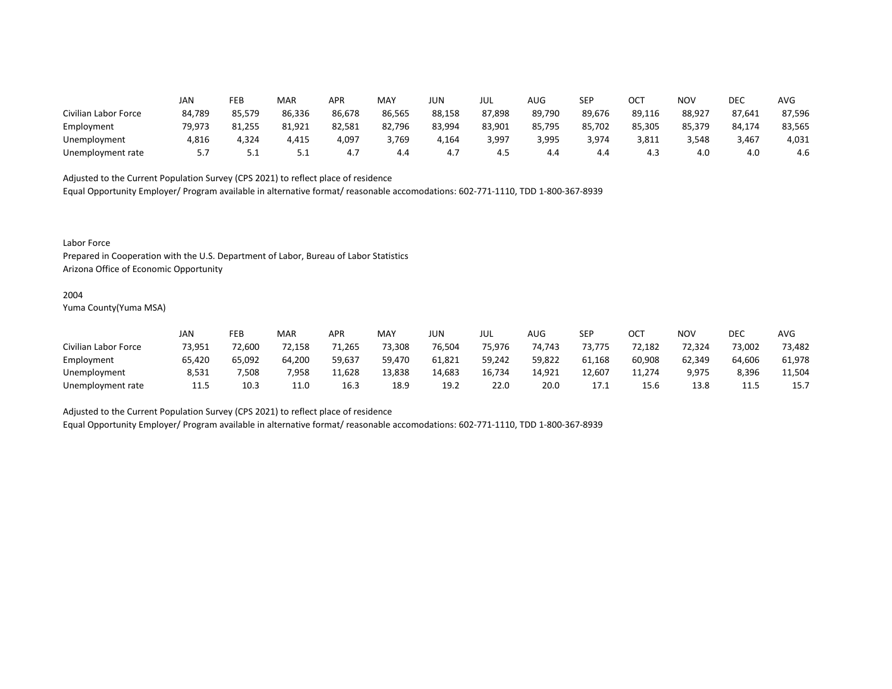| | JAN | FEB | MAR | APR | MAY | JUN | JUL | AUG | SEP | OCT | NOV | DEC | AVG |
|---|---|---|---|---|---|---|---|---|---|---|---|---|---|
| Civilian Labor Force | 84,789 | 85,579 | 86,336 | 86,678 | 86,565 | 88,158 | 87,898 | 89,790 | 89,676 | 89,116 | 88,927 | 87,641 | 87,596 |
| Employment | 79,973 | 81,255 | 81,921 | 82,581 | 82,796 | 83,994 | 83,901 | 85,795 | 85,702 | 85,305 | 85,379 | 84,174 | 83,565 |
| Unemployment | 4,816 | 4,324 | 4,415 | 4,097 | 3,769 | 4,164 | 3,997 | 3,995 | 3,974 | 3,811 | 3,548 | 3,467 | 4,031 |
| Unemployment rate | 5.7 | 5.1 | 5.1 | 4.7 | 4.4 | 4.7 | 4.5 | 4.4 | 4.4 | 4.3 | 4.0 | 4.0 | 4.6 |

Adjusted to the Current Population Survey (CPS 2021) to reflect place of residence
Equal Opportunity Employer/ Program available in alternative format/ reasonable accomodations: 602-771-1110, TDD 1-800-367-8939

Labor Force
Prepared in Cooperation with the U.S. Department of Labor, Bureau of Labor Statistics
Arizona Office of Economic Opportunity

2004
Yuma County(Yuma MSA)

| | JAN | FEB | MAR | APR | MAY | JUN | JUL | AUG | SEP | OCT | NOV | DEC | AVG |
|---|---|---|---|---|---|---|---|---|---|---|---|---|---|
| Civilian Labor Force | 73,951 | 72,600 | 72,158 | 71,265 | 73,308 | 76,504 | 75,976 | 74,743 | 73,775 | 72,182 | 72,324 | 73,002 | 73,482 |
| Employment | 65,420 | 65,092 | 64,200 | 59,637 | 59,470 | 61,821 | 59,242 | 59,822 | 61,168 | 60,908 | 62,349 | 64,606 | 61,978 |
| Unemployment | 8,531 | 7,508 | 7,958 | 11,628 | 13,838 | 14,683 | 16,734 | 14,921 | 12,607 | 11,274 | 9,975 | 8,396 | 11,504 |
| Unemployment rate | 11.5 | 10.3 | 11.0 | 16.3 | 18.9 | 19.2 | 22.0 | 20.0 | 17.1 | 15.6 | 13.8 | 11.5 | 15.7 |

Adjusted to the Current Population Survey (CPS 2021) to reflect place of residence
Equal Opportunity Employer/ Program available in alternative format/ reasonable accomodations: 602-771-1110, TDD 1-800-367-8939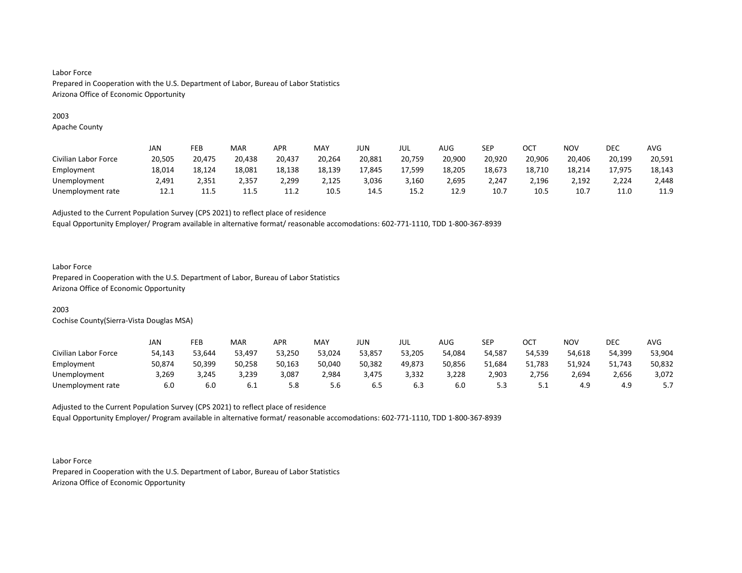Labor Force
Prepared in Cooperation with the U.S. Department of Labor, Bureau of Labor Statistics
Arizona Office of Economic Opportunity

2003
Apache County

| | JAN | FEB | MAR | APR | MAY | JUN | JUL | AUG | SEP | OCT | NOV | DEC | AVG |
|---|---|---|---|---|---|---|---|---|---|---|---|---|---|
| Civilian Labor Force | 20,505 | 20,475 | 20,438 | 20,437 | 20,264 | 20,881 | 20,759 | 20,900 | 20,920 | 20,906 | 20,406 | 20,199 | 20,591 |
| Employment | 18,014 | 18,124 | 18,081 | 18,138 | 18,139 | 17,845 | 17,599 | 18,205 | 18,673 | 18,710 | 18,214 | 17,975 | 18,143 |
| Unemployment | 2,491 | 2,351 | 2,357 | 2,299 | 2,125 | 3,036 | 3,160 | 2,695 | 2,247 | 2,196 | 2,192 | 2,224 | 2,448 |
| Unemployment rate | 12.1 | 11.5 | 11.5 | 11.2 | 10.5 | 14.5 | 15.2 | 12.9 | 10.7 | 10.5 | 10.7 | 11.0 | 11.9 |

Adjusted to the Current Population Survey (CPS 2021) to reflect place of residence
Equal Opportunity Employer/ Program available in alternative format/ reasonable accomodations: 602-771-1110, TDD 1-800-367-8939

Labor Force
Prepared in Cooperation with the U.S. Department of Labor, Bureau of Labor Statistics
Arizona Office of Economic Opportunity

2003
Cochise County(Sierra-Vista Douglas MSA)

| | JAN | FEB | MAR | APR | MAY | JUN | JUL | AUG | SEP | OCT | NOV | DEC | AVG |
|---|---|---|---|---|---|---|---|---|---|---|---|---|---|
| Civilian Labor Force | 54,143 | 53,644 | 53,497 | 53,250 | 53,024 | 53,857 | 53,205 | 54,084 | 54,587 | 54,539 | 54,618 | 54,399 | 53,904 |
| Employment | 50,874 | 50,399 | 50,258 | 50,163 | 50,040 | 50,382 | 49,873 | 50,856 | 51,684 | 51,783 | 51,924 | 51,743 | 50,832 |
| Unemployment | 3,269 | 3,245 | 3,239 | 3,087 | 2,984 | 3,475 | 3,332 | 3,228 | 2,903 | 2,756 | 2,694 | 2,656 | 3,072 |
| Unemployment rate | 6.0 | 6.0 | 6.1 | 5.8 | 5.6 | 6.5 | 6.3 | 6.0 | 5.3 | 5.1 | 4.9 | 4.9 | 5.7 |

Adjusted to the Current Population Survey (CPS 2021) to reflect place of residence
Equal Opportunity Employer/ Program available in alternative format/ reasonable accomodations: 602-771-1110, TDD 1-800-367-8939

Labor Force
Prepared in Cooperation with the U.S. Department of Labor, Bureau of Labor Statistics
Arizona Office of Economic Opportunity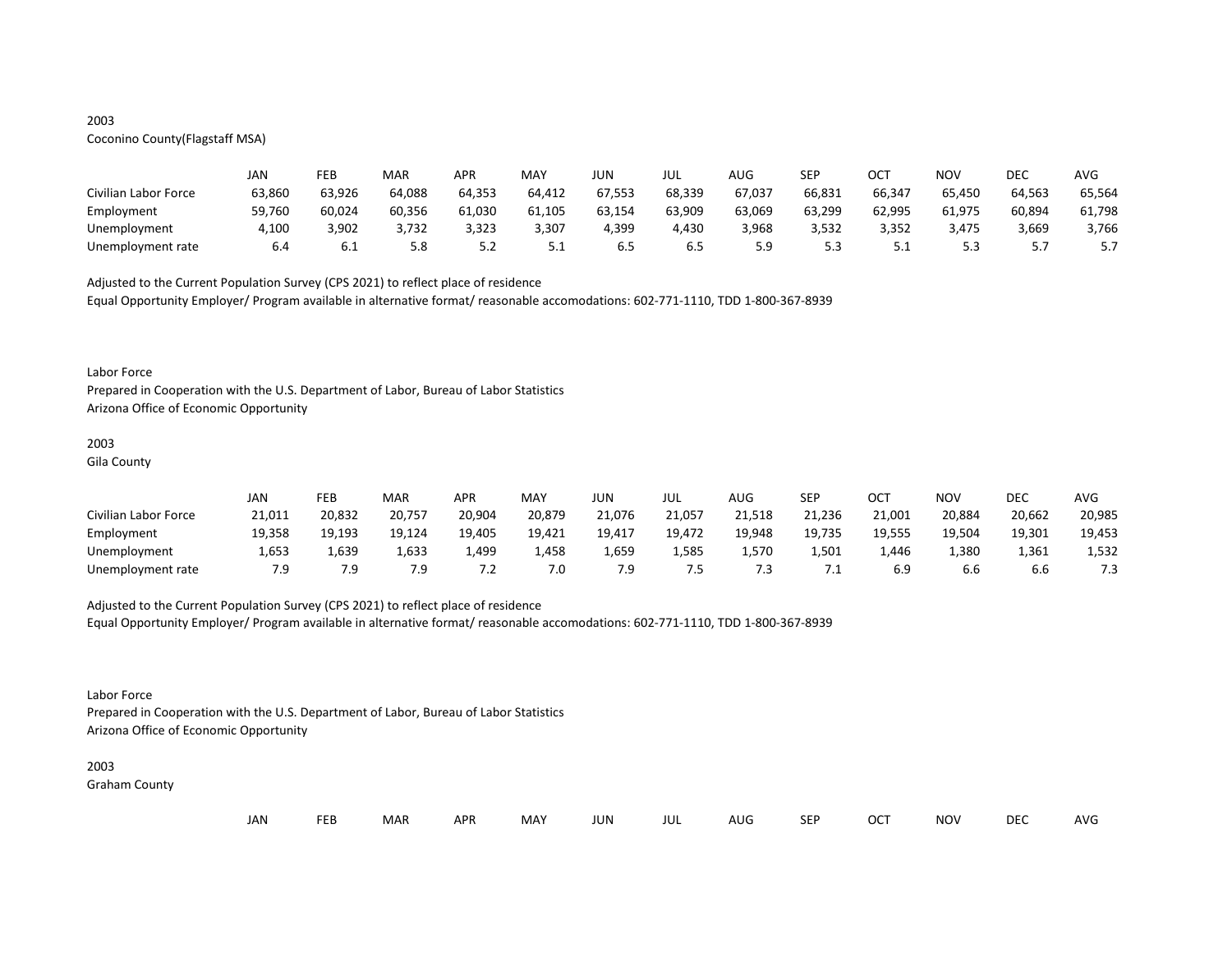2003
Coconino County(Flagstaff MSA)

| | JAN | FEB | MAR | APR | MAY | JUN | JUL | AUG | SEP | OCT | NOV | DEC | AVG |
|---|---|---|---|---|---|---|---|---|---|---|---|---|---|
| Civilian Labor Force | 63,860 | 63,926 | 64,088 | 64,353 | 64,412 | 67,553 | 68,339 | 67,037 | 66,831 | 66,347 | 65,450 | 64,563 | 65,564 |
| Employment | 59,760 | 60,024 | 60,356 | 61,030 | 61,105 | 63,154 | 63,909 | 63,069 | 63,299 | 62,995 | 61,975 | 60,894 | 61,798 |
| Unemployment | 4,100 | 3,902 | 3,732 | 3,323 | 3,307 | 4,399 | 4,430 | 3,968 | 3,532 | 3,352 | 3,475 | 3,669 | 3,766 |
| Unemployment rate | 6.4 | 6.1 | 5.8 | 5.2 | 5.1 | 6.5 | 6.5 | 5.9 | 5.3 | 5.1 | 5.3 | 5.7 | 5.7 |

Adjusted to the Current Population Survey (CPS 2021) to reflect place of residence
Equal Opportunity Employer/ Program available in alternative format/ reasonable accomodations: 602-771-1110, TDD 1-800-367-8939

Labor Force
Prepared in Cooperation with the U.S. Department of Labor, Bureau of Labor Statistics
Arizona Office of Economic Opportunity

2003
Gila County

| | JAN | FEB | MAR | APR | MAY | JUN | JUL | AUG | SEP | OCT | NOV | DEC | AVG |
|---|---|---|---|---|---|---|---|---|---|---|---|---|---|
| Civilian Labor Force | 21,011 | 20,832 | 20,757 | 20,904 | 20,879 | 21,076 | 21,057 | 21,518 | 21,236 | 21,001 | 20,884 | 20,662 | 20,985 |
| Employment | 19,358 | 19,193 | 19,124 | 19,405 | 19,421 | 19,417 | 19,472 | 19,948 | 19,735 | 19,555 | 19,504 | 19,301 | 19,453 |
| Unemployment | 1,653 | 1,639 | 1,633 | 1,499 | 1,458 | 1,659 | 1,585 | 1,570 | 1,501 | 1,446 | 1,380 | 1,361 | 1,532 |
| Unemployment rate | 7.9 | 7.9 | 7.9 | 7.2 | 7.0 | 7.9 | 7.5 | 7.3 | 7.1 | 6.9 | 6.6 | 6.6 | 7.3 |

Adjusted to the Current Population Survey (CPS 2021) to reflect place of residence
Equal Opportunity Employer/ Program available in alternative format/ reasonable accomodations: 602-771-1110, TDD 1-800-367-8939

Labor Force
Prepared in Cooperation with the U.S. Department of Labor, Bureau of Labor Statistics
Arizona Office of Economic Opportunity

2003
Graham County

| | JAN | FEB | MAR | APR | MAY | JUN | JUL | AUG | SEP | OCT | NOV | DEC | AVG |
|---|---|---|---|---|---|---|---|---|---|---|---|---|---|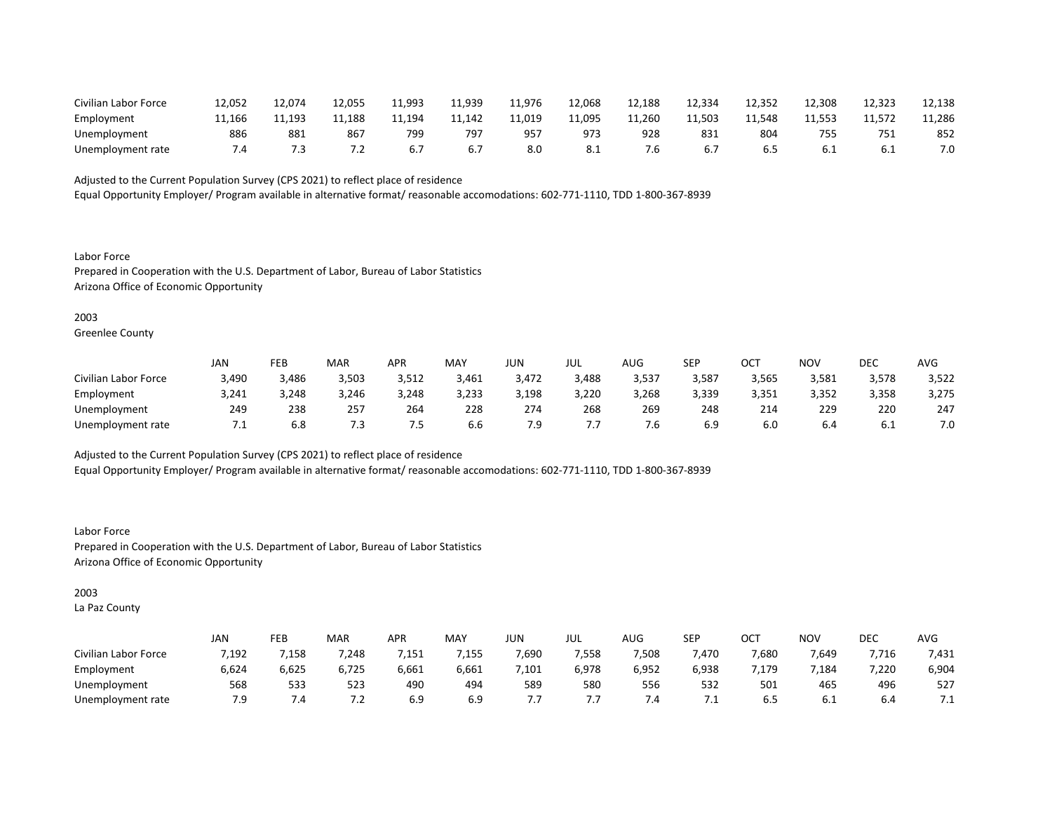| | | | | | | | | | | | | | |
|---|---|---|---|---|---|---|---|---|---|---|---|---|---|
| Civilian Labor Force | 12,052 | 12,074 | 12,055 | 11,993 | 11,939 | 11,976 | 12,068 | 12,188 | 12,334 | 12,352 | 12,308 | 12,323 | 12,138 |
| Employment | 11,166 | 11,193 | 11,188 | 11,194 | 11,142 | 11,019 | 11,095 | 11,260 | 11,503 | 11,548 | 11,553 | 11,572 | 11,286 |
| Unemployment | 886 | 881 | 867 | 799 | 797 | 957 | 973 | 928 | 831 | 804 | 755 | 751 | 852 |
| Unemployment rate | 7.4 | 7.3 | 7.2 | 6.7 | 6.7 | 8.0 | 8.1 | 7.6 | 6.7 | 6.5 | 6.1 | 6.1 | 7.0 |

Adjusted to the Current Population Survey (CPS 2021) to reflect place of residence
Equal Opportunity Employer/ Program available in alternative format/ reasonable accomodations: 602-771-1110, TDD 1-800-367-8939

Labor Force
Prepared in Cooperation with the U.S. Department of Labor, Bureau of Labor Statistics
Arizona Office of Economic Opportunity

2003
Greenlee County

| | JAN | FEB | MAR | APR | MAY | JUN | JUL | AUG | SEP | OCT | NOV | DEC | AVG |
|---|---|---|---|---|---|---|---|---|---|---|---|---|---|
| Civilian Labor Force | 3,490 | 3,486 | 3,503 | 3,512 | 3,461 | 3,472 | 3,488 | 3,537 | 3,587 | 3,565 | 3,581 | 3,578 | 3,522 |
| Employment | 3,241 | 3,248 | 3,246 | 3,248 | 3,233 | 3,198 | 3,220 | 3,268 | 3,339 | 3,351 | 3,352 | 3,358 | 3,275 |
| Unemployment | 249 | 238 | 257 | 264 | 228 | 274 | 268 | 269 | 248 | 214 | 229 | 220 | 247 |
| Unemployment rate | 7.1 | 6.8 | 7.3 | 7.5 | 6.6 | 7.9 | 7.7 | 7.6 | 6.9 | 6.0 | 6.4 | 6.1 | 7.0 |

Adjusted to the Current Population Survey (CPS 2021) to reflect place of residence
Equal Opportunity Employer/ Program available in alternative format/ reasonable accomodations: 602-771-1110, TDD 1-800-367-8939

Labor Force
Prepared in Cooperation with the U.S. Department of Labor, Bureau of Labor Statistics
Arizona Office of Economic Opportunity

2003
La Paz County

| | JAN | FEB | MAR | APR | MAY | JUN | JUL | AUG | SEP | OCT | NOV | DEC | AVG |
|---|---|---|---|---|---|---|---|---|---|---|---|---|---|
| Civilian Labor Force | 7,192 | 7,158 | 7,248 | 7,151 | 7,155 | 7,690 | 7,558 | 7,508 | 7,470 | 7,680 | 7,649 | 7,716 | 7,431 |
| Employment | 6,624 | 6,625 | 6,725 | 6,661 | 6,661 | 7,101 | 6,978 | 6,952 | 6,938 | 7,179 | 7,184 | 7,220 | 6,904 |
| Unemployment | 568 | 533 | 523 | 490 | 494 | 589 | 580 | 556 | 532 | 501 | 465 | 496 | 527 |
| Unemployment rate | 7.9 | 7.4 | 7.2 | 6.9 | 6.9 | 7.7 | 7.7 | 7.4 | 7.1 | 6.5 | 6.1 | 6.4 | 7.1 |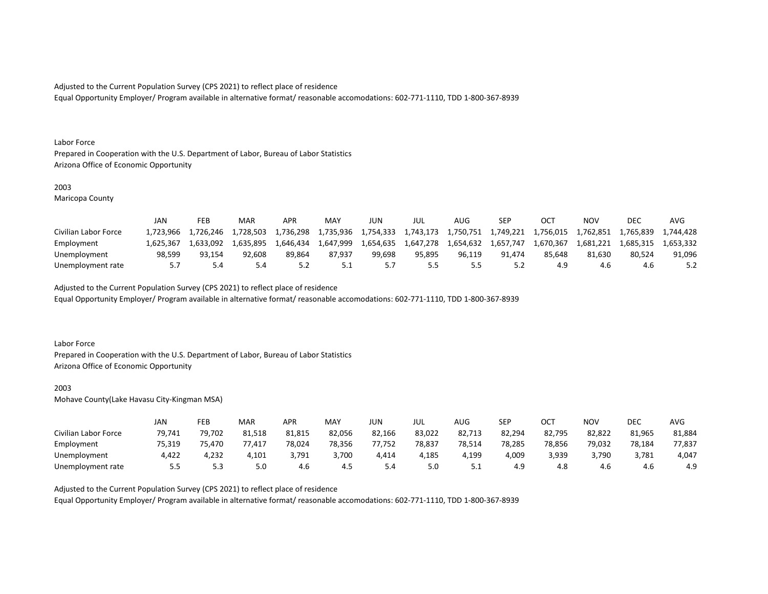Adjusted to the Current Population Survey (CPS 2021) to reflect place of residence
Equal Opportunity Employer/ Program available in alternative format/ reasonable accomodations: 602-771-1110, TDD 1-800-367-8939

Labor Force
Prepared in Cooperation with the U.S. Department of Labor, Bureau of Labor Statistics
Arizona Office of Economic Opportunity

2003
Maricopa County

| | JAN | FEB | MAR | APR | MAY | JUN | JUL | AUG | SEP | OCT | NOV | DEC | AVG |
|---|---|---|---|---|---|---|---|---|---|---|---|---|---|
| Civilian Labor Force | 1,723,966 | 1,726,246 | 1,728,503 | 1,736,298 | 1,735,936 | 1,754,333 | 1,743,173 | 1,750,751 | 1,749,221 | 1,756,015 | 1,762,851 | 1,765,839 | 1,744,428 |
| Employment | 1,625,367 | 1,633,092 | 1,635,895 | 1,646,434 | 1,647,999 | 1,654,635 | 1,647,278 | 1,654,632 | 1,657,747 | 1,670,367 | 1,681,221 | 1,685,315 | 1,653,332 |
| Unemployment | 98,599 | 93,154 | 92,608 | 89,864 | 87,937 | 99,698 | 95,895 | 96,119 | 91,474 | 85,648 | 81,630 | 80,524 | 91,096 |
| Unemployment rate | 5.7 | 5.4 | 5.4 | 5.2 | 5.1 | 5.7 | 5.5 | 5.5 | 5.2 | 4.9 | 4.6 | 4.6 | 5.2 |

Adjusted to the Current Population Survey (CPS 2021) to reflect place of residence
Equal Opportunity Employer/ Program available in alternative format/ reasonable accomodations: 602-771-1110, TDD 1-800-367-8939

Labor Force
Prepared in Cooperation with the U.S. Department of Labor, Bureau of Labor Statistics
Arizona Office of Economic Opportunity

2003
Mohave County(Lake Havasu City-Kingman MSA)

| | JAN | FEB | MAR | APR | MAY | JUN | JUL | AUG | SEP | OCT | NOV | DEC | AVG |
|---|---|---|---|---|---|---|---|---|---|---|---|---|---|
| Civilian Labor Force | 79,741 | 79,702 | 81,518 | 81,815 | 82,056 | 82,166 | 83,022 | 82,713 | 82,294 | 82,795 | 82,822 | 81,965 | 81,884 |
| Employment | 75,319 | 75,470 | 77,417 | 78,024 | 78,356 | 77,752 | 78,837 | 78,514 | 78,285 | 78,856 | 79,032 | 78,184 | 77,837 |
| Unemployment | 4,422 | 4,232 | 4,101 | 3,791 | 3,700 | 4,414 | 4,185 | 4,199 | 4,009 | 3,939 | 3,790 | 3,781 | 4,047 |
| Unemployment rate | 5.5 | 5.3 | 5.0 | 4.6 | 4.5 | 5.4 | 5.0 | 5.1 | 4.9 | 4.8 | 4.6 | 4.6 | 4.9 |

Adjusted to the Current Population Survey (CPS 2021) to reflect place of residence
Equal Opportunity Employer/ Program available in alternative format/ reasonable accomodations: 602-771-1110, TDD 1-800-367-8939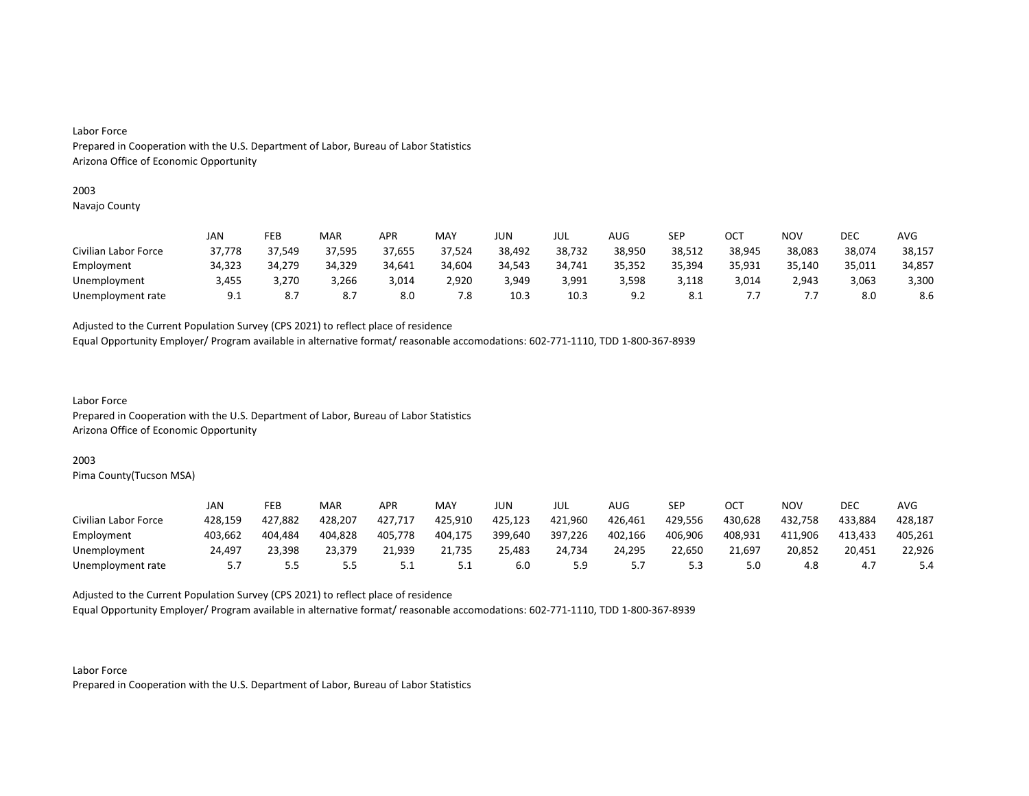Labor Force
Prepared in Cooperation with the U.S. Department of Labor, Bureau of Labor Statistics
Arizona Office of Economic Opportunity

2003
Navajo County

| | JAN | FEB | MAR | APR | MAY | JUN | JUL | AUG | SEP | OCT | NOV | DEC | AVG |
|---|---|---|---|---|---|---|---|---|---|---|---|---|---|
| Civilian Labor Force | 37,778 | 37,549 | 37,595 | 37,655 | 37,524 | 38,492 | 38,732 | 38,950 | 38,512 | 38,945 | 38,083 | 38,074 | 38,157 |
| Employment | 34,323 | 34,279 | 34,329 | 34,641 | 34,604 | 34,543 | 34,741 | 35,352 | 35,394 | 35,931 | 35,140 | 35,011 | 34,857 |
| Unemployment | 3,455 | 3,270 | 3,266 | 3,014 | 2,920 | 3,949 | 3,991 | 3,598 | 3,118 | 3,014 | 2,943 | 3,063 | 3,300 |
| Unemployment rate | 9.1 | 8.7 | 8.7 | 8.0 | 7.8 | 10.3 | 10.3 | 9.2 | 8.1 | 7.7 | 7.7 | 8.0 | 8.6 |

Adjusted to the Current Population Survey (CPS 2021) to reflect place of residence
Equal Opportunity Employer/ Program available in alternative format/ reasonable accomodations: 602-771-1110, TDD 1-800-367-8939

Labor Force
Prepared in Cooperation with the U.S. Department of Labor, Bureau of Labor Statistics
Arizona Office of Economic Opportunity

2003
Pima County(Tucson MSA)

| | JAN | FEB | MAR | APR | MAY | JUN | JUL | AUG | SEP | OCT | NOV | DEC | AVG |
|---|---|---|---|---|---|---|---|---|---|---|---|---|---|
| Civilian Labor Force | 428,159 | 427,882 | 428,207 | 427,717 | 425,910 | 425,123 | 421,960 | 426,461 | 429,556 | 430,628 | 432,758 | 433,884 | 428,187 |
| Employment | 403,662 | 404,484 | 404,828 | 405,778 | 404,175 | 399,640 | 397,226 | 402,166 | 406,906 | 408,931 | 411,906 | 413,433 | 405,261 |
| Unemployment | 24,497 | 23,398 | 23,379 | 21,939 | 21,735 | 25,483 | 24,734 | 24,295 | 22,650 | 21,697 | 20,852 | 20,451 | 22,926 |
| Unemployment rate | 5.7 | 5.5 | 5.5 | 5.1 | 5.1 | 6.0 | 5.9 | 5.7 | 5.3 | 5.0 | 4.8 | 4.7 | 5.4 |

Adjusted to the Current Population Survey (CPS 2021) to reflect place of residence
Equal Opportunity Employer/ Program available in alternative format/ reasonable accomodations: 602-771-1110, TDD 1-800-367-8939

Labor Force
Prepared in Cooperation with the U.S. Department of Labor, Bureau of Labor Statistics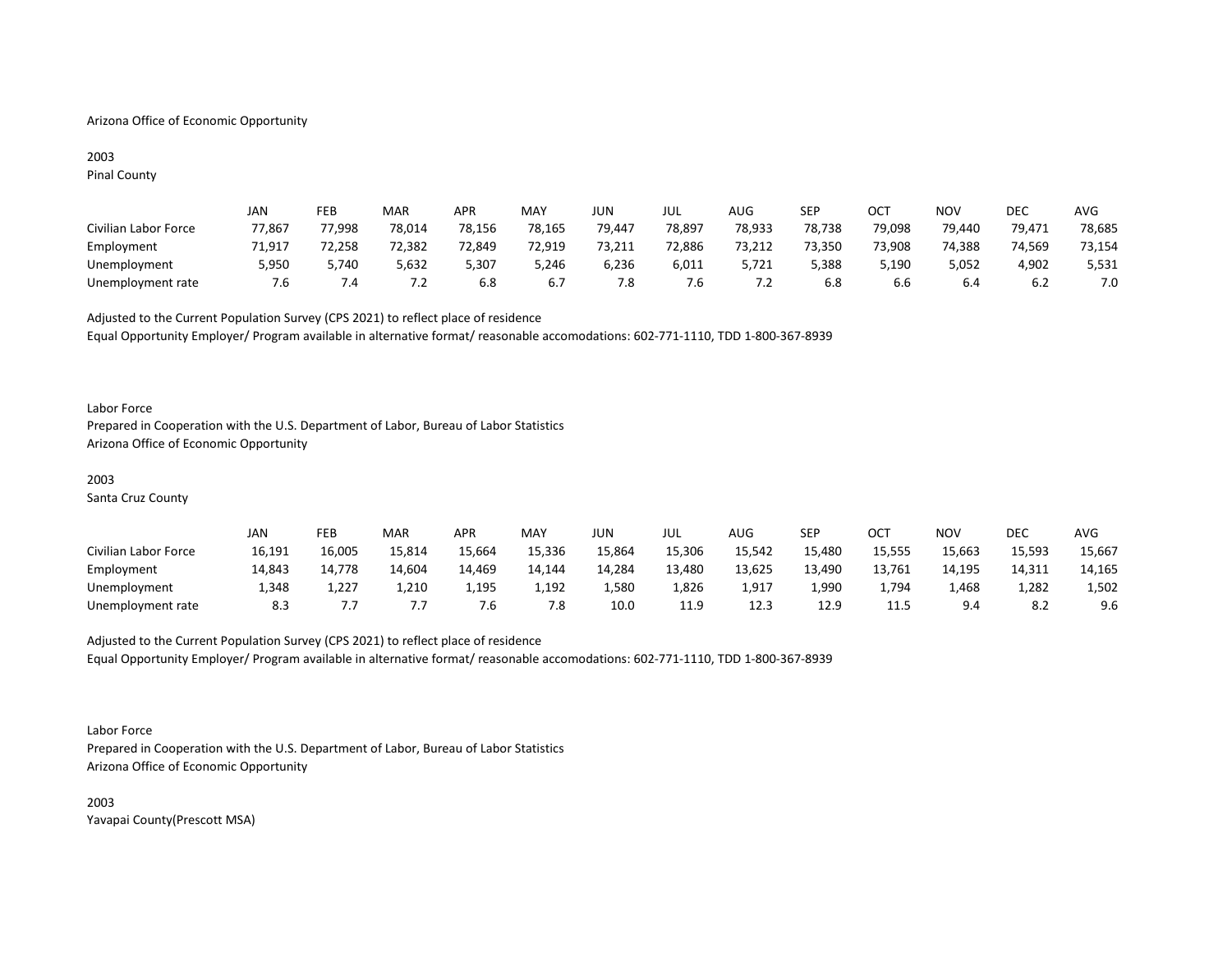Arizona Office of Economic Opportunity

2003
Pinal County

| | JAN | FEB | MAR | APR | MAY | JUN | JUL | AUG | SEP | OCT | NOV | DEC | AVG |
|---|---|---|---|---|---|---|---|---|---|---|---|---|---|
| Civilian Labor Force | 77,867 | 77,998 | 78,014 | 78,156 | 78,165 | 79,447 | 78,897 | 78,933 | 78,738 | 79,098 | 79,440 | 79,471 | 78,685 |
| Employment | 71,917 | 72,258 | 72,382 | 72,849 | 72,919 | 73,211 | 72,886 | 73,212 | 73,350 | 73,908 | 74,388 | 74,569 | 73,154 |
| Unemployment | 5,950 | 5,740 | 5,632 | 5,307 | 5,246 | 6,236 | 6,011 | 5,721 | 5,388 | 5,190 | 5,052 | 4,902 | 5,531 |
| Unemployment rate | 7.6 | 7.4 | 7.2 | 6.8 | 6.7 | 7.8 | 7.6 | 7.2 | 6.8 | 6.6 | 6.4 | 6.2 | 7.0 |

Adjusted to the Current Population Survey (CPS 2021) to reflect place of residence
Equal Opportunity Employer/ Program available in alternative format/ reasonable accomodations: 602-771-1110, TDD 1-800-367-8939

Labor Force
Prepared in Cooperation with the U.S. Department of Labor, Bureau of Labor Statistics
Arizona Office of Economic Opportunity

2003
Santa Cruz County

| | JAN | FEB | MAR | APR | MAY | JUN | JUL | AUG | SEP | OCT | NOV | DEC | AVG |
|---|---|---|---|---|---|---|---|---|---|---|---|---|---|
| Civilian Labor Force | 16,191 | 16,005 | 15,814 | 15,664 | 15,336 | 15,864 | 15,306 | 15,542 | 15,480 | 15,555 | 15,663 | 15,593 | 15,667 |
| Employment | 14,843 | 14,778 | 14,604 | 14,469 | 14,144 | 14,284 | 13,480 | 13,625 | 13,490 | 13,761 | 14,195 | 14,311 | 14,165 |
| Unemployment | 1,348 | 1,227 | 1,210 | 1,195 | 1,192 | 1,580 | 1,826 | 1,917 | 1,990 | 1,794 | 1,468 | 1,282 | 1,502 |
| Unemployment rate | 8.3 | 7.7 | 7.7 | 7.6 | 7.8 | 10.0 | 11.9 | 12.3 | 12.9 | 11.5 | 9.4 | 8.2 | 9.6 |

Adjusted to the Current Population Survey (CPS 2021) to reflect place of residence
Equal Opportunity Employer/ Program available in alternative format/ reasonable accomodations: 602-771-1110, TDD 1-800-367-8939

Labor Force
Prepared in Cooperation with the U.S. Department of Labor, Bureau of Labor Statistics
Arizona Office of Economic Opportunity

2003
Yavapai County(Prescott MSA)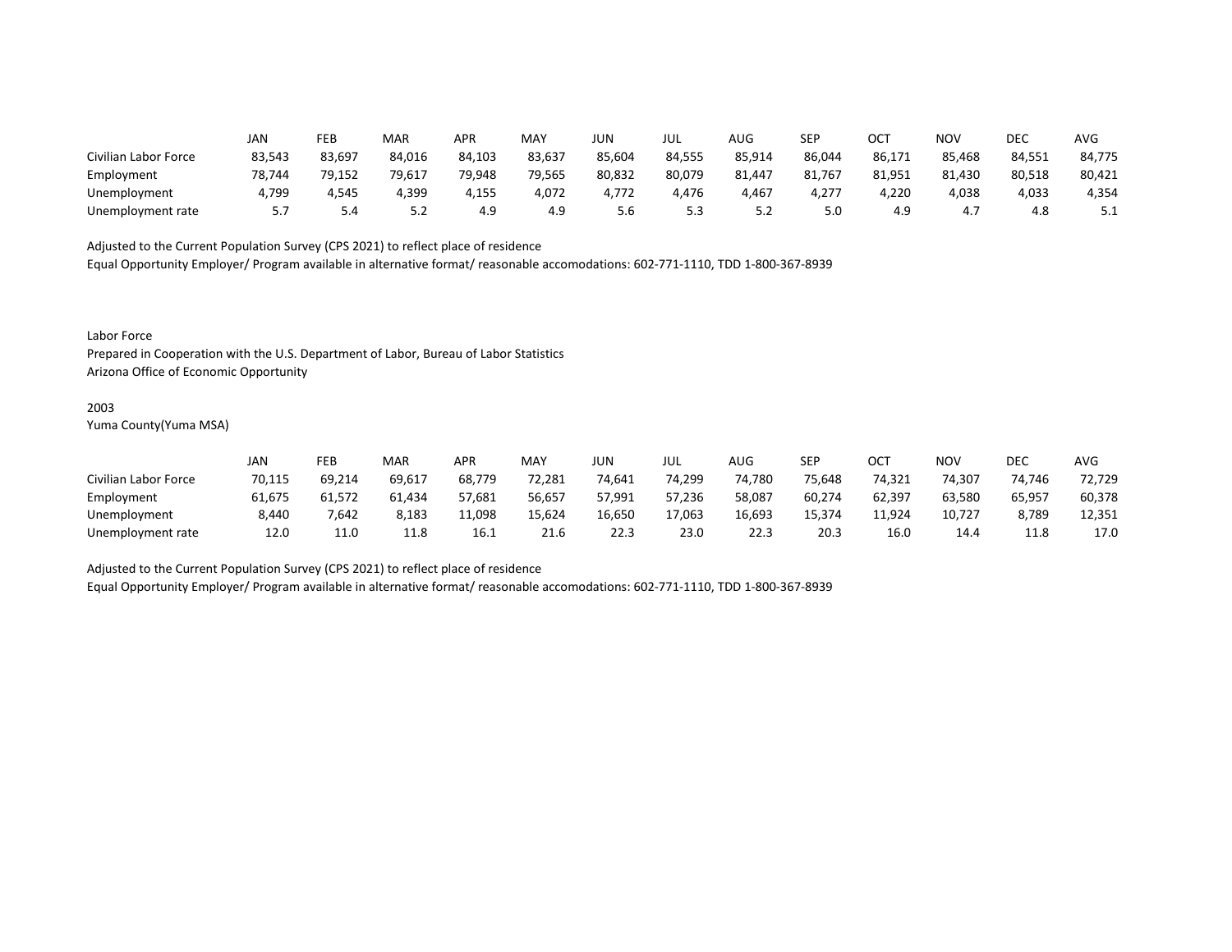| | JAN | FEB | MAR | APR | MAY | JUN | JUL | AUG | SEP | OCT | NOV | DEC | AVG |
|---|---|---|---|---|---|---|---|---|---|---|---|---|---|
| Civilian Labor Force | 83,543 | 83,697 | 84,016 | 84,103 | 83,637 | 85,604 | 84,555 | 85,914 | 86,044 | 86,171 | 85,468 | 84,551 | 84,775 |
| Employment | 78,744 | 79,152 | 79,617 | 79,948 | 79,565 | 80,832 | 80,079 | 81,447 | 81,767 | 81,951 | 81,430 | 80,518 | 80,421 |
| Unemployment | 4,799 | 4,545 | 4,399 | 4,155 | 4,072 | 4,772 | 4,476 | 4,467 | 4,277 | 4,220 | 4,038 | 4,033 | 4,354 |
| Unemployment rate | 5.7 | 5.4 | 5.2 | 4.9 | 4.9 | 5.6 | 5.3 | 5.2 | 5.0 | 4.9 | 4.7 | 4.8 | 5.1 |

Adjusted to the Current Population Survey (CPS 2021) to reflect place of residence
Equal Opportunity Employer/ Program available in alternative format/ reasonable accomodations: 602-771-1110, TDD 1-800-367-8939

Labor Force
Prepared in Cooperation with the U.S. Department of Labor, Bureau of Labor Statistics
Arizona Office of Economic Opportunity

2003
Yuma County(Yuma MSA)

| | JAN | FEB | MAR | APR | MAY | JUN | JUL | AUG | SEP | OCT | NOV | DEC | AVG |
|---|---|---|---|---|---|---|---|---|---|---|---|---|---|
| Civilian Labor Force | 70,115 | 69,214 | 69,617 | 68,779 | 72,281 | 74,641 | 74,299 | 74,780 | 75,648 | 74,321 | 74,307 | 74,746 | 72,729 |
| Employment | 61,675 | 61,572 | 61,434 | 57,681 | 56,657 | 57,991 | 57,236 | 58,087 | 60,274 | 62,397 | 63,580 | 65,957 | 60,378 |
| Unemployment | 8,440 | 7,642 | 8,183 | 11,098 | 15,624 | 16,650 | 17,063 | 16,693 | 15,374 | 11,924 | 10,727 | 8,789 | 12,351 |
| Unemployment rate | 12.0 | 11.0 | 11.8 | 16.1 | 21.6 | 22.3 | 23.0 | 22.3 | 20.3 | 16.0 | 14.4 | 11.8 | 17.0 |

Adjusted to the Current Population Survey (CPS 2021) to reflect place of residence
Equal Opportunity Employer/ Program available in alternative format/ reasonable accomodations: 602-771-1110, TDD 1-800-367-8939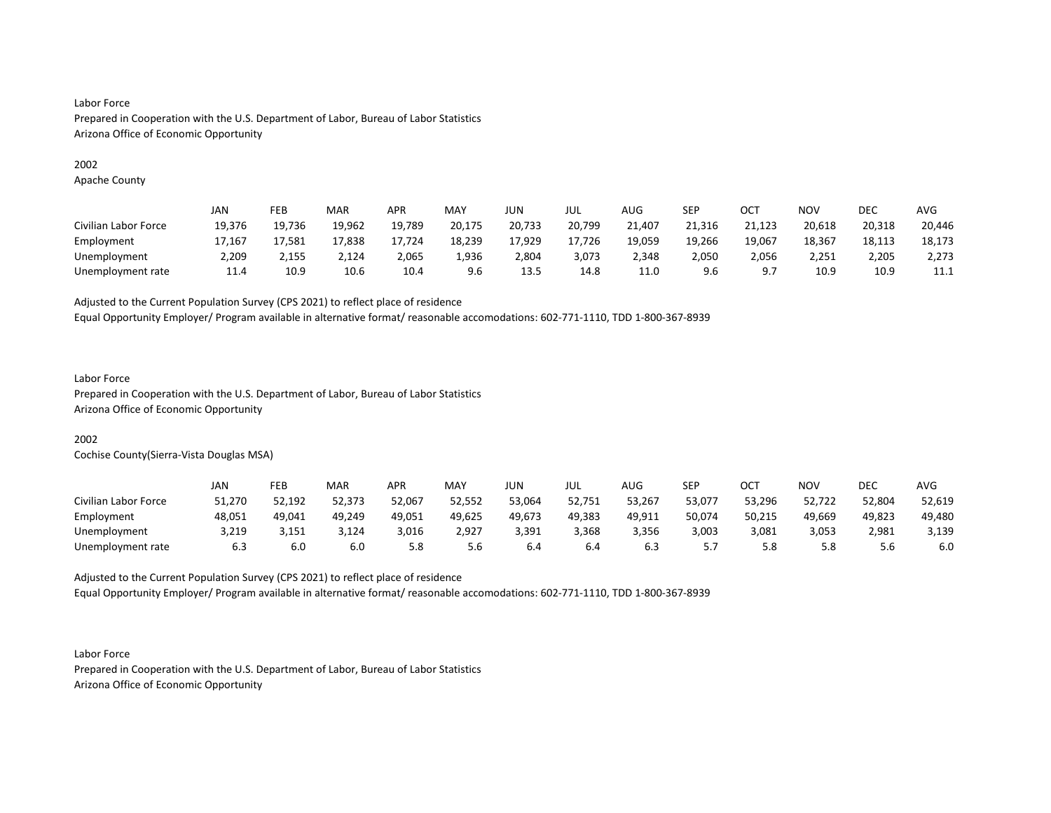Labor Force
Prepared in Cooperation with the U.S. Department of Labor, Bureau of Labor Statistics
Arizona Office of Economic Opportunity

2002
Apache County

| | JAN | FEB | MAR | APR | MAY | JUN | JUL | AUG | SEP | OCT | NOV | DEC | AVG |
|---|---|---|---|---|---|---|---|---|---|---|---|---|---|
| Civilian Labor Force | 19,376 | 19,736 | 19,962 | 19,789 | 20,175 | 20,733 | 20,799 | 21,407 | 21,316 | 21,123 | 20,618 | 20,318 | 20,446 |
| Employment | 17,167 | 17,581 | 17,838 | 17,724 | 18,239 | 17,929 | 17,726 | 19,059 | 19,266 | 19,067 | 18,367 | 18,113 | 18,173 |
| Unemployment | 2,209 | 2,155 | 2,124 | 2,065 | 1,936 | 2,804 | 3,073 | 2,348 | 2,050 | 2,056 | 2,251 | 2,205 | 2,273 |
| Unemployment rate | 11.4 | 10.9 | 10.6 | 10.4 | 9.6 | 13.5 | 14.8 | 11.0 | 9.6 | 9.7 | 10.9 | 10.9 | 11.1 |

Adjusted to the Current Population Survey (CPS 2021) to reflect place of residence
Equal Opportunity Employer/ Program available in alternative format/ reasonable accomodations: 602-771-1110, TDD 1-800-367-8939

Labor Force
Prepared in Cooperation with the U.S. Department of Labor, Bureau of Labor Statistics
Arizona Office of Economic Opportunity

2002
Cochise County(Sierra-Vista Douglas MSA)

| | JAN | FEB | MAR | APR | MAY | JUN | JUL | AUG | SEP | OCT | NOV | DEC | AVG |
|---|---|---|---|---|---|---|---|---|---|---|---|---|---|
| Civilian Labor Force | 51,270 | 52,192 | 52,373 | 52,067 | 52,552 | 53,064 | 52,751 | 53,267 | 53,077 | 53,296 | 52,722 | 52,804 | 52,619 |
| Employment | 48,051 | 49,041 | 49,249 | 49,051 | 49,625 | 49,673 | 49,383 | 49,911 | 50,074 | 50,215 | 49,669 | 49,823 | 49,480 |
| Unemployment | 3,219 | 3,151 | 3,124 | 3,016 | 2,927 | 3,391 | 3,368 | 3,356 | 3,003 | 3,081 | 3,053 | 2,981 | 3,139 |
| Unemployment rate | 6.3 | 6.0 | 6.0 | 5.8 | 5.6 | 6.4 | 6.4 | 6.3 | 5.7 | 5.8 | 5.8 | 5.6 | 6.0 |

Adjusted to the Current Population Survey (CPS 2021) to reflect place of residence
Equal Opportunity Employer/ Program available in alternative format/ reasonable accomodations: 602-771-1110, TDD 1-800-367-8939

Labor Force
Prepared in Cooperation with the U.S. Department of Labor, Bureau of Labor Statistics
Arizona Office of Economic Opportunity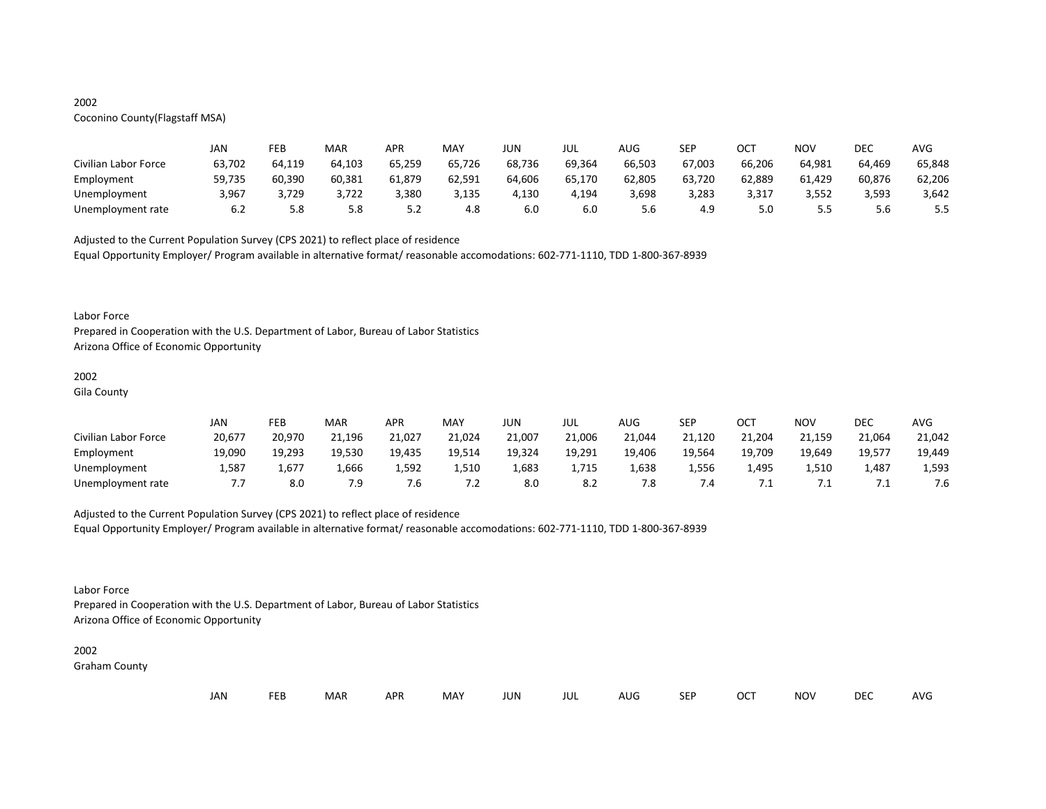2002
Coconino County(Flagstaff MSA)

| | JAN | FEB | MAR | APR | MAY | JUN | JUL | AUG | SEP | OCT | NOV | DEC | AVG |
|---|---|---|---|---|---|---|---|---|---|---|---|---|---|
| Civilian Labor Force | 63,702 | 64,119 | 64,103 | 65,259 | 65,726 | 68,736 | 69,364 | 66,503 | 67,003 | 66,206 | 64,981 | 64,469 | 65,848 |
| Employment | 59,735 | 60,390 | 60,381 | 61,879 | 62,591 | 64,606 | 65,170 | 62,805 | 63,720 | 62,889 | 61,429 | 60,876 | 62,206 |
| Unemployment | 3,967 | 3,729 | 3,722 | 3,380 | 3,135 | 4,130 | 4,194 | 3,698 | 3,283 | 3,317 | 3,552 | 3,593 | 3,642 |
| Unemployment rate | 6.2 | 5.8 | 5.8 | 5.2 | 4.8 | 6.0 | 6.0 | 5.6 | 4.9 | 5.0 | 5.5 | 5.6 | 5.5 |

Adjusted to the Current Population Survey (CPS 2021) to reflect place of residence
Equal Opportunity Employer/ Program available in alternative format/ reasonable accomodations: 602-771-1110, TDD 1-800-367-8939

Labor Force
Prepared in Cooperation with the U.S. Department of Labor, Bureau of Labor Statistics
Arizona Office of Economic Opportunity

2002
Gila County

| | JAN | FEB | MAR | APR | MAY | JUN | JUL | AUG | SEP | OCT | NOV | DEC | AVG |
|---|---|---|---|---|---|---|---|---|---|---|---|---|---|
| Civilian Labor Force | 20,677 | 20,970 | 21,196 | 21,027 | 21,024 | 21,007 | 21,006 | 21,044 | 21,120 | 21,204 | 21,159 | 21,064 | 21,042 |
| Employment | 19,090 | 19,293 | 19,530 | 19,435 | 19,514 | 19,324 | 19,291 | 19,406 | 19,564 | 19,709 | 19,649 | 19,577 | 19,449 |
| Unemployment | 1,587 | 1,677 | 1,666 | 1,592 | 1,510 | 1,683 | 1,715 | 1,638 | 1,556 | 1,495 | 1,510 | 1,487 | 1,593 |
| Unemployment rate | 7.7 | 8.0 | 7.9 | 7.6 | 7.2 | 8.0 | 8.2 | 7.8 | 7.4 | 7.1 | 7.1 | 7.1 | 7.6 |

Adjusted to the Current Population Survey (CPS 2021) to reflect place of residence
Equal Opportunity Employer/ Program available in alternative format/ reasonable accomodations: 602-771-1110, TDD 1-800-367-8939

Labor Force
Prepared in Cooperation with the U.S. Department of Labor, Bureau of Labor Statistics
Arizona Office of Economic Opportunity

2002
Graham County

| | JAN | FEB | MAR | APR | MAY | JUN | JUL | AUG | SEP | OCT | NOV | DEC | AVG |
|---|---|---|---|---|---|---|---|---|---|---|---|---|---|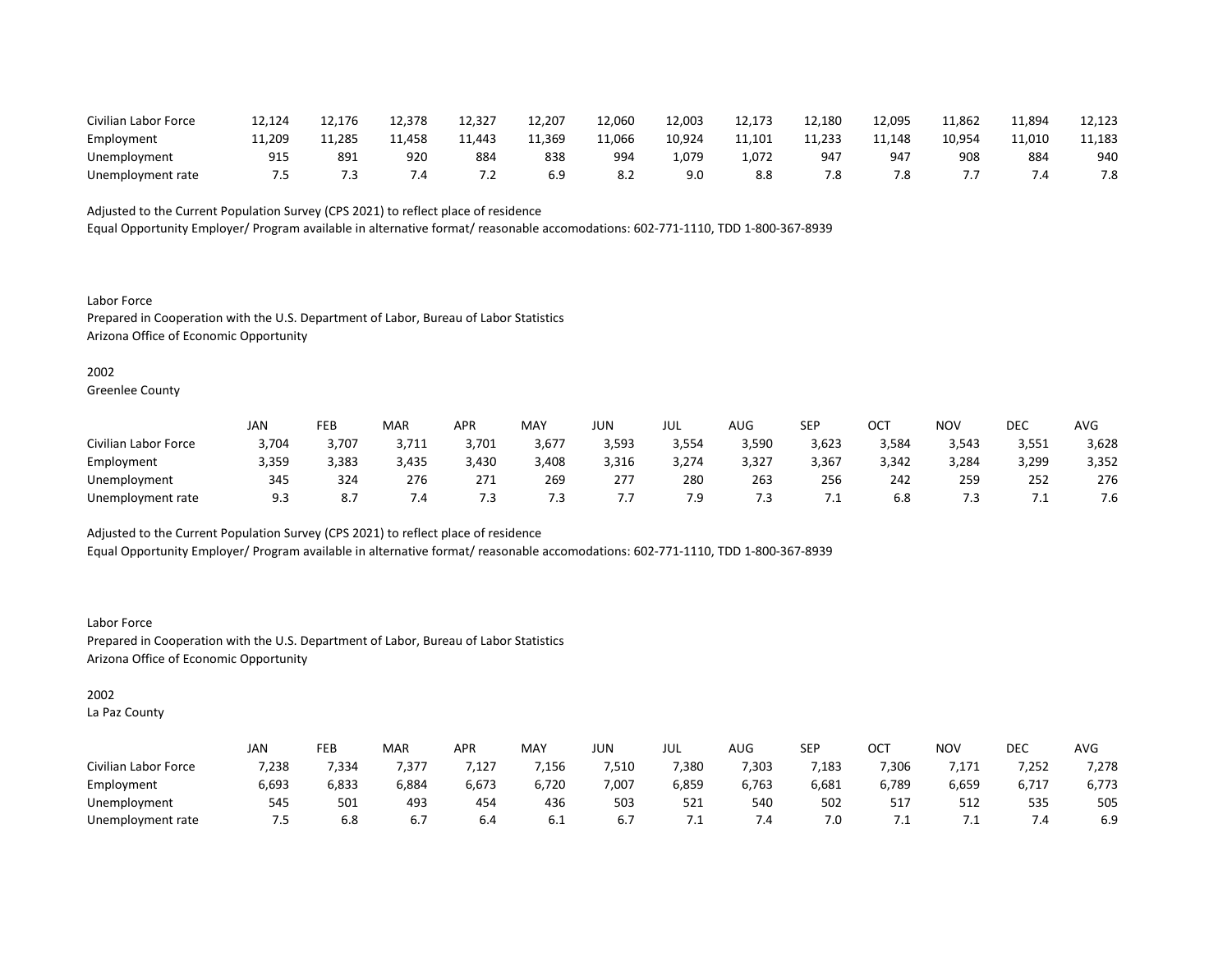| | | | | | | | | | | | | | |
|---|---|---|---|---|---|---|---|---|---|---|---|---|---|
| Civilian Labor Force | 12,124 | 12,176 | 12,378 | 12,327 | 12,207 | 12,060 | 12,003 | 12,173 | 12,180 | 12,095 | 11,862 | 11,894 | 12,123 |
| Employment | 11,209 | 11,285 | 11,458 | 11,443 | 11,369 | 11,066 | 10,924 | 11,101 | 11,233 | 11,148 | 10,954 | 11,010 | 11,183 |
| Unemployment | 915 | 891 | 920 | 884 | 838 | 994 | 1,079 | 1,072 | 947 | 947 | 908 | 884 | 940 |
| Unemployment rate | 7.5 | 7.3 | 7.4 | 7.2 | 6.9 | 8.2 | 9.0 | 8.8 | 7.8 | 7.8 | 7.7 | 7.4 | 7.8 |

Adjusted to the Current Population Survey (CPS 2021) to reflect place of residence
Equal Opportunity Employer/ Program available in alternative format/ reasonable accomodations: 602-771-1110, TDD 1-800-367-8939

Labor Force
Prepared in Cooperation with the U.S. Department of Labor, Bureau of Labor Statistics
Arizona Office of Economic Opportunity

2002
Greenlee County

| | JAN | FEB | MAR | APR | MAY | JUN | JUL | AUG | SEP | OCT | NOV | DEC | AVG |
|---|---|---|---|---|---|---|---|---|---|---|---|---|---|
| Civilian Labor Force | 3,704 | 3,707 | 3,711 | 3,701 | 3,677 | 3,593 | 3,554 | 3,590 | 3,623 | 3,584 | 3,543 | 3,551 | 3,628 |
| Employment | 3,359 | 3,383 | 3,435 | 3,430 | 3,408 | 3,316 | 3,274 | 3,327 | 3,367 | 3,342 | 3,284 | 3,299 | 3,352 |
| Unemployment | 345 | 324 | 276 | 271 | 269 | 277 | 280 | 263 | 256 | 242 | 259 | 252 | 276 |
| Unemployment rate | 9.3 | 8.7 | 7.4 | 7.3 | 7.3 | 7.7 | 7.9 | 7.3 | 7.1 | 6.8 | 7.3 | 7.1 | 7.6 |

Adjusted to the Current Population Survey (CPS 2021) to reflect place of residence
Equal Opportunity Employer/ Program available in alternative format/ reasonable accomodations: 602-771-1110, TDD 1-800-367-8939

Labor Force
Prepared in Cooperation with the U.S. Department of Labor, Bureau of Labor Statistics
Arizona Office of Economic Opportunity

2002
La Paz County

| | JAN | FEB | MAR | APR | MAY | JUN | JUL | AUG | SEP | OCT | NOV | DEC | AVG |
|---|---|---|---|---|---|---|---|---|---|---|---|---|---|
| Civilian Labor Force | 7,238 | 7,334 | 7,377 | 7,127 | 7,156 | 7,510 | 7,380 | 7,303 | 7,183 | 7,306 | 7,171 | 7,252 | 7,278 |
| Employment | 6,693 | 6,833 | 6,884 | 6,673 | 6,720 | 7,007 | 6,859 | 6,763 | 6,681 | 6,789 | 6,659 | 6,717 | 6,773 |
| Unemployment | 545 | 501 | 493 | 454 | 436 | 503 | 521 | 540 | 502 | 517 | 512 | 535 | 505 |
| Unemployment rate | 7.5 | 6.8 | 6.7 | 6.4 | 6.1 | 6.7 | 7.1 | 7.4 | 7.0 | 7.1 | 7.1 | 7.4 | 6.9 |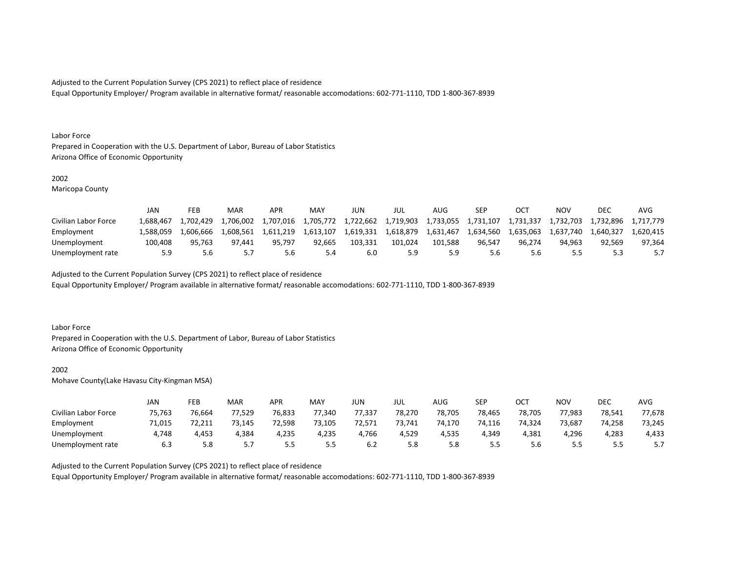Adjusted to the Current Population Survey (CPS 2021) to reflect place of residence
Equal Opportunity Employer/ Program available in alternative format/ reasonable accomodations: 602-771-1110, TDD 1-800-367-8939

Labor Force
Prepared in Cooperation with the U.S. Department of Labor, Bureau of Labor Statistics
Arizona Office of Economic Opportunity

2002
Maricopa County

| | JAN | FEB | MAR | APR | MAY | JUN | JUL | AUG | SEP | OCT | NOV | DEC | AVG |
|---|---|---|---|---|---|---|---|---|---|---|---|---|---|
| Civilian Labor Force | 1,688,467 | 1,702,429 | 1,706,002 | 1,707,016 | 1,705,772 | 1,722,662 | 1,719,903 | 1,733,055 | 1,731,107 | 1,731,337 | 1,732,703 | 1,732,896 | 1,717,779 |
| Employment | 1,588,059 | 1,606,666 | 1,608,561 | 1,611,219 | 1,613,107 | 1,619,331 | 1,618,879 | 1,631,467 | 1,634,560 | 1,635,063 | 1,637,740 | 1,640,327 | 1,620,415 |
| Unemployment | 100,408 | 95,763 | 97,441 | 95,797 | 92,665 | 103,331 | 101,024 | 101,588 | 96,547 | 96,274 | 94,963 | 92,569 | 97,364 |
| Unemployment rate | 5.9 | 5.6 | 5.7 | 5.6 | 5.4 | 6.0 | 5.9 | 5.9 | 5.6 | 5.6 | 5.5 | 5.3 | 5.7 |

Adjusted to the Current Population Survey (CPS 2021) to reflect place of residence
Equal Opportunity Employer/ Program available in alternative format/ reasonable accomodations: 602-771-1110, TDD 1-800-367-8939

Labor Force
Prepared in Cooperation with the U.S. Department of Labor, Bureau of Labor Statistics
Arizona Office of Economic Opportunity

2002
Mohave County(Lake Havasu City-Kingman MSA)

| | JAN | FEB | MAR | APR | MAY | JUN | JUL | AUG | SEP | OCT | NOV | DEC | AVG |
|---|---|---|---|---|---|---|---|---|---|---|---|---|---|
| Civilian Labor Force | 75,763 | 76,664 | 77,529 | 76,833 | 77,340 | 77,337 | 78,270 | 78,705 | 78,465 | 78,705 | 77,983 | 78,541 | 77,678 |
| Employment | 71,015 | 72,211 | 73,145 | 72,598 | 73,105 | 72,571 | 73,741 | 74,170 | 74,116 | 74,324 | 73,687 | 74,258 | 73,245 |
| Unemployment | 4,748 | 4,453 | 4,384 | 4,235 | 4,235 | 4,766 | 4,529 | 4,535 | 4,349 | 4,381 | 4,296 | 4,283 | 4,433 |
| Unemployment rate | 6.3 | 5.8 | 5.7 | 5.5 | 5.5 | 6.2 | 5.8 | 5.8 | 5.5 | 5.6 | 5.5 | 5.5 | 5.7 |

Adjusted to the Current Population Survey (CPS 2021) to reflect place of residence
Equal Opportunity Employer/ Program available in alternative format/ reasonable accomodations: 602-771-1110, TDD 1-800-367-8939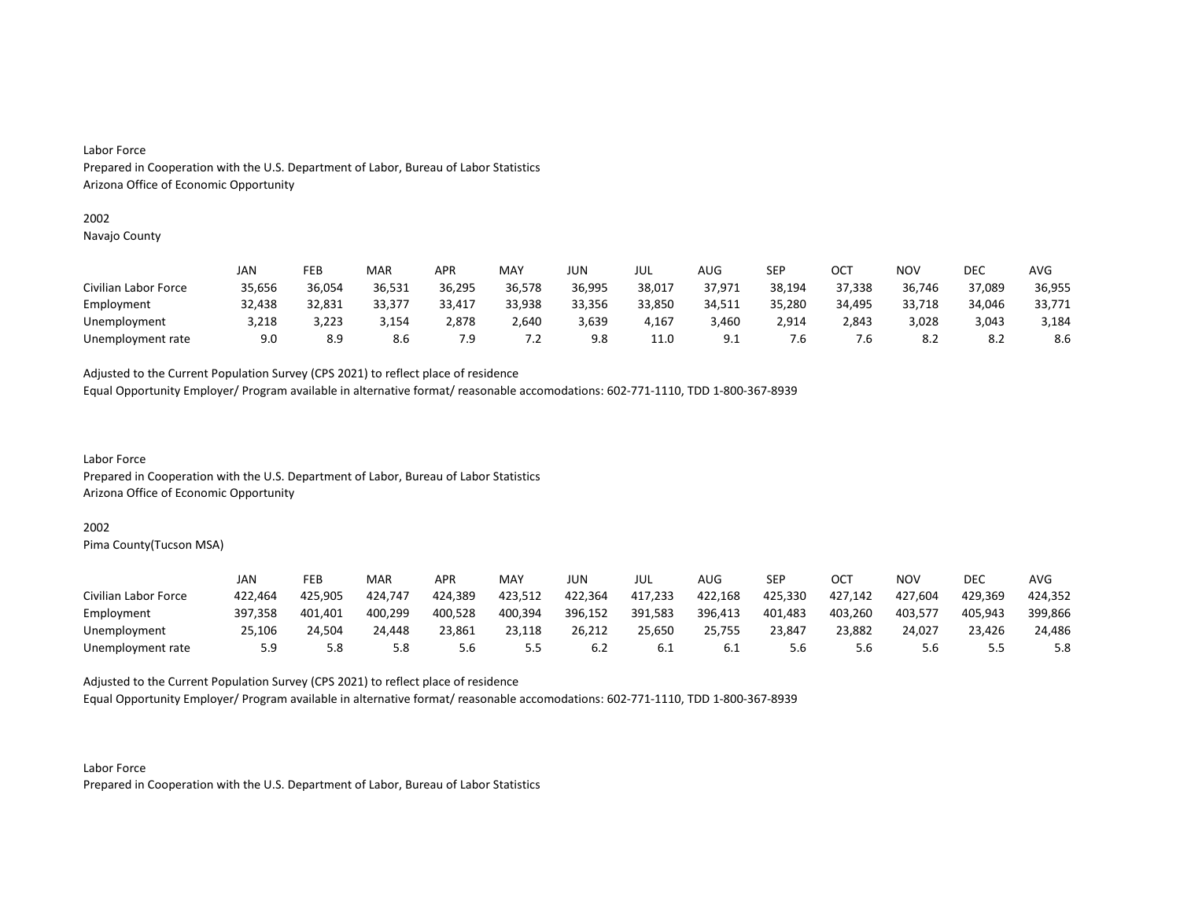Labor Force
Prepared in Cooperation with the U.S. Department of Labor, Bureau of Labor Statistics
Arizona Office of Economic Opportunity

2002
Navajo County

| | JAN | FEB | MAR | APR | MAY | JUN | JUL | AUG | SEP | OCT | NOV | DEC | AVG |
|---|---|---|---|---|---|---|---|---|---|---|---|---|---|
| Civilian Labor Force | 35,656 | 36,054 | 36,531 | 36,295 | 36,578 | 36,995 | 38,017 | 37,971 | 38,194 | 37,338 | 36,746 | 37,089 | 36,955 |
| Employment | 32,438 | 32,831 | 33,377 | 33,417 | 33,938 | 33,356 | 33,850 | 34,511 | 35,280 | 34,495 | 33,718 | 34,046 | 33,771 |
| Unemployment | 3,218 | 3,223 | 3,154 | 2,878 | 2,640 | 3,639 | 4,167 | 3,460 | 2,914 | 2,843 | 3,028 | 3,043 | 3,184 |
| Unemployment rate | 9.0 | 8.9 | 8.6 | 7.9 | 7.2 | 9.8 | 11.0 | 9.1 | 7.6 | 7.6 | 8.2 | 8.2 | 8.6 |

Adjusted to the Current Population Survey (CPS 2021) to reflect place of residence
Equal Opportunity Employer/ Program available in alternative format/ reasonable accomodations: 602-771-1110, TDD 1-800-367-8939

Labor Force
Prepared in Cooperation with the U.S. Department of Labor, Bureau of Labor Statistics
Arizona Office of Economic Opportunity

2002
Pima County(Tucson MSA)

| | JAN | FEB | MAR | APR | MAY | JUN | JUL | AUG | SEP | OCT | NOV | DEC | AVG |
|---|---|---|---|---|---|---|---|---|---|---|---|---|---|
| Civilian Labor Force | 422,464 | 425,905 | 424,747 | 424,389 | 423,512 | 422,364 | 417,233 | 422,168 | 425,330 | 427,142 | 427,604 | 429,369 | 424,352 |
| Employment | 397,358 | 401,401 | 400,299 | 400,528 | 400,394 | 396,152 | 391,583 | 396,413 | 401,483 | 403,260 | 403,577 | 405,943 | 399,866 |
| Unemployment | 25,106 | 24,504 | 24,448 | 23,861 | 23,118 | 26,212 | 25,650 | 25,755 | 23,847 | 23,882 | 24,027 | 23,426 | 24,486 |
| Unemployment rate | 5.9 | 5.8 | 5.8 | 5.6 | 5.5 | 6.2 | 6.1 | 6.1 | 5.6 | 5.6 | 5.6 | 5.5 | 5.8 |

Adjusted to the Current Population Survey (CPS 2021) to reflect place of residence
Equal Opportunity Employer/ Program available in alternative format/ reasonable accomodations: 602-771-1110, TDD 1-800-367-8939

Labor Force
Prepared in Cooperation with the U.S. Department of Labor, Bureau of Labor Statistics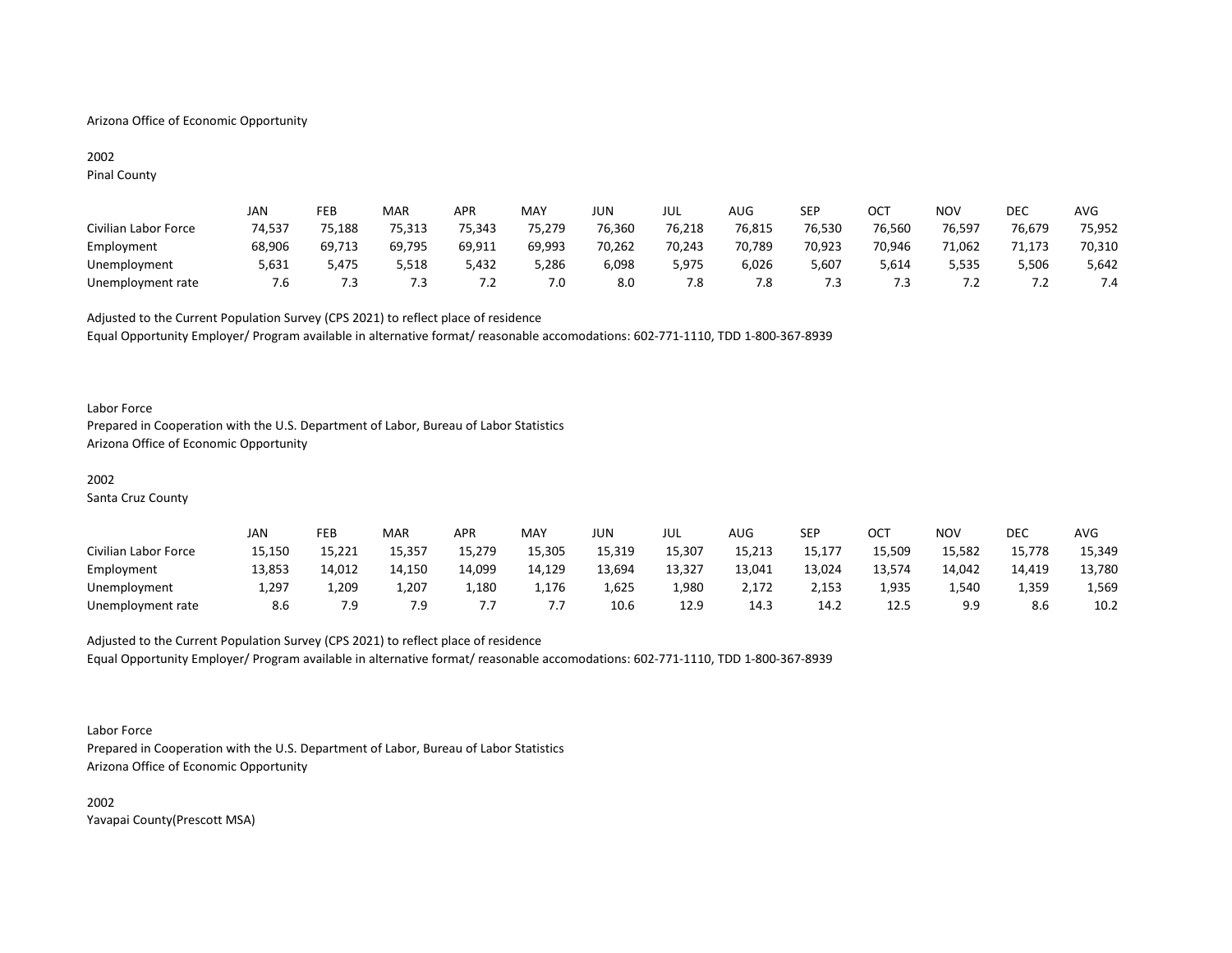Arizona Office of Economic Opportunity

2002
Pinal County

| | JAN | FEB | MAR | APR | MAY | JUN | JUL | AUG | SEP | OCT | NOV | DEC | AVG |
|---|---|---|---|---|---|---|---|---|---|---|---|---|---|
| Civilian Labor Force | 74,537 | 75,188 | 75,313 | 75,343 | 75,279 | 76,360 | 76,218 | 76,815 | 76,530 | 76,560 | 76,597 | 76,679 | 75,952 |
| Employment | 68,906 | 69,713 | 69,795 | 69,911 | 69,993 | 70,262 | 70,243 | 70,789 | 70,923 | 70,946 | 71,062 | 71,173 | 70,310 |
| Unemployment | 5,631 | 5,475 | 5,518 | 5,432 | 5,286 | 6,098 | 5,975 | 6,026 | 5,607 | 5,614 | 5,535 | 5,506 | 5,642 |
| Unemployment rate | 7.6 | 7.3 | 7.3 | 7.2 | 7.0 | 8.0 | 7.8 | 7.8 | 7.3 | 7.3 | 7.2 | 7.2 | 7.4 |

Adjusted to the Current Population Survey (CPS 2021) to reflect place of residence
Equal Opportunity Employer/ Program available in alternative format/ reasonable accomodations: 602-771-1110, TDD 1-800-367-8939

Labor Force
Prepared in Cooperation with the U.S. Department of Labor, Bureau of Labor Statistics
Arizona Office of Economic Opportunity

2002
Santa Cruz County

| | JAN | FEB | MAR | APR | MAY | JUN | JUL | AUG | SEP | OCT | NOV | DEC | AVG |
|---|---|---|---|---|---|---|---|---|---|---|---|---|---|
| Civilian Labor Force | 15,150 | 15,221 | 15,357 | 15,279 | 15,305 | 15,319 | 15,307 | 15,213 | 15,177 | 15,509 | 15,582 | 15,778 | 15,349 |
| Employment | 13,853 | 14,012 | 14,150 | 14,099 | 14,129 | 13,694 | 13,327 | 13,041 | 13,024 | 13,574 | 14,042 | 14,419 | 13,780 |
| Unemployment | 1,297 | 1,209 | 1,207 | 1,180 | 1,176 | 1,625 | 1,980 | 2,172 | 2,153 | 1,935 | 1,540 | 1,359 | 1,569 |
| Unemployment rate | 8.6 | 7.9 | 7.9 | 7.7 | 7.7 | 10.6 | 12.9 | 14.3 | 14.2 | 12.5 | 9.9 | 8.6 | 10.2 |

Adjusted to the Current Population Survey (CPS 2021) to reflect place of residence
Equal Opportunity Employer/ Program available in alternative format/ reasonable accomodations: 602-771-1110, TDD 1-800-367-8939

Labor Force
Prepared in Cooperation with the U.S. Department of Labor, Bureau of Labor Statistics
Arizona Office of Economic Opportunity

2002
Yavapai County(Prescott MSA)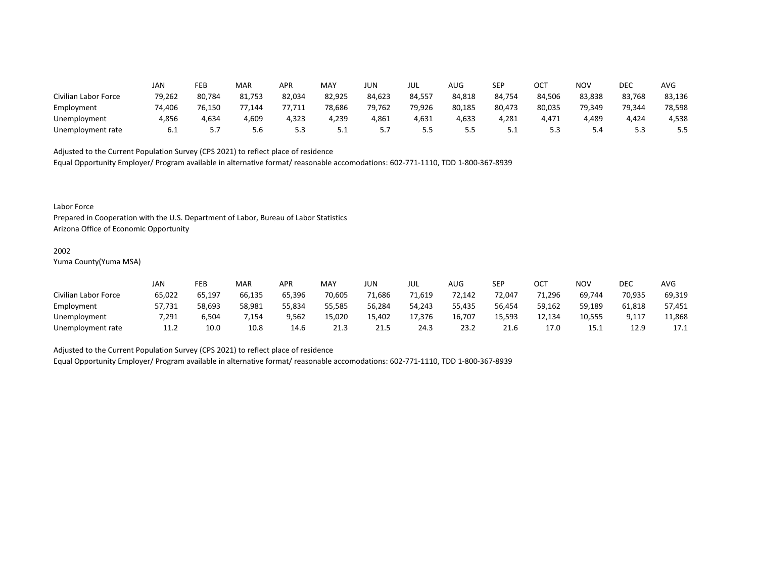| | JAN | FEB | MAR | APR | MAY | JUN | JUL | AUG | SEP | OCT | NOV | DEC | AVG |
|---|---|---|---|---|---|---|---|---|---|---|---|---|---|
| Civilian Labor Force | 79,262 | 80,784 | 81,753 | 82,034 | 82,925 | 84,623 | 84,557 | 84,818 | 84,754 | 84,506 | 83,838 | 83,768 | 83,136 |
| Employment | 74,406 | 76,150 | 77,144 | 77,711 | 78,686 | 79,762 | 79,926 | 80,185 | 80,473 | 80,035 | 79,349 | 79,344 | 78,598 |
| Unemployment | 4,856 | 4,634 | 4,609 | 4,323 | 4,239 | 4,861 | 4,631 | 4,633 | 4,281 | 4,471 | 4,489 | 4,424 | 4,538 |
| Unemployment rate | 6.1 | 5.7 | 5.6 | 5.3 | 5.1 | 5.7 | 5.5 | 5.5 | 5.1 | 5.3 | 5.4 | 5.3 | 5.5 |

Adjusted to the Current Population Survey (CPS 2021) to reflect place of residence
Equal Opportunity Employer/ Program available in alternative format/ reasonable accomodations: 602-771-1110, TDD 1-800-367-8939

Labor Force
Prepared in Cooperation with the U.S. Department of Labor, Bureau of Labor Statistics
Arizona Office of Economic Opportunity

2002
Yuma County(Yuma MSA)

| | JAN | FEB | MAR | APR | MAY | JUN | JUL | AUG | SEP | OCT | NOV | DEC | AVG |
|---|---|---|---|---|---|---|---|---|---|---|---|---|---|
| Civilian Labor Force | 65,022 | 65,197 | 66,135 | 65,396 | 70,605 | 71,686 | 71,619 | 72,142 | 72,047 | 71,296 | 69,744 | 70,935 | 69,319 |
| Employment | 57,731 | 58,693 | 58,981 | 55,834 | 55,585 | 56,284 | 54,243 | 55,435 | 56,454 | 59,162 | 59,189 | 61,818 | 57,451 |
| Unemployment | 7,291 | 6,504 | 7,154 | 9,562 | 15,020 | 15,402 | 17,376 | 16,707 | 15,593 | 12,134 | 10,555 | 9,117 | 11,868 |
| Unemployment rate | 11.2 | 10.0 | 10.8 | 14.6 | 21.3 | 21.5 | 24.3 | 23.2 | 21.6 | 17.0 | 15.1 | 12.9 | 17.1 |

Adjusted to the Current Population Survey (CPS 2021) to reflect place of residence
Equal Opportunity Employer/ Program available in alternative format/ reasonable accomodations: 602-771-1110, TDD 1-800-367-8939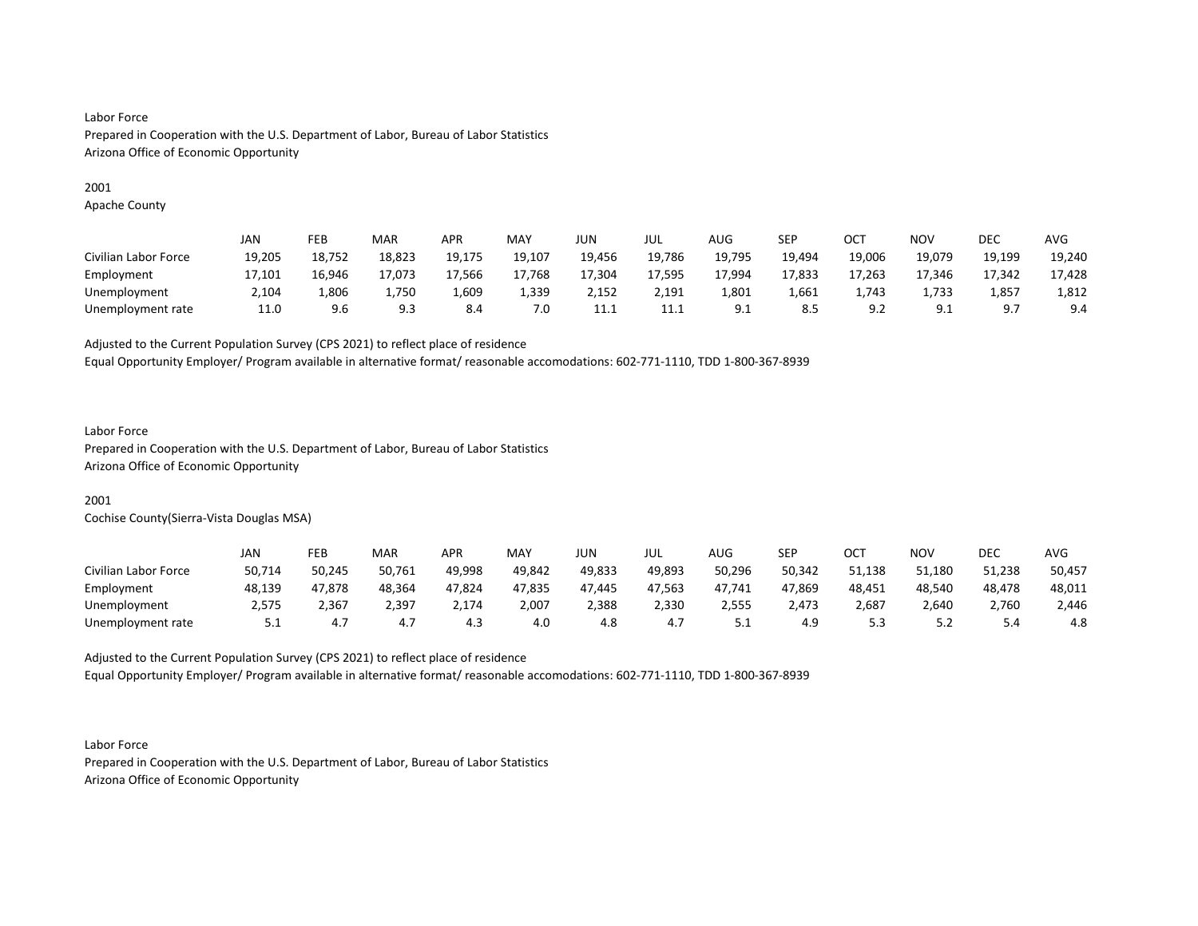Labor Force
Prepared in Cooperation with the U.S. Department of Labor, Bureau of Labor Statistics
Arizona Office of Economic Opportunity

2001
Apache County

| | JAN | FEB | MAR | APR | MAY | JUN | JUL | AUG | SEP | OCT | NOV | DEC | AVG |
|---|---|---|---|---|---|---|---|---|---|---|---|---|---|
| Civilian Labor Force | 19,205 | 18,752 | 18,823 | 19,175 | 19,107 | 19,456 | 19,786 | 19,795 | 19,494 | 19,006 | 19,079 | 19,199 | 19,240 |
| Employment | 17,101 | 16,946 | 17,073 | 17,566 | 17,768 | 17,304 | 17,595 | 17,994 | 17,833 | 17,263 | 17,346 | 17,342 | 17,428 |
| Unemployment | 2,104 | 1,806 | 1,750 | 1,609 | 1,339 | 2,152 | 2,191 | 1,801 | 1,661 | 1,743 | 1,733 | 1,857 | 1,812 |
| Unemployment rate | 11.0 | 9.6 | 9.3 | 8.4 | 7.0 | 11.1 | 11.1 | 9.1 | 8.5 | 9.2 | 9.1 | 9.7 | 9.4 |

Adjusted to the Current Population Survey (CPS 2021) to reflect place of residence
Equal Opportunity Employer/ Program available in alternative format/ reasonable accomodations: 602-771-1110, TDD 1-800-367-8939

Labor Force
Prepared in Cooperation with the U.S. Department of Labor, Bureau of Labor Statistics
Arizona Office of Economic Opportunity

2001
Cochise County(Sierra-Vista Douglas MSA)

| | JAN | FEB | MAR | APR | MAY | JUN | JUL | AUG | SEP | OCT | NOV | DEC | AVG |
|---|---|---|---|---|---|---|---|---|---|---|---|---|---|
| Civilian Labor Force | 50,714 | 50,245 | 50,761 | 49,998 | 49,842 | 49,833 | 49,893 | 50,296 | 50,342 | 51,138 | 51,180 | 51,238 | 50,457 |
| Employment | 48,139 | 47,878 | 48,364 | 47,824 | 47,835 | 47,445 | 47,563 | 47,741 | 47,869 | 48,451 | 48,540 | 48,478 | 48,011 |
| Unemployment | 2,575 | 2,367 | 2,397 | 2,174 | 2,007 | 2,388 | 2,330 | 2,555 | 2,473 | 2,687 | 2,640 | 2,760 | 2,446 |
| Unemployment rate | 5.1 | 4.7 | 4.7 | 4.3 | 4.0 | 4.8 | 4.7 | 5.1 | 4.9 | 5.3 | 5.2 | 5.4 | 4.8 |

Adjusted to the Current Population Survey (CPS 2021) to reflect place of residence
Equal Opportunity Employer/ Program available in alternative format/ reasonable accomodations: 602-771-1110, TDD 1-800-367-8939

Labor Force
Prepared in Cooperation with the U.S. Department of Labor, Bureau of Labor Statistics
Arizona Office of Economic Opportunity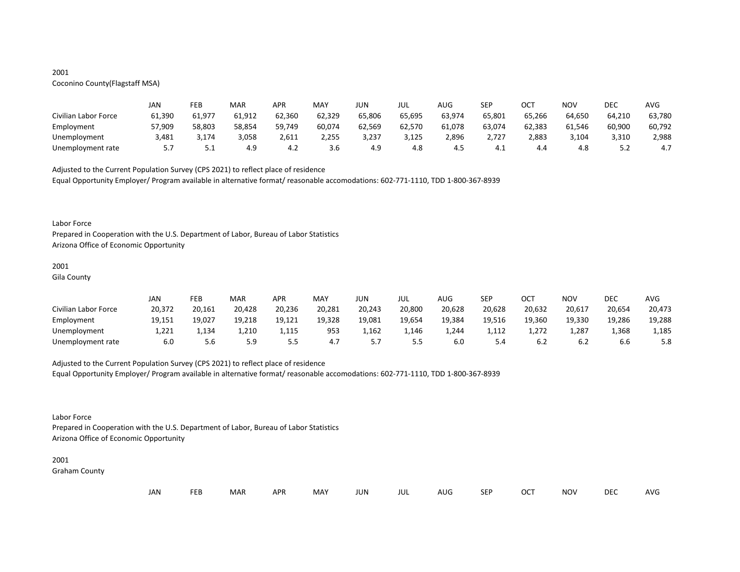2001
Coconino County(Flagstaff MSA)

| | JAN | FEB | MAR | APR | MAY | JUN | JUL | AUG | SEP | OCT | NOV | DEC | AVG |
|---|---|---|---|---|---|---|---|---|---|---|---|---|---|
| Civilian Labor Force | 61,390 | 61,977 | 61,912 | 62,360 | 62,329 | 65,806 | 65,695 | 63,974 | 65,801 | 65,266 | 64,650 | 64,210 | 63,780 |
| Employment | 57,909 | 58,803 | 58,854 | 59,749 | 60,074 | 62,569 | 62,570 | 61,078 | 63,074 | 62,383 | 61,546 | 60,900 | 60,792 |
| Unemployment | 3,481 | 3,174 | 3,058 | 2,611 | 2,255 | 3,237 | 3,125 | 2,896 | 2,727 | 2,883 | 3,104 | 3,310 | 2,988 |
| Unemployment rate | 5.7 | 5.1 | 4.9 | 4.2 | 3.6 | 4.9 | 4.8 | 4.5 | 4.1 | 4.4 | 4.8 | 5.2 | 4.7 |

Adjusted to the Current Population Survey (CPS 2021) to reflect place of residence
Equal Opportunity Employer/ Program available in alternative format/ reasonable accomodations: 602-771-1110, TDD 1-800-367-8939

Labor Force
Prepared in Cooperation with the U.S. Department of Labor, Bureau of Labor Statistics
Arizona Office of Economic Opportunity

2001
Gila County

| | JAN | FEB | MAR | APR | MAY | JUN | JUL | AUG | SEP | OCT | NOV | DEC | AVG |
|---|---|---|---|---|---|---|---|---|---|---|---|---|---|
| Civilian Labor Force | 20,372 | 20,161 | 20,428 | 20,236 | 20,281 | 20,243 | 20,800 | 20,628 | 20,628 | 20,632 | 20,617 | 20,654 | 20,473 |
| Employment | 19,151 | 19,027 | 19,218 | 19,121 | 19,328 | 19,081 | 19,654 | 19,384 | 19,516 | 19,360 | 19,330 | 19,286 | 19,288 |
| Unemployment | 1,221 | 1,134 | 1,210 | 1,115 | 953 | 1,162 | 1,146 | 1,244 | 1,112 | 1,272 | 1,287 | 1,368 | 1,185 |
| Unemployment rate | 6.0 | 5.6 | 5.9 | 5.5 | 4.7 | 5.7 | 5.5 | 6.0 | 5.4 | 6.2 | 6.2 | 6.6 | 5.8 |

Adjusted to the Current Population Survey (CPS 2021) to reflect place of residence
Equal Opportunity Employer/ Program available in alternative format/ reasonable accomodations: 602-771-1110, TDD 1-800-367-8939

Labor Force
Prepared in Cooperation with the U.S. Department of Labor, Bureau of Labor Statistics
Arizona Office of Economic Opportunity

2001
Graham County

| JAN | FEB | MAR | APR | MAY | JUN | JUL | AUG | SEP | OCT | NOV | DEC | AVG |
|---|---|---|---|---|---|---|---|---|---|---|---|---|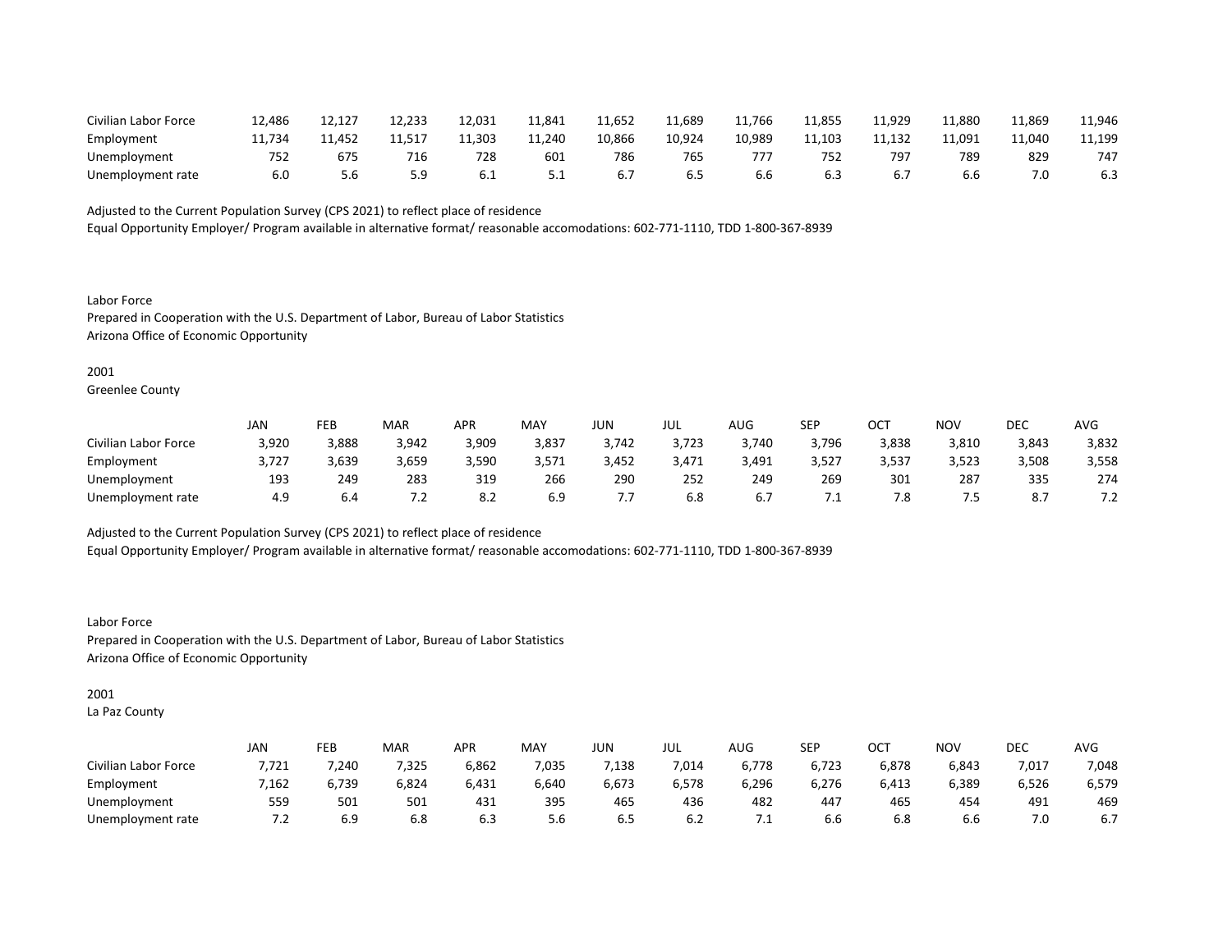| | | | | | | | | | | | | | |
|---|---|---|---|---|---|---|---|---|---|---|---|---|---|
| Civilian Labor Force | 12,486 | 12,127 | 12,233 | 12,031 | 11,841 | 11,652 | 11,689 | 11,766 | 11,855 | 11,929 | 11,880 | 11,869 | 11,946 |
| Employment | 11,734 | 11,452 | 11,517 | 11,303 | 11,240 | 10,866 | 10,924 | 10,989 | 11,103 | 11,132 | 11,091 | 11,040 | 11,199 |
| Unemployment | 752 | 675 | 716 | 728 | 601 | 786 | 765 | 777 | 752 | 797 | 789 | 829 | 747 |
| Unemployment rate | 6.0 | 5.6 | 5.9 | 6.1 | 5.1 | 6.7 | 6.5 | 6.6 | 6.3 | 6.7 | 6.6 | 7.0 | 6.3 |

Adjusted to the Current Population Survey (CPS 2021) to reflect place of residence
Equal Opportunity Employer/ Program available in alternative format/ reasonable accomodations: 602-771-1110, TDD 1-800-367-8939

Labor Force
Prepared in Cooperation with the U.S. Department of Labor, Bureau of Labor Statistics
Arizona Office of Economic Opportunity

2001
Greenlee County

| | JAN | FEB | MAR | APR | MAY | JUN | JUL | AUG | SEP | OCT | NOV | DEC | AVG |
|---|---|---|---|---|---|---|---|---|---|---|---|---|---|
| Civilian Labor Force | 3,920 | 3,888 | 3,942 | 3,909 | 3,837 | 3,742 | 3,723 | 3,740 | 3,796 | 3,838 | 3,810 | 3,843 | 3,832 |
| Employment | 3,727 | 3,639 | 3,659 | 3,590 | 3,571 | 3,452 | 3,471 | 3,491 | 3,527 | 3,537 | 3,523 | 3,508 | 3,558 |
| Unemployment | 193 | 249 | 283 | 319 | 266 | 290 | 252 | 249 | 269 | 301 | 287 | 335 | 274 |
| Unemployment rate | 4.9 | 6.4 | 7.2 | 8.2 | 6.9 | 7.7 | 6.8 | 6.7 | 7.1 | 7.8 | 7.5 | 8.7 | 7.2 |

Adjusted to the Current Population Survey (CPS 2021) to reflect place of residence
Equal Opportunity Employer/ Program available in alternative format/ reasonable accomodations: 602-771-1110, TDD 1-800-367-8939

Labor Force
Prepared in Cooperation with the U.S. Department of Labor, Bureau of Labor Statistics
Arizona Office of Economic Opportunity

2001
La Paz County

| | JAN | FEB | MAR | APR | MAY | JUN | JUL | AUG | SEP | OCT | NOV | DEC | AVG |
|---|---|---|---|---|---|---|---|---|---|---|---|---|---|
| Civilian Labor Force | 7,721 | 7,240 | 7,325 | 6,862 | 7,035 | 7,138 | 7,014 | 6,778 | 6,723 | 6,878 | 6,843 | 7,017 | 7,048 |
| Employment | 7,162 | 6,739 | 6,824 | 6,431 | 6,640 | 6,673 | 6,578 | 6,296 | 6,276 | 6,413 | 6,389 | 6,526 | 6,579 |
| Unemployment | 559 | 501 | 501 | 431 | 395 | 465 | 436 | 482 | 447 | 465 | 454 | 491 | 469 |
| Unemployment rate | 7.2 | 6.9 | 6.8 | 6.3 | 5.6 | 6.5 | 6.2 | 7.1 | 6.6 | 6.8 | 6.6 | 7.0 | 6.7 |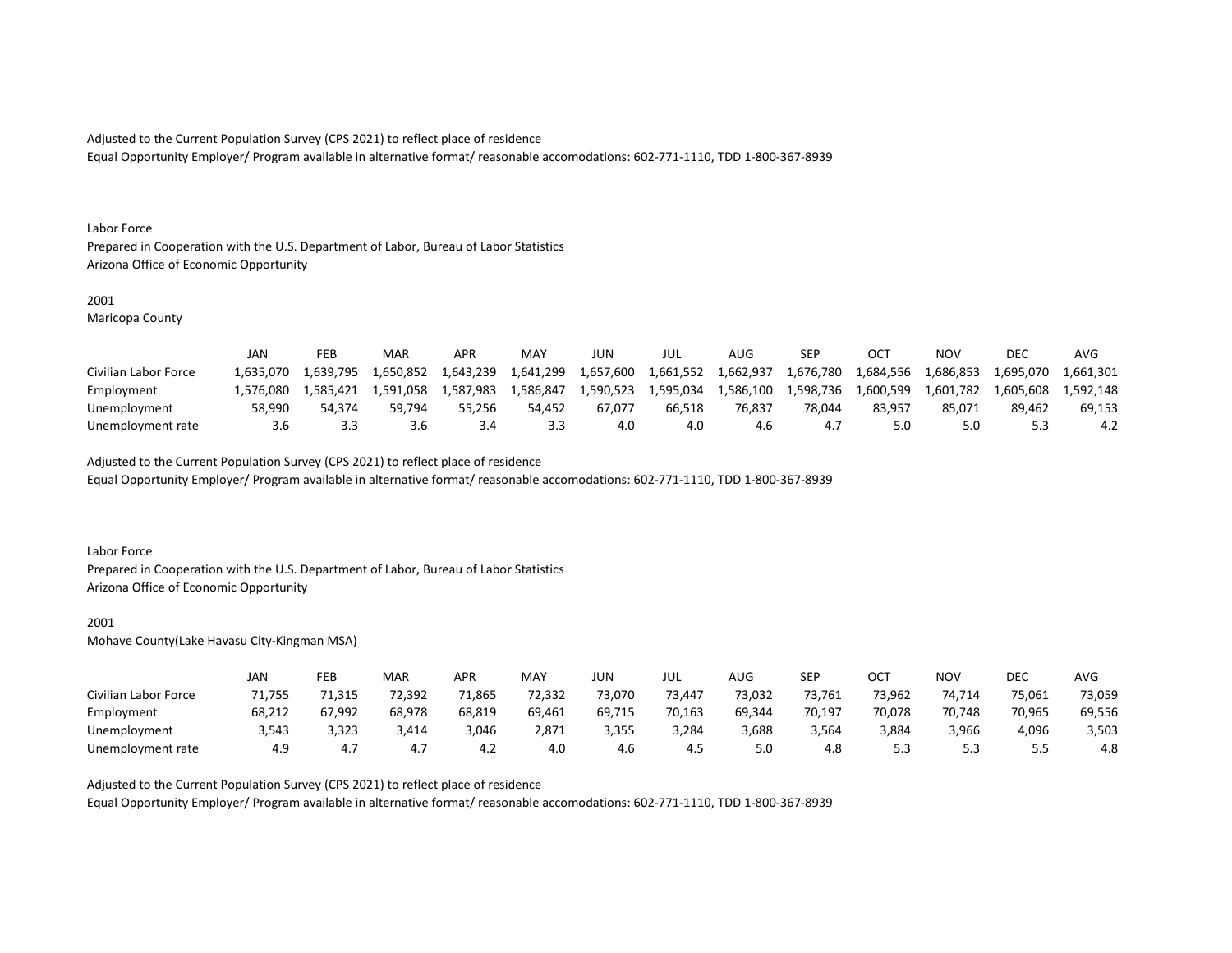Adjusted to the Current Population Survey (CPS 2021) to reflect place of residence

Equal Opportunity Employer/ Program available in alternative format/ reasonable accomodations: 602-771-1110, TDD 1-800-367-8939

Labor Force

Prepared in Cooperation with the U.S. Department of Labor, Bureau of Labor Statistics

Arizona Office of Economic Opportunity

2001

Maricopa County

| | JAN | FEB | MAR | APR | MAY | JUN | JUL | AUG | SEP | OCT | NOV | DEC | AVG |
|---|---|---|---|---|---|---|---|---|---|---|---|---|---|
| Civilian Labor Force | 1,635,070 | 1,639,795 | 1,650,852 | 1,643,239 | 1,641,299 | 1,657,600 | 1,661,552 | 1,662,937 | 1,676,780 | 1,684,556 | 1,686,853 | 1,695,070 | 1,661,301 |
| Employment | 1,576,080 | 1,585,421 | 1,591,058 | 1,587,983 | 1,586,847 | 1,590,523 | 1,595,034 | 1,586,100 | 1,598,736 | 1,600,599 | 1,601,782 | 1,605,608 | 1,592,148 |
| Unemployment | 58,990 | 54,374 | 59,794 | 55,256 | 54,452 | 67,077 | 66,518 | 76,837 | 78,044 | 83,957 | 85,071 | 89,462 | 69,153 |
| Unemployment rate | 3.6 | 3.3 | 3.6 | 3.4 | 3.3 | 4.0 | 4.0 | 4.6 | 4.7 | 5.0 | 5.0 | 5.3 | 4.2 |

Adjusted to the Current Population Survey (CPS 2021) to reflect place of residence

Equal Opportunity Employer/ Program available in alternative format/ reasonable accomodations: 602-771-1110, TDD 1-800-367-8939

Labor Force

Prepared in Cooperation with the U.S. Department of Labor, Bureau of Labor Statistics

Arizona Office of Economic Opportunity

2001

Mohave County(Lake Havasu City-Kingman MSA)

| | JAN | FEB | MAR | APR | MAY | JUN | JUL | AUG | SEP | OCT | NOV | DEC | AVG |
|---|---|---|---|---|---|---|---|---|---|---|---|---|---|
| Civilian Labor Force | 71,755 | 71,315 | 72,392 | 71,865 | 72,332 | 73,070 | 73,447 | 73,032 | 73,761 | 73,962 | 74,714 | 75,061 | 73,059 |
| Employment | 68,212 | 67,992 | 68,978 | 68,819 | 69,461 | 69,715 | 70,163 | 69,344 | 70,197 | 70,078 | 70,748 | 70,965 | 69,556 |
| Unemployment | 3,543 | 3,323 | 3,414 | 3,046 | 2,871 | 3,355 | 3,284 | 3,688 | 3,564 | 3,884 | 3,966 | 4,096 | 3,503 |
| Unemployment rate | 4.9 | 4.7 | 4.7 | 4.2 | 4.0 | 4.6 | 4.5 | 5.0 | 4.8 | 5.3 | 5.3 | 5.5 | 4.8 |

Adjusted to the Current Population Survey (CPS 2021) to reflect place of residence

Equal Opportunity Employer/ Program available in alternative format/ reasonable accomodations: 602-771-1110, TDD 1-800-367-8939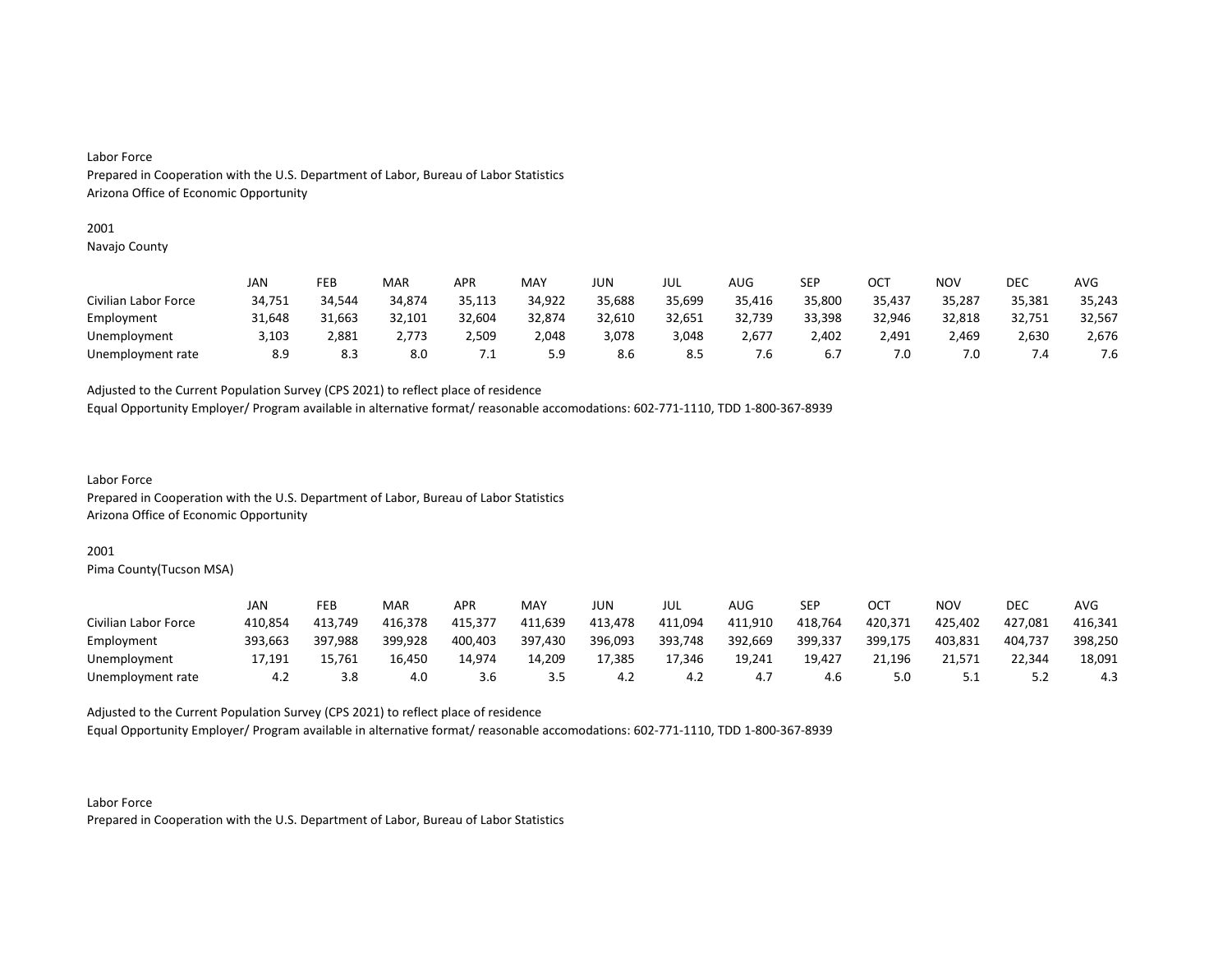Labor Force
Prepared in Cooperation with the U.S. Department of Labor, Bureau of Labor Statistics
Arizona Office of Economic Opportunity

2001
Navajo County

| | JAN | FEB | MAR | APR | MAY | JUN | JUL | AUG | SEP | OCT | NOV | DEC | AVG |
|---|---|---|---|---|---|---|---|---|---|---|---|---|---|
| Civilian Labor Force | 34,751 | 34,544 | 34,874 | 35,113 | 34,922 | 35,688 | 35,699 | 35,416 | 35,800 | 35,437 | 35,287 | 35,381 | 35,243 |
| Employment | 31,648 | 31,663 | 32,101 | 32,604 | 32,874 | 32,610 | 32,651 | 32,739 | 33,398 | 32,946 | 32,818 | 32,751 | 32,567 |
| Unemployment | 3,103 | 2,881 | 2,773 | 2,509 | 2,048 | 3,078 | 3,048 | 2,677 | 2,402 | 2,491 | 2,469 | 2,630 | 2,676 |
| Unemployment rate | 8.9 | 8.3 | 8.0 | 7.1 | 5.9 | 8.6 | 8.5 | 7.6 | 6.7 | 7.0 | 7.0 | 7.4 | 7.6 |

Adjusted to the Current Population Survey (CPS 2021) to reflect place of residence
Equal Opportunity Employer/ Program available in alternative format/ reasonable accomodations: 602-771-1110, TDD 1-800-367-8939

Labor Force
Prepared in Cooperation with the U.S. Department of Labor, Bureau of Labor Statistics
Arizona Office of Economic Opportunity

2001
Pima County(Tucson MSA)

| | JAN | FEB | MAR | APR | MAY | JUN | JUL | AUG | SEP | OCT | NOV | DEC | AVG |
|---|---|---|---|---|---|---|---|---|---|---|---|---|---|
| Civilian Labor Force | 410,854 | 413,749 | 416,378 | 415,377 | 411,639 | 413,478 | 411,094 | 411,910 | 418,764 | 420,371 | 425,402 | 427,081 | 416,341 |
| Employment | 393,663 | 397,988 | 399,928 | 400,403 | 397,430 | 396,093 | 393,748 | 392,669 | 399,337 | 399,175 | 403,831 | 404,737 | 398,250 |
| Unemployment | 17,191 | 15,761 | 16,450 | 14,974 | 14,209 | 17,385 | 17,346 | 19,241 | 19,427 | 21,196 | 21,571 | 22,344 | 18,091 |
| Unemployment rate | 4.2 | 3.8 | 4.0 | 3.6 | 3.5 | 4.2 | 4.2 | 4.7 | 4.6 | 5.0 | 5.1 | 5.2 | 4.3 |

Adjusted to the Current Population Survey (CPS 2021) to reflect place of residence
Equal Opportunity Employer/ Program available in alternative format/ reasonable accomodations: 602-771-1110, TDD 1-800-367-8939

Labor Force
Prepared in Cooperation with the U.S. Department of Labor, Bureau of Labor Statistics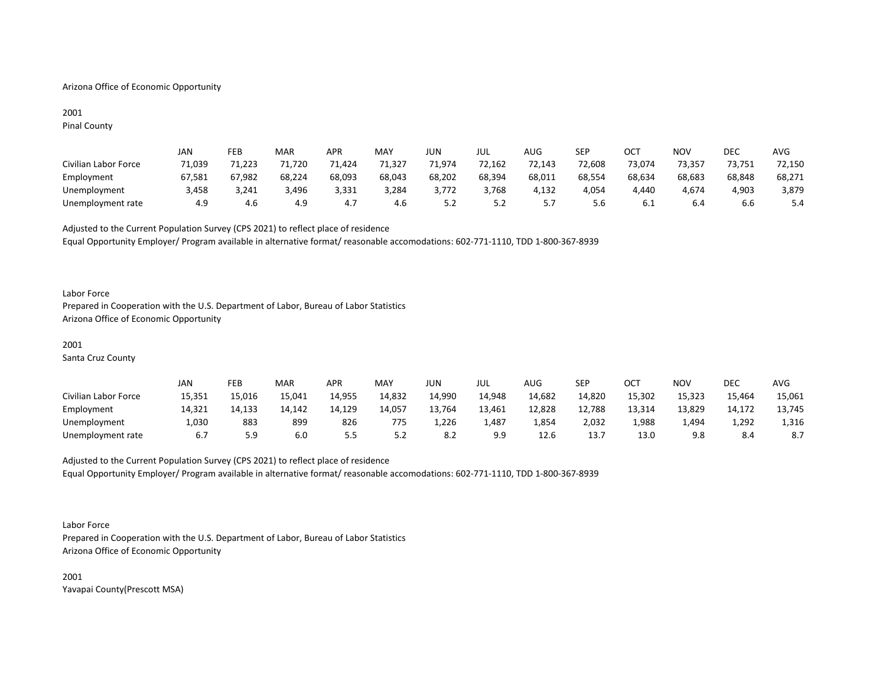Arizona Office of Economic Opportunity

2001
Pinal County

| | JAN | FEB | MAR | APR | MAY | JUN | JUL | AUG | SEP | OCT | NOV | DEC | AVG |
|---|---|---|---|---|---|---|---|---|---|---|---|---|---|
| Civilian Labor Force | 71,039 | 71,223 | 71,720 | 71,424 | 71,327 | 71,974 | 72,162 | 72,143 | 72,608 | 73,074 | 73,357 | 73,751 | 72,150 |
| Employment | 67,581 | 67,982 | 68,224 | 68,093 | 68,043 | 68,202 | 68,394 | 68,011 | 68,554 | 68,634 | 68,683 | 68,848 | 68,271 |
| Unemployment | 3,458 | 3,241 | 3,496 | 3,331 | 3,284 | 3,772 | 3,768 | 4,132 | 4,054 | 4,440 | 4,674 | 4,903 | 3,879 |
| Unemployment rate | 4.9 | 4.6 | 4.9 | 4.7 | 4.6 | 5.2 | 5.2 | 5.7 | 5.6 | 6.1 | 6.4 | 6.6 | 5.4 |

Adjusted to the Current Population Survey (CPS 2021) to reflect place of residence
Equal Opportunity Employer/ Program available in alternative format/ reasonable accomodations: 602-771-1110, TDD 1-800-367-8939

Labor Force
Prepared in Cooperation with the U.S. Department of Labor, Bureau of Labor Statistics
Arizona Office of Economic Opportunity

2001
Santa Cruz County

| | JAN | FEB | MAR | APR | MAY | JUN | JUL | AUG | SEP | OCT | NOV | DEC | AVG |
|---|---|---|---|---|---|---|---|---|---|---|---|---|---|
| Civilian Labor Force | 15,351 | 15,016 | 15,041 | 14,955 | 14,832 | 14,990 | 14,948 | 14,682 | 14,820 | 15,302 | 15,323 | 15,464 | 15,061 |
| Employment | 14,321 | 14,133 | 14,142 | 14,129 | 14,057 | 13,764 | 13,461 | 12,828 | 12,788 | 13,314 | 13,829 | 14,172 | 13,745 |
| Unemployment | 1,030 | 883 | 899 | 826 | 775 | 1,226 | 1,487 | 1,854 | 2,032 | 1,988 | 1,494 | 1,292 | 1,316 |
| Unemployment rate | 6.7 | 5.9 | 6.0 | 5.5 | 5.2 | 8.2 | 9.9 | 12.6 | 13.7 | 13.0 | 9.8 | 8.4 | 8.7 |

Adjusted to the Current Population Survey (CPS 2021) to reflect place of residence
Equal Opportunity Employer/ Program available in alternative format/ reasonable accomodations: 602-771-1110, TDD 1-800-367-8939

Labor Force
Prepared in Cooperation with the U.S. Department of Labor, Bureau of Labor Statistics
Arizona Office of Economic Opportunity

2001
Yavapai County(Prescott MSA)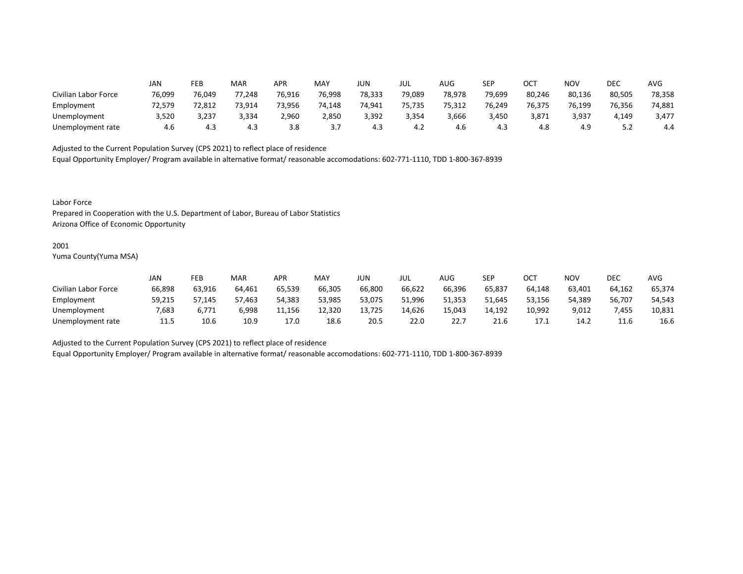| | JAN | FEB | MAR | APR | MAY | JUN | JUL | AUG | SEP | OCT | NOV | DEC | AVG |
|---|---|---|---|---|---|---|---|---|---|---|---|---|---|
| Civilian Labor Force | 76,099 | 76,049 | 77,248 | 76,916 | 76,998 | 78,333 | 79,089 | 78,978 | 79,699 | 80,246 | 80,136 | 80,505 | 78,358 |
| Employment | 72,579 | 72,812 | 73,914 | 73,956 | 74,148 | 74,941 | 75,735 | 75,312 | 76,249 | 76,375 | 76,199 | 76,356 | 74,881 |
| Unemployment | 3,520 | 3,237 | 3,334 | 2,960 | 2,850 | 3,392 | 3,354 | 3,666 | 3,450 | 3,871 | 3,937 | 4,149 | 3,477 |
| Unemployment rate | 4.6 | 4.3 | 4.3 | 3.8 | 3.7 | 4.3 | 4.2 | 4.6 | 4.3 | 4.8 | 4.9 | 5.2 | 4.4 |

Adjusted to the Current Population Survey (CPS 2021) to reflect place of residence
Equal Opportunity Employer/ Program available in alternative format/ reasonable accomodations: 602-771-1110, TDD 1-800-367-8939

Labor Force
Prepared in Cooperation with the U.S. Department of Labor, Bureau of Labor Statistics
Arizona Office of Economic Opportunity

2001
Yuma County(Yuma MSA)

| | JAN | FEB | MAR | APR | MAY | JUN | JUL | AUG | SEP | OCT | NOV | DEC | AVG |
|---|---|---|---|---|---|---|---|---|---|---|---|---|---|
| Civilian Labor Force | 66,898 | 63,916 | 64,461 | 65,539 | 66,305 | 66,800 | 66,622 | 66,396 | 65,837 | 64,148 | 63,401 | 64,162 | 65,374 |
| Employment | 59,215 | 57,145 | 57,463 | 54,383 | 53,985 | 53,075 | 51,996 | 51,353 | 51,645 | 53,156 | 54,389 | 56,707 | 54,543 |
| Unemployment | 7,683 | 6,771 | 6,998 | 11,156 | 12,320 | 13,725 | 14,626 | 15,043 | 14,192 | 10,992 | 9,012 | 7,455 | 10,831 |
| Unemployment rate | 11.5 | 10.6 | 10.9 | 17.0 | 18.6 | 20.5 | 22.0 | 22.7 | 21.6 | 17.1 | 14.2 | 11.6 | 16.6 |

Adjusted to the Current Population Survey (CPS 2021) to reflect place of residence
Equal Opportunity Employer/ Program available in alternative format/ reasonable accomodations: 602-771-1110, TDD 1-800-367-8939